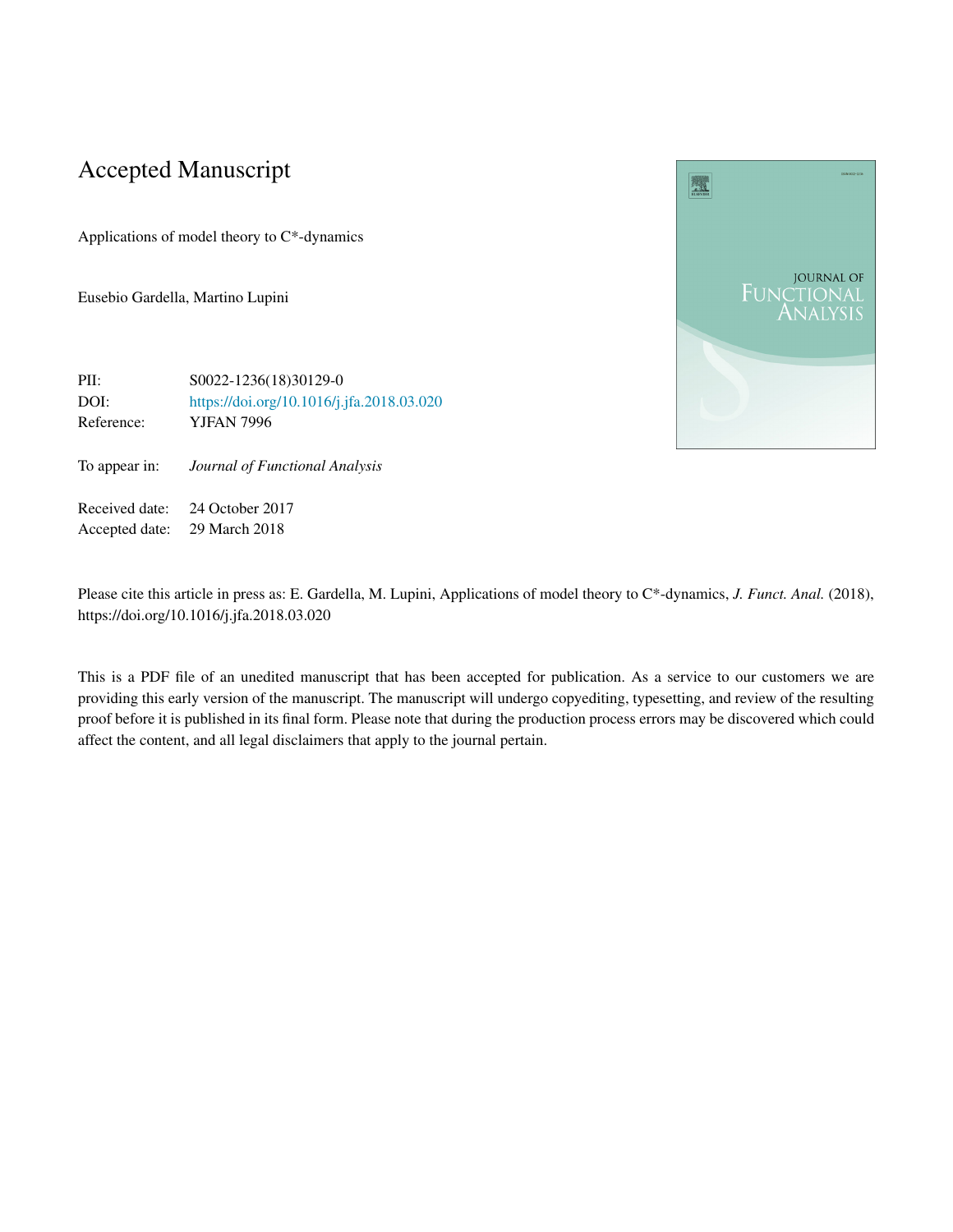# Accepted Manuscript

Applications of model theory to C*-dynamics

Eusebio Gardella, Martino Lupini

| | |
|---|---|
| PII: | S0022-1236(18)30129-0 |
| DOI: | https://doi.org/10.1016/j.jfa.2018.03.020 |
| Reference: | YJFAN 7996 |
| To appear in: | *Journal of Functional Analysis* |
| Received date: | 24 October 2017 |
| Accepted date: | 29 March 2018 |

Please cite this article in press as: E. Gardella, M. Lupini, Applications of model theory to C*-dynamics, *J. Funct. Anal.* (2018), https://doi.org/10.1016/j.jfa.2018.03.020

This is a PDF file of an unedited manuscript that has been accepted for publication. As a service to our customers we are providing this early version of the manuscript. The manuscript will undergo copyediting, typesetting, and review of the resulting proof before it is published in its final form. Please note that during the production process errors may be discovered which could affect the content, and all legal disclaimers that apply to the journal pertain.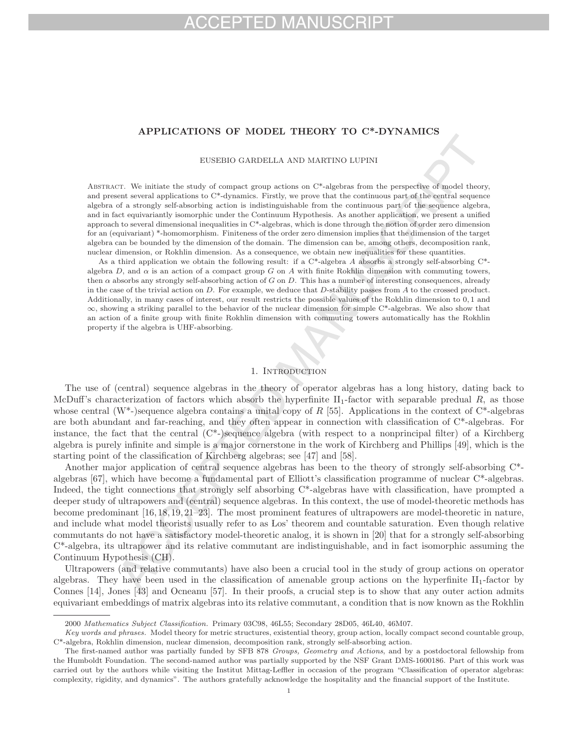# APPLICATIONS OF MODEL THEORY TO C*-DYNAMICS

EUSEBIO GARDELLA AND MARTINO LUPINI

Abstract. We initiate the study of compact group actions on C*-algebras from the perspective of model theory, and present several applications to C*-dynamics. Firstly, we prove that the continuous part of the central sequence algebra of a strongly self-absorbing action is indistinguishable from the continuous part of the sequence algebra, and in fact equivariantly isomorphic under the Continuum Hypothesis. As another application, we present a unified approach to several dimensional inequalities in C*-algebras, which is done through the notion of order zero dimension for an (equivariant) *-homomorphism. Finiteness of the order zero dimension implies that the dimension of the target algebra can be bounded by the dimension of the domain. The dimension can be, among others, decomposition rank, nuclear dimension, or Rokhlin dimension. As a consequence, we obtain new inequalities for these quantities.

As a third application we obtain the following result: if a C*-algebra $A$ absorbs a strongly self-absorbing C*-algebra $D$, and $\alpha$ is an action of a compact group $G$ on $A$ with finite Rokhlin dimension with commuting towers, then $\alpha$ absorbs any strongly self-absorbing action of $G$ on $D$. This has a number of interesting consequences, already in the case of the trivial action on $D$. For example, we deduce that $D$-stability passes from $A$ to the crossed product. Additionally, in many cases of interest, our result restricts the possible values of the Rokhlin dimension to 0, 1 and $\infty$, showing a striking parallel to the behavior of the nuclear dimension for simple C*-algebras. We also show that an action of a finite group with finite Rokhlin dimension with commuting towers automatically has the Rokhlin property if the algebra is UHF-absorbing.

## 1. Introduction

The use of (central) sequence algebras in the theory of operator algebras has a long history, dating back to McDuff's characterization of factors which absorb the hyperfinite II$_1$-factor with separable predual $R$, as those whose central (W*-)sequence algebra contains a unital copy of $R$ [55]. Applications in the context of C*-algebras are both abundant and far-reaching, and they often appear in connection with classification of C*-algebras. For instance, the fact that the central (C*-)sequence algebra (with respect to a nonprincipal filter) of a Kirchberg algebra is purely infinite and simple is a major cornerstone in the work of Kirchberg and Phillips [49], which is the starting point of the classification of Kirchberg algebras; see [47] and [58].

Another major application of central sequence algebras has been to the theory of strongly self-absorbing C*-algebras [67], which have become a fundamental part of Elliott's classification programme of nuclear C*-algebras. Indeed, the tight connections that strongly self absorbing C*-algebras have with classification, have prompted a deeper study of ultrapowers and (central) sequence algebras. In this context, the use of model-theoretic methods has become predominant [16, 18, 19, 21–23]. The most prominent features of ultrapowers are model-theoretic in nature, and include what model theorists usually refer to as Los' theorem and countable saturation. Even though relative commutants do not have a satisfactory model-theoretic analog, it is shown in [20] that for a strongly self-absorbing C*-algebra, its ultrapower and its relative commutant are indistinguishable, and in fact isomorphic assuming the Continuum Hypothesis (CH).

Ultrapowers (and relative commutants) have also been a crucial tool in the study of group actions on operator algebras. They have been used in the classification of amenable group actions on the hyperfinite II$_1$-factor by Connes [14], Jones [43] and Ocneanu [57]. In their proofs, a crucial step is to show that any outer action admits equivariant embeddings of matrix algebras into its relative commutant, a condition that is now known as the Rokhlin

2000 *Mathematics Subject Classification.* Primary 03C98, 46L55; Secondary 28D05, 46L40, 46M07.

*Key words and phrases.* Model theory for metric structures, existential theory, group action, locally compact second countable group, C*-algebra, Rokhlin dimension, nuclear dimension, decomposition rank, strongly self-absorbing action.

The first-named author was partially funded by SFB 878 *Groups, Geometry and Actions*, and by a postdoctoral fellowship from the Humboldt Foundation. The second-named author was partially supported by the NSF Grant DMS-1600186. Part of this work was carried out by the authors while visiting the Institut Mittag-Leffler in occasion of the program "Classification of operator algebras: complexity, rigidity, and dynamics". The authors gratefully acknowledge the hospitality and the financial support of the Institute.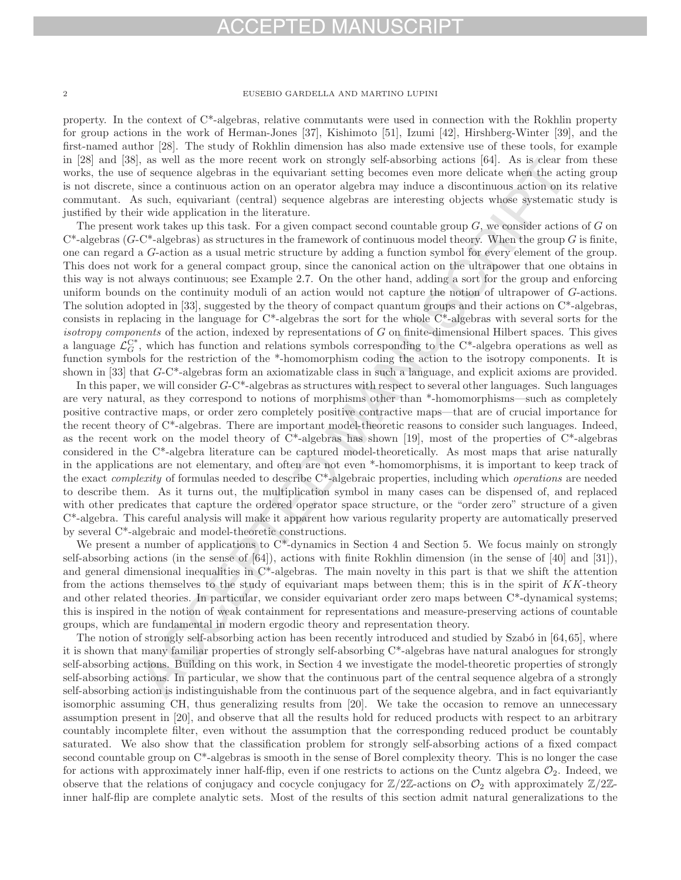property. In the context of C*-algebras, relative commutants were used in connection with the Rokhlin property for group actions in the work of Herman-Jones [37], Kishimoto [51], Izumi [42], Hirshberg-Winter [39], and the first-named author [28]. The study of Rokhlin dimension has also made extensive use of these tools, for example in [28] and [38], as well as the more recent work on strongly self-absorbing actions [64]. As is clear from these works, the use of sequence algebras in the equivariant setting becomes even more delicate when the acting group is not discrete, since a continuous action on an operator algebra may induce a discontinuous action on its relative commutant. As such, equivariant (central) sequence algebras are interesting objects whose systematic study is justified by their wide application in the literature.

The present work takes up this task. For a given compact second countable group $G$, we consider actions of $G$ on C*-algebras ($G$-C*-algebras) as structures in the framework of continuous model theory. When the group $G$ is finite, one can regard a $G$-action as a usual metric structure by adding a function symbol for every element of the group. This does not work for a general compact group, since the canonical action on the ultrapower that one obtains in this way is not always continuous; see Example 2.7. On the other hand, adding a sort for the group and enforcing uniform bounds on the continuity moduli of an action would not capture the notion of ultrapower of $G$-actions. The solution adopted in [33], suggested by the theory of compact quantum groups and their actions on C*-algebras, consists in replacing in the language for C*-algebras the sort for the whole C*-algebras with several sorts for the *isotropy components* of the action, indexed by representations of $G$ on finite-dimensional Hilbert spaces. This gives a language $\mathcal{L}_G^{C^*}$, which has function and relations symbols corresponding to the C*-algebra operations as well as function symbols for the restriction of the *-homomorphism coding the action to the isotropy components. It is shown in [33] that $G$-C*-algebras form an axiomatizable class in such a language, and explicit axioms are provided.

In this paper, we will consider $G$-C*-algebras as structures with respect to several other languages. Such languages are very natural, as they correspond to notions of morphisms other than *-homomorphisms—such as completely positive contractive maps, or order zero completely positive contractive maps—that are of crucial importance for the recent theory of C*-algebras. There are important model-theoretic reasons to consider such languages. Indeed, as the recent work on the model theory of C*-algebras has shown [19], most of the properties of C*-algebras considered in the C*-algebra literature can be captured model-theoretically. As most maps that arise naturally in the applications are not elementary, and often are not even *-homomorphisms, it is important to keep track of the exact *complexity* of formulas needed to describe C*-algebraic properties, including which *operations* are needed to describe them. As it turns out, the multiplication symbol in many cases can be dispensed of, and replaced with other predicates that capture the ordered operator space structure, or the "order zero" structure of a given C*-algebra. This careful analysis will make it apparent how various regularity property are automatically preserved by several C*-algebraic and model-theoretic constructions.

We present a number of applications to C*-dynamics in Section 4 and Section 5. We focus mainly on strongly self-absorbing actions (in the sense of [64]), actions with finite Rokhlin dimension (in the sense of [40] and [31]), and general dimensional inequalities in C*-algebras. The main novelty in this part is that we shift the attention from the actions themselves to the study of equivariant maps between them; this is in the spirit of $KK$-theory and other related theories. In particular, we consider equivariant order zero maps between C*-dynamical systems; this is inspired in the notion of weak containment for representations and measure-preserving actions of countable groups, which are fundamental in modern ergodic theory and representation theory.

The notion of strongly self-absorbing action has been recently introduced and studied by Szabó in [64,65], where it is shown that many familiar properties of strongly self-absorbing C*-algebras have natural analogues for strongly self-absorbing actions. Building on this work, in Section 4 we investigate the model-theoretic properties of strongly self-absorbing actions. In particular, we show that the continuous part of the central sequence algebra of a strongly self-absorbing action is indistinguishable from the continuous part of the sequence algebra, and in fact equivariantly isomorphic assuming CH, thus generalizing results from [20]. We take the occasion to remove an unnecessary assumption present in [20], and observe that all the results hold for reduced products with respect to an arbitrary countably incomplete filter, even without the assumption that the corresponding reduced product be countably saturated. We also show that the classification problem for strongly self-absorbing actions of a fixed compact second countable group on C*-algebras is smooth in the sense of Borel complexity theory. This is no longer the case for actions with approximately inner half-flip, even if one restricts to actions on the Cuntz algebra $\mathcal{O}_2$. Indeed, we observe that the relations of conjugacy and cocycle conjugacy for $\mathbb{Z}/2\mathbb{Z}$-actions on $\mathcal{O}_2$ with approximately $\mathbb{Z}/2\mathbb{Z}$-inner half-flip are complete analytic sets. Most of the results of this section admit natural generalizations to the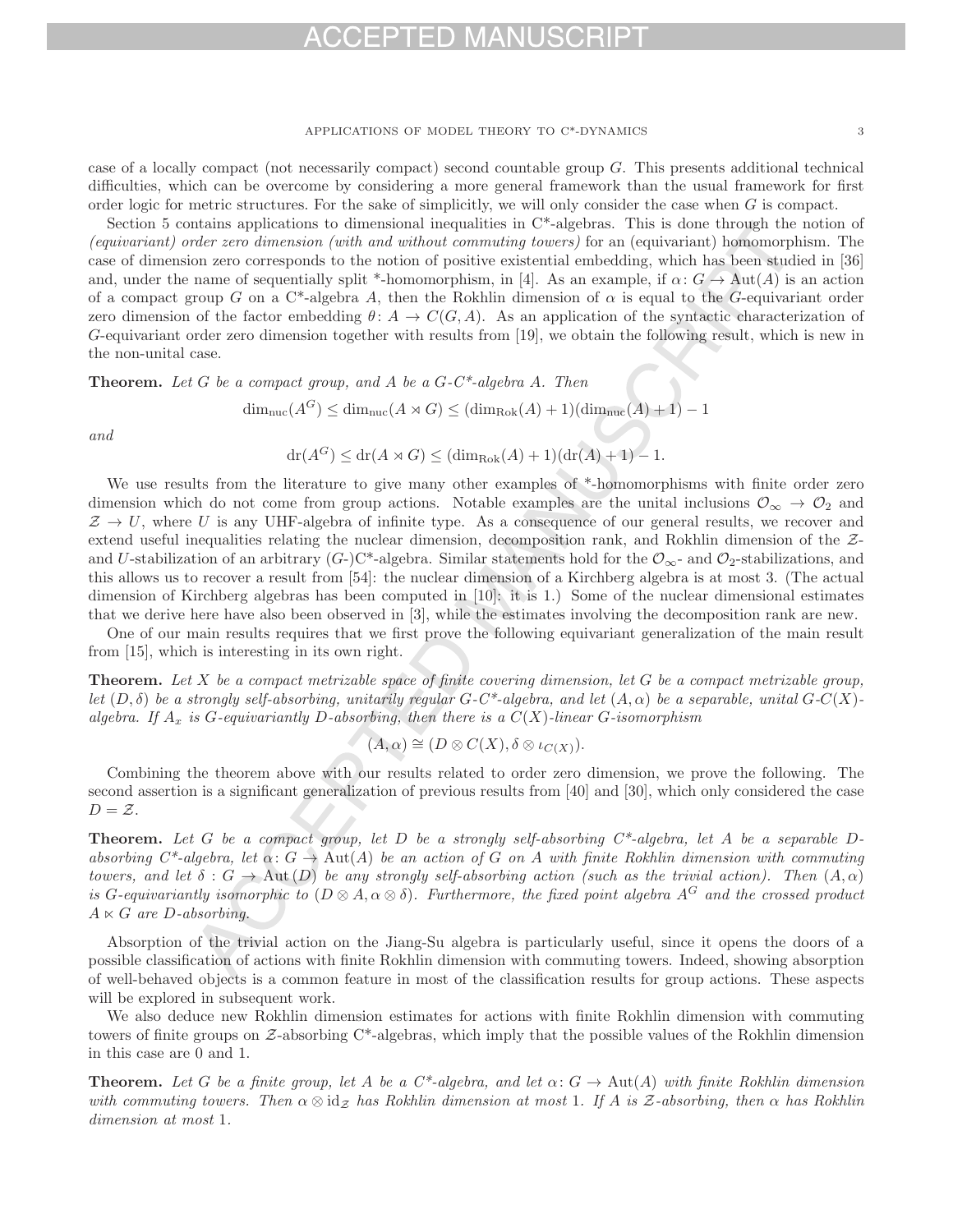case of a locally compact (not necessarily compact) second countable group $G$. This presents additional technical difficulties, which can be overcome by considering a more general framework than the usual framework for first order logic for metric structures. For the sake of simplicitly, we will only consider the case when $G$ is compact.

Section 5 contains applications to dimensional inequalities in C*-algebras. This is done through the notion of *(equivariant) order zero dimension (with and without commuting towers)* for an (equivariant) homomorphism. The case of dimension zero corresponds to the notion of positive existential embedding, which has been studied in [36] and, under the name of sequentially split *-homomorphism, in [4]. As an example, if $\alpha\colon G \to \mathrm{Aut}(A)$ is an action of a compact group $G$ on a C*-algebra $A$, then the Rokhlin dimension of $\alpha$ is equal to the $G$-equivariant order zero dimension of the factor embedding $\theta\colon A \to C(G, A)$. As an application of the syntactic characterization of $G$-equivariant order zero dimension together with results from [19], we obtain the following result, which is new in the non-unital case.

**Theorem.** *Let $G$ be a compact group, and $A$ be a $G$-C\*-algebra $A$. Then*

$$\dim_{\mathrm{nuc}}(A^G) \leq \dim_{\mathrm{nuc}}(A \rtimes G) \leq (\dim_{\mathrm{Rok}}(A) + 1)(\dim_{\mathrm{nuc}}(A) + 1) - 1$$

*and*

$$\mathrm{dr}(A^G) \leq \mathrm{dr}(A \rtimes G) \leq (\dim_{\mathrm{Rok}}(A) + 1)(\mathrm{dr}(A) + 1) - 1.$$

We use results from the literature to give many other examples of *-homomorphisms with finite order zero dimension which do not come from group actions. Notable examples are the unital inclusions $\mathcal{O}_\infty \to \mathcal{O}_2$ and $\mathcal{Z} \to U$, where $U$ is any UHF-algebra of infinite type. As a consequence of our general results, we recover and extend useful inequalities relating the nuclear dimension, decomposition rank, and Rokhlin dimension of the $\mathcal{Z}$- and $U$-stabilization of an arbitrary ($G$-)C*-algebra. Similar statements hold for the $\mathcal{O}_\infty$- and $\mathcal{O}_2$-stabilizations, and this allows us to recover a result from [54]: the nuclear dimension of a Kirchberg algebra is at most 3. (The actual dimension of Kirchberg algebras has been computed in [10]: it is 1.) Some of the nuclear dimensional estimates that we derive here have also been observed in [3], while the estimates involving the decomposition rank are new.

One of our main results requires that we first prove the following equivariant generalization of the main result from [15], which is interesting in its own right.

**Theorem.** *Let $X$ be a compact metrizable space of finite covering dimension, let $G$ be a compact metrizable group, let $(D, \delta)$ be a strongly self-absorbing, unitarily regular $G$-C\*-algebra, and let $(A, \alpha)$ be a separable, unital $G$-$C(X)$-algebra. If $A_x$ is $G$-equivariantly $D$-absorbing, then there is a $C(X)$-linear $G$-isomorphism*

$$(A, \alpha) \cong (D \otimes C(X), \delta \otimes \iota_{C(X)}).$$

Combining the theorem above with our results related to order zero dimension, we prove the following. The second assertion is a significant generalization of previous results from [40] and [30], which only considered the case $D = \mathcal{Z}$.

**Theorem.** *Let $G$ be a compact group, let $D$ be a strongly self-absorbing C\*-algebra, let $A$ be a separable $D$-absorbing C\*-algebra, let $\alpha\colon G \to \mathrm{Aut}(A)$ be an action of $G$ on $A$ with finite Rokhlin dimension with commuting towers, and let $\delta : G \to \mathrm{Aut}(D)$ be any strongly self-absorbing action (such as the trivial action). Then $(A, \alpha)$ is $G$-equivariantly isomorphic to $(D \otimes A, \alpha \otimes \delta)$. Furthermore, the fixed point algebra $A^G$ and the crossed product $A \ltimes G$ are $D$-absorbing.*

Absorption of the trivial action on the Jiang-Su algebra is particularly useful, since it opens the doors of a possible classification of actions with finite Rokhlin dimension with commuting towers. Indeed, showing absorption of well-behaved objects is a common feature in most of the classification results for group actions. These aspects will be explored in subsequent work.

We also deduce new Rokhlin dimension estimates for actions with finite Rokhlin dimension with commuting towers of finite groups on $\mathcal{Z}$-absorbing C*-algebras, which imply that the possible values of the Rokhlin dimension in this case are 0 and 1.

**Theorem.** *Let $G$ be a finite group, let $A$ be a C\*-algebra, and let $\alpha\colon G \to \mathrm{Aut}(A)$ with finite Rokhlin dimension with commuting towers. Then $\alpha \otimes \mathrm{id}_{\mathcal{Z}}$ has Rokhlin dimension at most 1. If $A$ is $\mathcal{Z}$-absorbing, then $\alpha$ has Rokhlin dimension at most 1.*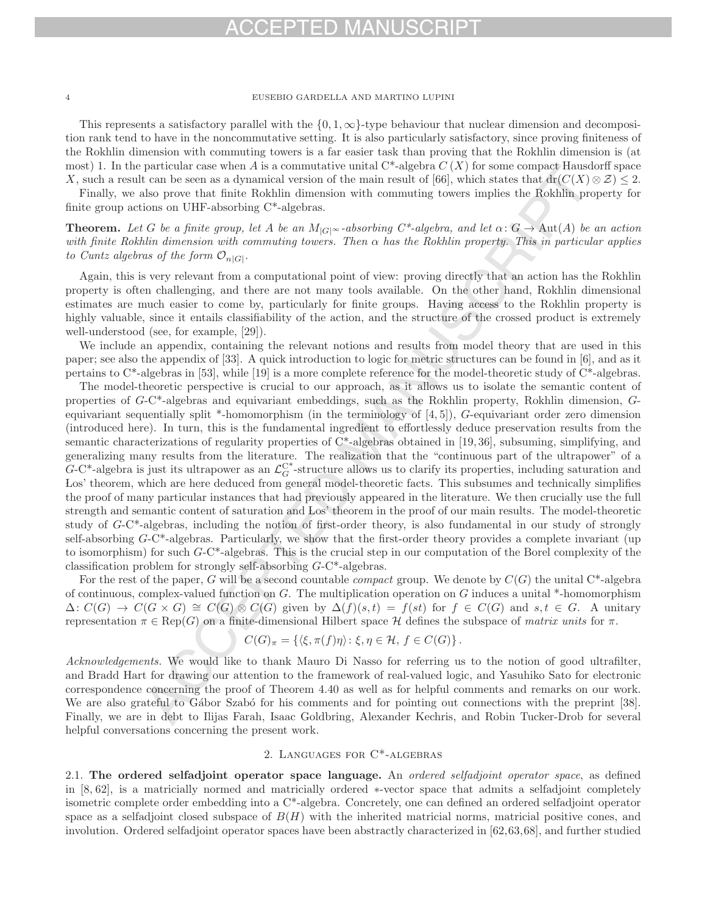This represents a satisfactory parallel with the $\{0, 1, \infty\}$-type behaviour that nuclear dimension and decomposition rank tend to have in the noncommutative setting. It is also particularly satisfactory, since proving finiteness of the Rokhlin dimension with commuting towers is a far easier task than proving that the Rokhlin dimension is (at most) 1. In the particular case when $A$ is a commutative unital C*-algebra $C(X)$ for some compact Hausdorff space $X$, such a result can be seen as a dynamical version of the main result of [66], which states that $\mathrm{dr}(C(X) \otimes \mathcal{Z}) \leq 2$.

Finally, we also prove that finite Rokhlin dimension with commuting towers implies the Rokhlin property for finite group actions on UHF-absorbing C*-algebras.

**Theorem.** *Let $G$ be a finite group, let $A$ be an $M_{|G|^\infty}$-absorbing C*-algebra, and let $\alpha \colon G \to \mathrm{Aut}(A)$ be an action with finite Rokhlin dimension with commuting towers. Then $\alpha$ has the Rokhlin property. This in particular applies to Cuntz algebras of the form $\mathcal{O}_{n|G|}$.*

Again, this is very relevant from a computational point of view: proving directly that an action has the Rokhlin property is often challenging, and there are not many tools available. On the other hand, Rokhlin dimensional estimates are much easier to come by, particularly for finite groups. Having access to the Rokhlin property is highly valuable, since it entails classifiability of the action, and the structure of the crossed product is extremely well-understood (see, for example, [29]).

We include an appendix, containing the relevant notions and results from model theory that are used in this paper; see also the appendix of [33]. A quick introduction to logic for metric structures can be found in [6], and as it pertains to C*-algebras in [53], while [19] is a more complete reference for the model-theoretic study of C*-algebras.

The model-theoretic perspective is crucial to our approach, as it allows us to isolate the semantic content of properties of $G$-C*-algebras and equivariant embeddings, such as the Rokhlin property, Rokhlin dimension, $G$-equivariant sequentially split *-homomorphism (in the terminology of [4, 5]), $G$-equivariant order zero dimension (introduced here). In turn, this is the fundamental ingredient to effortlessly deduce preservation results from the semantic characterizations of regularity properties of C*-algebras obtained in [19, 36], subsuming, simplifying, and generalizing many results from the literature. The realization that the "continuous part of the ultrapower" of a $G$-C*-algebra is just its ultrapower as an $\mathcal{L}_G^{\mathrm{C}^*}$-structure allows us to clarify its properties, including saturation and Łos' theorem, which are here deduced from general model-theoretic facts. This subsumes and technically simplifies the proof of many particular instances that had previously appeared in the literature. We then crucially use the full strength and semantic content of saturation and Łos' theorem in the proof of our main results. The model-theoretic study of $G$-C*-algebras, including the notion of first-order theory, is also fundamental in our study of strongly self-absorbing $G$-C*-algebras. Particularly, we show that the first-order theory provides a complete invariant (up to isomorphism) for such $G$-C*-algebras. This is the crucial step in our computation of the Borel complexity of the classification problem for strongly self-absorbing $G$-C*-algebras.

For the rest of the paper, $G$ will be a second countable *compact* group. We denote by $C(G)$ the unital C*-algebra of continuous, complex-valued function on $G$. The multiplication operation on $G$ induces a unital *-homomorphism $\Delta \colon C(G) \to C(G \times G) \cong C(G) \otimes C(G)$ given by $\Delta(f)(s, t) = f(st)$ for $f \in C(G)$ and $s, t \in G$. A unitary representation $\pi \in \mathrm{Rep}(G)$ on a finite-dimensional Hilbert space $\mathcal{H}$ defines the subspace of *matrix units* for $\pi$.

$$C(G)_\pi = \{\langle \xi, \pi(f)\eta \rangle \colon \xi, \eta \in \mathcal{H}, f \in C(G)\}.$$

*Acknowledgements.* We would like to thank Mauro Di Nasso for referring us to the notion of good ultrafilter, and Bradd Hart for drawing our attention to the framework of real-valued logic, and Yasuhiko Sato for electronic correspondence concerning the proof of Theorem 4.40 as well as for helpful comments and remarks on our work. We are also grateful to Gábor Szabó for his comments and for pointing out connections with the preprint [38]. Finally, we are in debt to Ilijas Farah, Isaac Goldbring, Alexander Kechris, and Robin Tucker-Drob for several helpful conversations concerning the present work.

## 2. Languages for C*-algebras

**2.1. The ordered selfadjoint operator space language.** An *ordered selfadjoint operator space*, as defined in [8, 62], is a matricially normed and matricially ordered $*$-vector space that admits a selfadjoint completely isometric complete order embedding into a C*-algebra. Concretely, one can defined an ordered selfadjoint operator space as a selfadjoint closed subspace of $B(H)$ with the inherited matricial norms, matricial positive cones, and involution. Ordered selfadjoint operator spaces have been abstractly characterized in [62, 63, 68], and further studied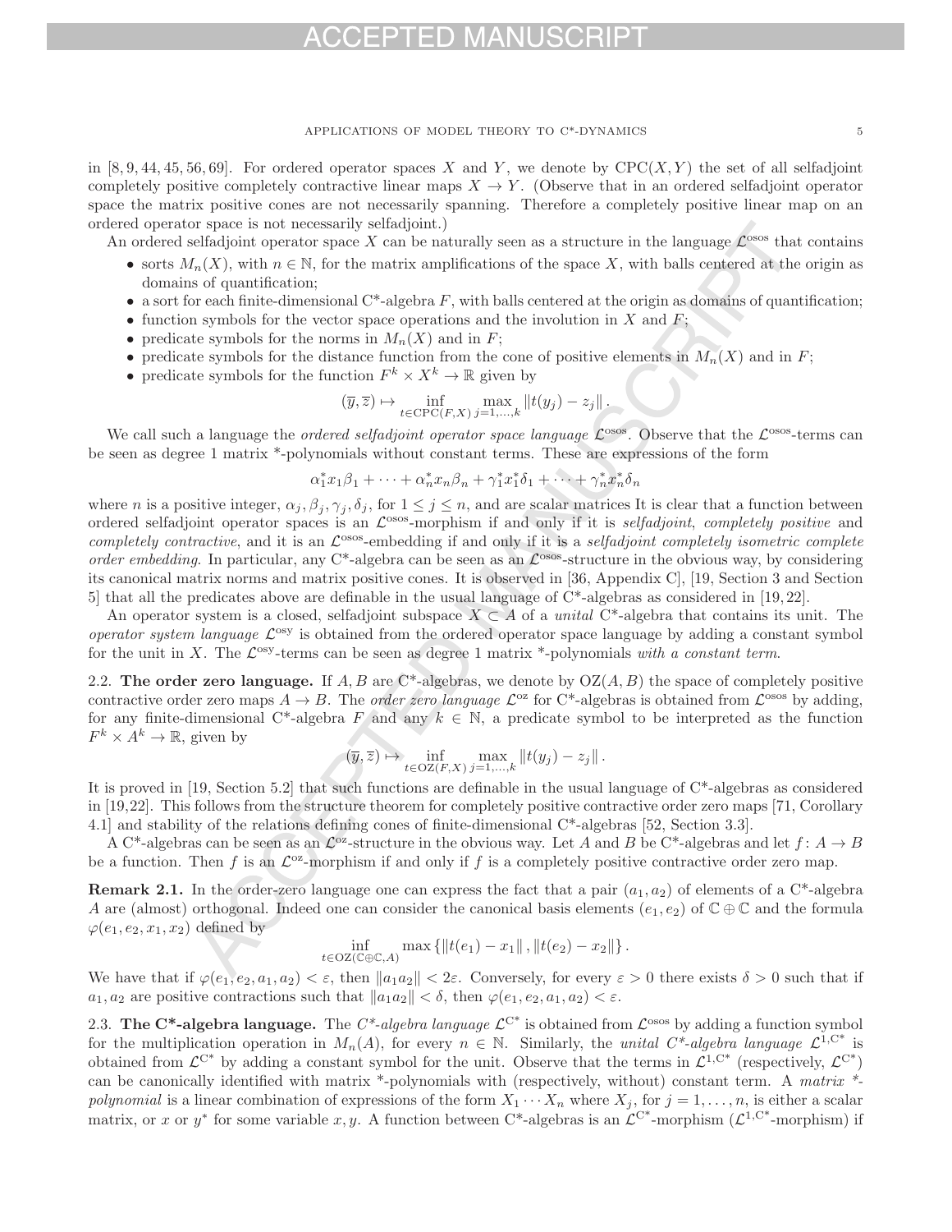in [8, 9, 44, 45, 56, 69]. For ordered operator spaces $X$ and $Y$, we denote by $\mathrm{CPC}(X, Y)$ the set of all selfadjoint completely positive completely contractive linear maps $X \to Y$. (Observe that in an ordered selfadjoint operator space the matrix positive cones are not necessarily spanning. Therefore a completely positive linear map on an ordered operator space is not necessarily selfadjoint.)

An ordered selfadjoint operator space $X$ can be naturally seen as a structure in the language $\mathcal{L}^{\mathrm{osos}}$ that contains

- sorts $M_n(X)$, with $n \in \mathbb{N}$, for the matrix amplifications of the space $X$, with balls centered at the origin as domains of quantification;
- a sort for each finite-dimensional C*-algebra $F$, with balls centered at the origin as domains of quantification;
- function symbols for the vector space operations and the involution in $X$ and $F$;
- predicate symbols for the norms in $M_n(X)$ and in $F$;
- predicate symbols for the distance function from the cone of positive elements in $M_n(X)$ and in $F$;
- predicate symbols for the function $F^k \times X^k \to \mathbb{R}$ given by

$$(\overline{y}, \overline{z}) \mapsto \inf_{t \in \mathrm{CPC}(F,X)} \max_{j=1,\ldots,k} \|t(y_j) - z_j\|.$$

We call such a language the *ordered selfadjoint operator space language* $\mathcal{L}^{\mathrm{osos}}$. Observe that the $\mathcal{L}^{\mathrm{osos}}$-terms can be seen as degree 1 matrix *-polynomials without constant terms. These are expressions of the form

$$\alpha_1^* x_1 \beta_1 + \cdots + \alpha_n^* x_n \beta_n + \gamma_1^* x_1^* \delta_1 + \cdots + \gamma_n^* x_n^* \delta_n$$

where $n$ is a positive integer, $\alpha_j, \beta_j, \gamma_j, \delta_j$, for $1 \le j \le n$, and are scalar matrices It is clear that a function between ordered selfadjoint operator spaces is an $\mathcal{L}^{\mathrm{osos}}$-morphism if and only if it is *selfadjoint*, *completely positive* and *completely contractive*, and it is an $\mathcal{L}^{\mathrm{osos}}$-embedding if and only if it is a *selfadjoint completely isometric complete order embedding*. In particular, any C*-algebra can be seen as an $\mathcal{L}^{\mathrm{osos}}$-structure in the obvious way, by considering its canonical matrix norms and matrix positive cones. It is observed in [36, Appendix C], [19, Section 3 and Section 5] that all the predicates above are definable in the usual language of C*-algebras as considered in [19, 22].

An operator system is a closed, selfadjoint subspace $X \subset A$ of a *unital* C*-algebra that contains its unit. The *operator system language* $\mathcal{L}^{\mathrm{osy}}$ is obtained from the ordered operator space language by adding a constant symbol for the unit in $X$. The $\mathcal{L}^{\mathrm{osy}}$-terms can be seen as degree 1 matrix *-polynomials *with a constant term*.

### 2.2. The order zero language.

If $A, B$ are C*-algebras, we denote by $\mathrm{OZ}(A, B)$ the space of completely positive contractive order zero maps $A \to B$. The *order zero language* $\mathcal{L}^{\mathrm{oz}}$ for C*-algebras is obtained from $\mathcal{L}^{\mathrm{osos}}$ by adding, for any finite-dimensional C*-algebra $F$ and any $k \in \mathbb{N}$, a predicate symbol to be interpreted as the function $F^k \times A^k \to \mathbb{R}$, given by

$$(\overline{y}, \overline{z}) \mapsto \inf_{t \in \mathrm{OZ}(F,X)} \max_{j=1,\ldots,k} \|t(y_j) - z_j\|.$$

It is proved in [19, Section 5.2] that such functions are definable in the usual language of C*-algebras as considered in [19, 22]. This follows from the structure theorem for completely positive contractive order zero maps [71, Corollary 4.1] and stability of the relations defining cones of finite-dimensional C*-algebras [52, Section 3.3].

A C*-algebras can be seen as an $\mathcal{L}^{\mathrm{oz}}$-structure in the obvious way. Let $A$ and $B$ be C*-algebras and let $f \colon A \to B$ be a function. Then $f$ is an $\mathcal{L}^{\mathrm{oz}}$-morphism if and only if $f$ is a completely positive contractive order zero map.

**Remark 2.1.** In the order-zero language one can express the fact that a pair $(a_1, a_2)$ of elements of a C*-algebra $A$ are (almost) orthogonal. Indeed one can consider the canonical basis elements $(e_1, e_2)$ of $\mathbb{C} \oplus \mathbb{C}$ and the formula $\varphi(e_1, e_2, x_1, x_2)$ defined by

$$\inf_{t \in \mathrm{OZ}(\mathbb{C} \oplus \mathbb{C}, A)} \max \{\|t(e_1) - x_1\|, \|t(e_2) - x_2\|\}.$$

We have that if $\varphi(e_1, e_2, a_1, a_2) < \varepsilon$, then $\|a_1 a_2\| < 2\varepsilon$. Conversely, for every $\varepsilon > 0$ there exists $\delta > 0$ such that if $a_1, a_2$ are positive contractions such that $\|a_1 a_2\| < \delta$, then $\varphi(e_1, e_2, a_1, a_2) < \varepsilon$.

### 2.3. The C*-algebra language.

The *C*-algebra language* $\mathcal{L}^{\mathrm{C}^*}$ is obtained from $\mathcal{L}^{\mathrm{osos}}$ by adding a function symbol for the multiplication operation in $M_n(A)$, for every $n \in \mathbb{N}$. Similarly, the *unital C*-algebra language* $\mathcal{L}^{1,\mathrm{C}^*}$ is obtained from $\mathcal{L}^{\mathrm{C}^*}$ by adding a constant symbol for the unit. Observe that the terms in $\mathcal{L}^{1,\mathrm{C}^*}$ (respectively, $\mathcal{L}^{\mathrm{C}^*}$) can be canonically identified with matrix *-polynomials with (respectively, without) constant term. A *matrix *-polynomial* is a linear combination of expressions of the form $X_1 \cdots X_n$ where $X_j$, for $j = 1, \ldots, n$, is either a scalar matrix, or $x$ or $y^*$ for some variable $x, y$. A function between C*-algebras is an $\mathcal{L}^{\mathrm{C}^*}$-morphism ($\mathcal{L}^{1,\mathrm{C}^*}$-morphism) if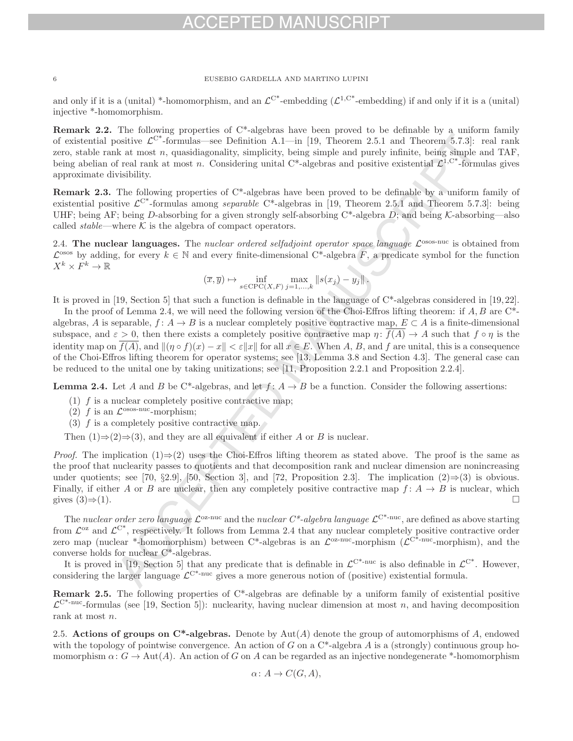and only if it is a (unital) *-homomorphism, and an $\mathcal{L}^{\mathrm{C}^*}$-embedding ($\mathcal{L}^{1,\mathrm{C}^*}$-embedding) if and only if it is a (unital) injective *-homomorphism.

**Remark 2.2.** The following properties of C*-algebras have been proved to be definable by a uniform family of existential positive $\mathcal{L}^{\mathrm{C}^*}$-formulas—see Definition A.1—in [19, Theorem 2.5.1 and Theorem 5.7.3]: real rank zero, stable rank at most $n$, quasidiagonality, simplicity, being simple and purely infinite, being simple and TAF, being abelian of real rank at most $n$. Considering unital C*-algebras and positive existential $\mathcal{L}^{1,\mathrm{C}^*}$-formulas gives approximate divisibility.

**Remark 2.3.** The following properties of C*-algebras have been proved to be definable by a uniform family of existential positive $\mathcal{L}^{\mathrm{C}^*}$-formulas among *separable* C*-algebras in [19, Theorem 2.5.1 and Theorem 5.7.3]: being UHF; being AF; being $D$-absorbing for a given strongly self-absorbing C*-algebra $D$; and being $\mathcal{K}$-absorbing—also called *stable*—where $\mathcal{K}$ is the algebra of compact operators.

2.4. **The nuclear languages.** The *nuclear ordered selfadjoint operator space language* $\mathcal{L}^{\mathrm{osos\text{-}nuc}}$ is obtained from $\mathcal{L}^{\mathrm{osos}}$ by adding, for every $k \in \mathbb{N}$ and every finite-dimensional C*-algebra $F$, a predicate symbol for the function $X^k \times F^k \to \mathbb{R}$

$$(\overline{x}, \overline{y}) \mapsto \inf_{s \in \mathrm{CPC}(X,F)} \max_{j=1,\ldots,k} \|s(x_j) - y_j\|.$$

It is proved in [19, Section 5] that such a function is definable in the language of C*-algebras considered in [19, 22].

In the proof of Lemma 2.4, we will need the following version of the Choi-Effros lifting theorem: if $A, B$ are C*-algebras, $A$ is separable, $f\colon A \to B$ is a nuclear completely positive contractive map, $E \subset A$ is a finite-dimensional subspace, and $\varepsilon > 0$, then there exists a completely positive contractive map $\eta\colon \overline{f(A)} \to A$ such that $f \circ \eta$ is the identity map on $\overline{f(A)}$, and $\|(\eta \circ f)(x) - x\| < \varepsilon\|x\|$ for all $x \in E$. When $A$, $B$, and $f$ are unital, this is a consequence of the Choi-Effros lifting theorem for operator systems; see [13, Lemma 3.8 and Section 4.3]. The general case can be reduced to the unital one by taking unitizations; see [11, Proposition 2.2.1 and Proposition 2.2.4].

**Lemma 2.4.** Let $A$ and $B$ be C*-algebras, and let $f\colon A \to B$ be a function. Consider the following assertions:

1. $f$ is a nuclear completely positive contractive map;
2. $f$ is an $\mathcal{L}^{\mathrm{osos\text{-}nuc}}$-morphism;
3. $f$ is a completely positive contractive map.

Then (1)⇒(2)⇒(3), and they are all equivalent if either $A$ or $B$ is nuclear.

*Proof.* The implication (1)⇒(2) uses the Choi-Effros lifting theorem as stated above. The proof is the same as the proof that nuclearity passes to quotients and that decomposition rank and nuclear dimension are nonincreasing under quotients; see [70, §2.9], [50, Section 3], and [72, Proposition 2.3]. The implication (2)⇒(3) is obvious. Finally, if either $A$ or $B$ are nuclear, then any completely positive contractive map $f\colon A \to B$ is nuclear, which gives (3)⇒(1). □

The *nuclear order zero language* $\mathcal{L}^{\mathrm{oz\text{-}nuc}}$ and the *nuclear C*-algebra language* $\mathcal{L}^{\mathrm{C^*\text{-}nuc}}$, are defined as above starting from $\mathcal{L}^{\mathrm{oz}}$ and $\mathcal{L}^{\mathrm{C}^*}$, respectively. It follows from Lemma 2.4 that any nuclear completely positive contractive order zero map (nuclear *-homomorphism) between C*-algebras is an $\mathcal{L}^{\mathrm{oz\text{-}nuc}}$-morphism ($\mathcal{L}^{\mathrm{C^*\text{-}nuc}}$-morphism), and the converse holds for nuclear C*-algebras.

It is proved in [19, Section 5] that any predicate that is definable in $\mathcal{L}^{\mathrm{C^*\text{-}nuc}}$ is also definable in $\mathcal{L}^{\mathrm{C}^*}$. However, considering the larger language $\mathcal{L}^{\mathrm{C^*\text{-}nuc}}$ gives a more generous notion of (positive) existential formula.

**Remark 2.5.** The following properties of C*-algebras are definable by a uniform family of existential positive $\mathcal{L}^{\mathrm{C^*\text{-}nuc}}$-formulas (see [19, Section 5]): nuclearity, having nuclear dimension at most $n$, and having decomposition rank at most $n$.

2.5. **Actions of groups on C*-algebras.** Denote by $\mathrm{Aut}(A)$ denote the group of automorphisms of $A$, endowed with the topology of pointwise convergence. An action of $G$ on a C*-algebra $A$ is a (strongly) continuous group homomorphism $\alpha\colon G \to \mathrm{Aut}(A)$. An action of $G$ on $A$ can be regarded as an injective nondegenerate *-homomorphism

$$\alpha\colon A \to C(G, A),$$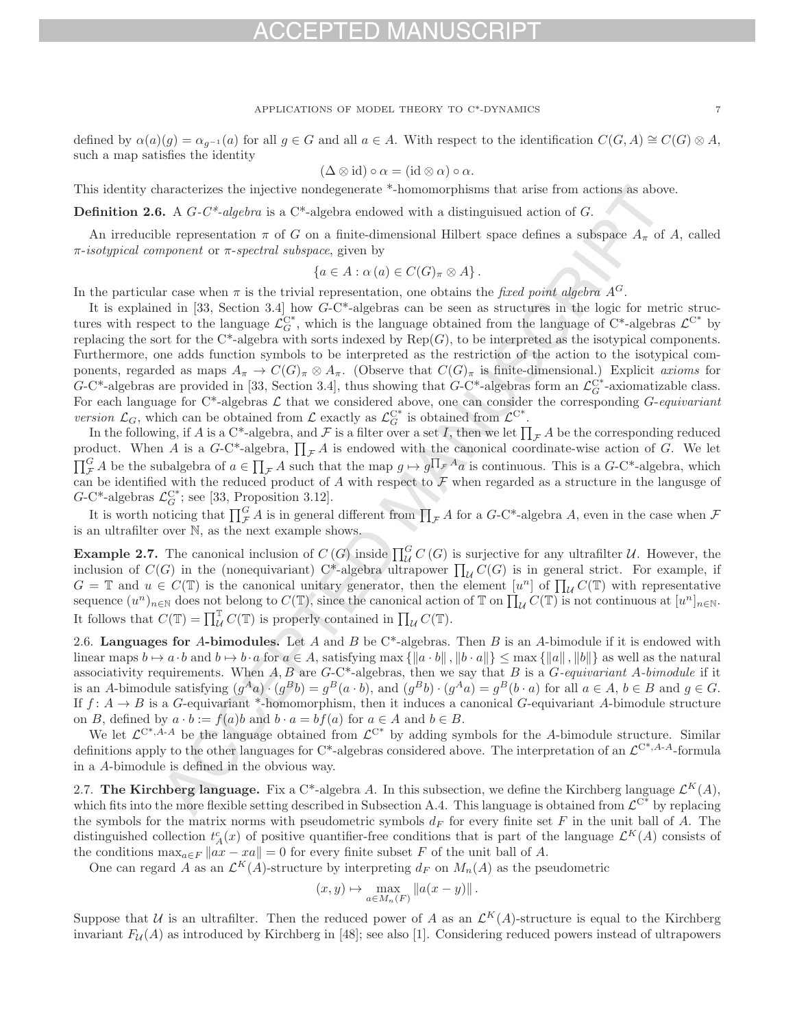defined by $\alpha(a)(g) = \alpha_{g^{-1}}(a)$ for all $g \in G$ and all $a \in A$. With respect to the identification $C(G, A) \cong C(G) \otimes A$, such a map satisfies the identity

$$(\Delta \otimes \mathrm{id}) \circ \alpha = (\mathrm{id} \otimes \alpha) \circ \alpha.$$

This identity characterizes the injective nondegenerate \*-homomorphisms that arise from actions as above.

**Definition 2.6.** A *$G$-C\*-algebra* is a C\*-algebra endowed with a distinguised action of $G$.

An irreducible representation $\pi$ of $G$ on a finite-dimensional Hilbert space defines a subspace $A_\pi$ of $A$, called *$\pi$-isotypical component* or *$\pi$-spectral subspace*, given by

$$\{a \in A : \alpha(a) \in C(G)_\pi \otimes A\}.$$

In the particular case when $\pi$ is the trivial representation, one obtains the *fixed point algebra* $A^G$.

It is explained in [33, Section 3.4] how $G$-C\*-algebras can be seen as structures in the logic for metric structures with respect to the language $\mathcal{L}_G^{\mathrm{C}^*}$, which is the language obtained from the language of C\*-algebras $\mathcal{L}^{\mathrm{C}^*}$ by replacing the sort for the C\*-algebra with sorts indexed by $\mathrm{Rep}(G)$, to be interpreted as the isotypical components. Furthermore, one adds function symbols to be interpreted as the restriction of the action to the isotypical components, regarded as maps $A_\pi \to C(G)_\pi \otimes A_\pi$. (Observe that $C(G)_\pi$ is finite-dimensional.) Explicit *axioms* for $G$-C\*-algebras are provided in [33, Section 3.4], thus showing that $G$-C\*-algebras form an $\mathcal{L}_G^{\mathrm{C}^*}$-axiomatizable class. For each language for C\*-algebras $\mathcal{L}$ that we considered above, one can consider the corresponding *$G$-equivariant version* $\mathcal{L}_G$, which can be obtained from $\mathcal{L}$ exactly as $\mathcal{L}_G^{\mathrm{C}^*}$ is obtained from $\mathcal{L}^{\mathrm{C}^*}$.

In the following, if $A$ is a C\*-algebra, and $\mathcal{F}$ is a filter over a set $I$, then we let $\prod_{\mathcal{F}} A$ be the corresponding reduced product. When $A$ is a $G$-C\*-algebra, $\prod_{\mathcal{F}} A$ is endowed with the canonical coordinate-wise action of $G$. We let $\prod_{\mathcal{F}}^G A$ be the subalgebra of $a \in \prod_{\mathcal{F}} A$ such that the map $g \mapsto g^{\prod_{\mathcal{F}} A} a$ is continuous. This is a $G$-C\*-algebra, which can be identified with the reduced product of $A$ with respect to $\mathcal{F}$ when regarded as a structure in the langusge of $G$-C\*-algebras $\mathcal{L}_G^{\mathrm{C}^*}$; see [33, Proposition 3.12].

It is worth noticing that $\prod_{\mathcal{F}}^G A$ is in general different from $\prod_{\mathcal{F}} A$ for a $G$-C\*-algebra $A$, even in the case when $\mathcal{F}$ is an ultrafilter over $\mathbb{N}$, as the next example shows.

**Example 2.7.** The canonical inclusion of $C(G)$ inside $\prod_{\mathcal{U}}^G C(G)$ is surjective for any ultrafilter $\mathcal{U}$. However, the inclusion of $C(G)$ in the (nonequivariant) C\*-algebra ultrapower $\prod_{\mathcal{U}} C(G)$ is in general strict. For example, if $G = \mathbb{T}$ and $u \in C(\mathbb{T})$ is the canonical unitary generator, then the element $[u^n]$ of $\prod_{\mathcal{U}} C(\mathbb{T})$ with representative sequence $(u^n)_{n \in \mathbb{N}}$ does not belong to $C(\mathbb{T})$, since the canonical action of $\mathbb{T}$ on $\prod_{\mathcal{U}} C(\mathbb{T})$ is not continuous at $[u^n]_{n \in \mathbb{N}}$. It follows that $C(\mathbb{T}) = \prod_{\mathcal{U}}^{\mathbb{T}} C(\mathbb{T})$ is properly contained in $\prod_{\mathcal{U}} C(\mathbb{T})$.

## 2.6. Languages for $A$-bimodules.

Let $A$ and $B$ be C\*-algebras. Then $B$ is an $A$-bimodule if it is endowed with linear maps $b \mapsto a \cdot b$ and $b \mapsto b \cdot a$ for $a \in A$, satisfying $\max\{\|a \cdot b\|, \|b \cdot a\|\} \leq \max\{\|a\|, \|b\|\}$ as well as the natural associativity requirements. When $A, B$ are $G$-C\*-algebras, then we say that $B$ is a *$G$-equivariant $A$-bimodule* if it is an $A$-bimodule satisfying $(g^A a) \cdot (g^B b) = g^B(a \cdot b)$, and $(g^B b) \cdot (g^A a) = g^B(b \cdot a)$ for all $a \in A$, $b \in B$ and $g \in G$. If $f\colon A \to B$ is a $G$-equivariant \*-homomorphism, then it induces a canonical $G$-equivariant $A$-bimodule structure on $B$, defined by $a \cdot b := f(a)b$ and $b \cdot a = bf(a)$ for $a \in A$ and $b \in B$.

We let $\mathcal{L}^{\mathrm{C}^*, A\text{-}A}$ be the language obtained from $\mathcal{L}^{\mathrm{C}^*}$ by adding symbols for the $A$-bimodule structure. Similar definitions apply to the other languages for C\*-algebras considered above. The interpretation of an $\mathcal{L}^{\mathrm{C}^*, A\text{-}A}$-formula in a $A$-bimodule is defined in the obvious way.

## 2.7. The Kirchberg language.

Fix a C\*-algebra $A$. In this subsection, we define the Kirchberg language $\mathcal{L}^K(A)$, which fits into the more flexible setting described in Subsection A.4. This language is obtained from $\mathcal{L}^{\mathrm{C}^*}$ by replacing the symbols for the matrix norms with pseudometric symbols $d_F$ for every finite set $F$ in the unit ball of $A$. The distinguished collection $t_A^c(x)$ of positive quantifier-free conditions that is part of the language $\mathcal{L}^K(A)$ consists of the conditions $\max_{a \in F} \|ax - xa\| = 0$ for every finite subset $F$ of the unit ball of $A$.

One can regard $A$ as an $\mathcal{L}^K(A)$-structure by interpreting $d_F$ on $M_n(A)$ as the pseudometric

$$(x, y) \mapsto \max_{a \in M_n(F)} \|a(x - y)\|.$$

Suppose that $\mathcal{U}$ is an ultrafilter. Then the reduced power of $A$ as an $\mathcal{L}^K(A)$-structure is equal to the Kirchberg invariant $F_{\mathcal{U}}(A)$ as introduced by Kirchberg in [48]; see also [1]. Considering reduced powers instead of ultrapowers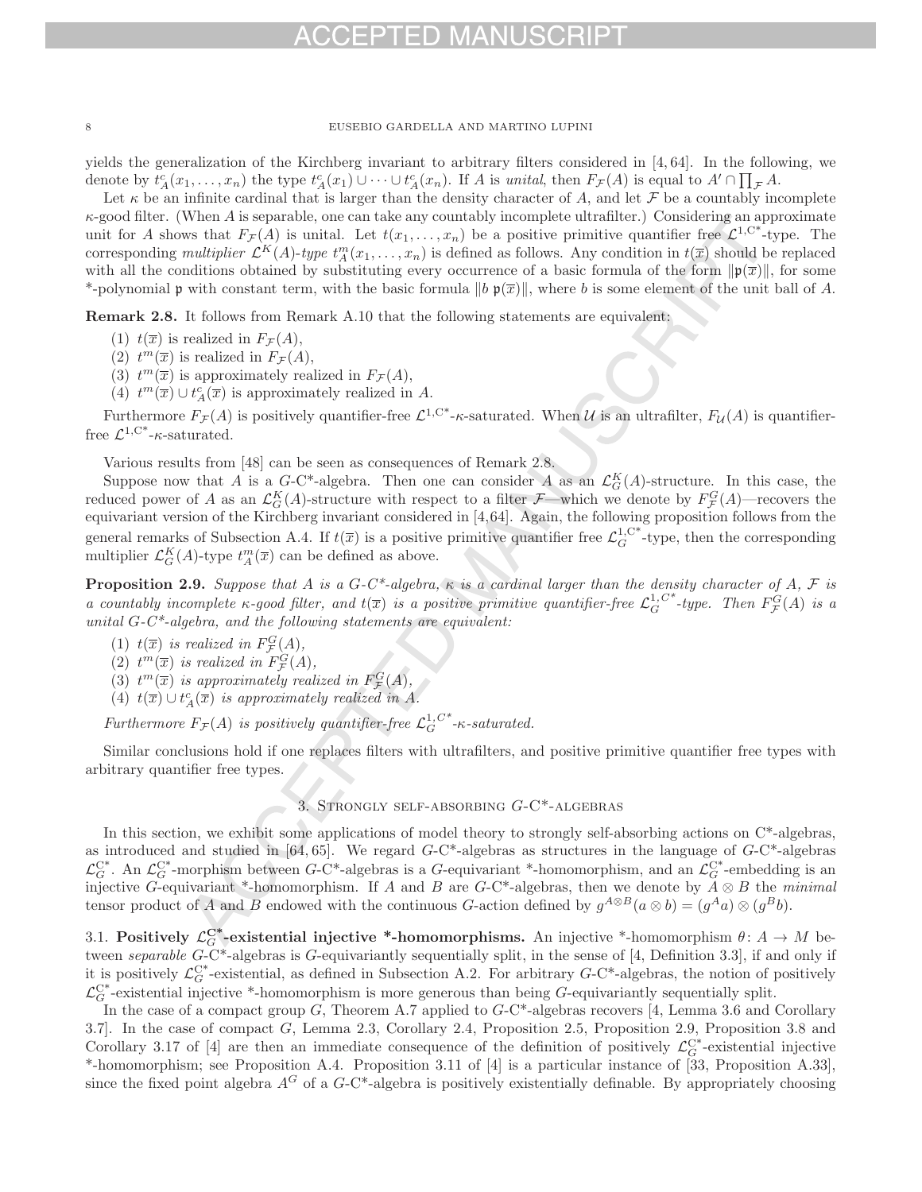yields the generalization of the Kirchberg invariant to arbitrary filters considered in [4, 64]. In the following, we denote by $t^c_A(x_1, \ldots, x_n)$ the type $t^c_A(x_1) \cup \cdots \cup t^c_A(x_n)$. If $A$ is *unital*, then $F_{\mathcal{F}}(A)$ is equal to $A' \cap \prod_{\mathcal{F}} A$.

Let $\kappa$ be an infinite cardinal that is larger than the density character of $A$, and let $\mathcal{F}$ be a countably incomplete $\kappa$-good filter. (When $A$ is separable, one can take any countably incomplete ultrafilter.) Considering an approximate unit for $A$ shows that $F_{\mathcal{F}}(A)$ is unital. Let $t(x_1, \ldots, x_n)$ be a positive primitive quantifier free $\mathcal{L}^{1,\mathrm{C}^*}$-type. The corresponding *multiplier* $\mathcal{L}^K(A)$*-type* $t^m_A(x_1, \ldots, x_n)$ is defined as follows. Any condition in $t(\overline{x})$ should be replaced with all the conditions obtained by substituting every occurrence of a basic formula of the form $\|\mathfrak{p}(\overline{x})\|$, for some \*-polynomial $\mathfrak{p}$ with constant term, with the basic formula $\|b\, \mathfrak{p}(\overline{x})\|$, where $b$ is some element of the unit ball of $A$.

**Remark 2.8.** It follows from Remark A.10 that the following statements are equivalent:

1. $t(\overline{x})$ is realized in $F_{\mathcal{F}}(A)$,
2. $t^m(\overline{x})$ is realized in $F_{\mathcal{F}}(A)$,
3. $t^m(\overline{x})$ is approximately realized in $F_{\mathcal{F}}(A)$,
4. $t^m(\overline{x}) \cup t^c_A(\overline{x})$ is approximately realized in $A$.

Furthermore $F_{\mathcal{F}}(A)$ is positively quantifier-free $\mathcal{L}^{1,\mathrm{C}^*}$-$\kappa$-saturated. When $\mathcal{U}$ is an ultrafilter, $F_{\mathcal{U}}(A)$ is quantifier-free $\mathcal{L}^{1,\mathrm{C}^*}$-$\kappa$-saturated.

Various results from [48] can be seen as consequences of Remark 2.8.

Suppose now that $A$ is a $G$-C\*-algebra. Then one can consider $A$ as an $\mathcal{L}^K_G(A)$-structure. In this case, the reduced power of $A$ as an $\mathcal{L}^K_G(A)$-structure with respect to a filter $\mathcal{F}$—which we denote by $F^G_{\mathcal{F}}(A)$—recovers the equivariant version of the Kirchberg invariant considered in [4, 64]. Again, the following proposition follows from the general remarks of Subsection A.4. If $t(\overline{x})$ is a positive primitive quantifier free $\mathcal{L}^{1,\mathrm{C}^*}_G$-type, then the corresponding multiplier $\mathcal{L}^K_G(A)$-type $t^m_A(\overline{x})$ can be defined as above.

**Proposition 2.9.** *Suppose that $A$ is a $G$-C\*-algebra, $\kappa$ is a cardinal larger than the density character of $A$, $\mathcal{F}$ is a countably incomplete $\kappa$-good filter, and $t(\overline{x})$ is a positive primitive quantifier-free $\mathcal{L}^{1,C^*}_G$-type. Then $F^G_{\mathcal{F}}(A)$ is a unital $G$-C\*-algebra, and the following statements are equivalent:*

1. *$t(\overline{x})$ is realized in $F^G_{\mathcal{F}}(A)$,*
2. *$t^m(\overline{x})$ is realized in $F^G_{\mathcal{F}}(A)$,*
3. *$t^m(\overline{x})$ is approximately realized in $F^G_{\mathcal{F}}(A)$,*
4. *$t(\overline{x}) \cup t^c_A(\overline{x})$ is approximately realized in $A$.*

*Furthermore $F_{\mathcal{F}}(A)$ is positively quantifier-free $\mathcal{L}^{1,C^*}_G$-$\kappa$-saturated.*

Similar conclusions hold if one replaces filters with ultrafilters, and positive primitive quantifier free types with arbitrary quantifier free types.

## 3. Strongly self-absorbing $G$-C\*-algebras

In this section, we exhibit some applications of model theory to strongly self-absorbing actions on C\*-algebras, as introduced and studied in [64, 65]. We regard $G$-C\*-algebras as structures in the language of $G$-C\*-algebras $\mathcal{L}^{\mathrm{C}^*}_G$. An $\mathcal{L}^{\mathrm{C}^*}_G$-morphism between $G$-C\*-algebras is a $G$-equivariant \*-homomorphism, and an $\mathcal{L}^{\mathrm{C}^*}_G$-embedding is an injective $G$-equivariant \*-homomorphism. If $A$ and $B$ are $G$-C\*-algebras, then we denote by $A \otimes B$ the *minimal* tensor product of $A$ and $B$ endowed with the continuous $G$-action defined by $g^{A\otimes B}(a \otimes b) = (g^A a) \otimes (g^B b)$.

### 3.1. Positively $\mathcal{L}^{\mathrm{C}^*}_G$-existential injective \*-homomorphisms.

An injective \*-homomorphism $\theta\colon A \to M$ between *separable* $G$-C\*-algebras is $G$-equivariantly sequentially split, in the sense of [4, Definition 3.3], if and only if it is positively $\mathcal{L}^{\mathrm{C}^*}_G$-existential, as defined in Subsection A.2. For arbitrary $G$-C\*-algebras, the notion of positively $\mathcal{L}^{\mathrm{C}^*}_G$-existential injective \*-homomorphism is more generous than being $G$-equivariantly sequentially split.

In the case of a compact group $G$, Theorem A.7 applied to $G$-C\*-algebras recovers [4, Lemma 3.6 and Corollary 3.7]. In the case of compact $G$, Lemma 2.3, Corollary 2.4, Proposition 2.5, Proposition 2.9, Proposition 3.8 and Corollary 3.17 of [4] are then an immediate consequence of the definition of positively $\mathcal{L}^{\mathrm{C}^*}_G$-existential injective \*-homomorphism; see Proposition A.4. Proposition 3.11 of [4] is a particular instance of [33, Proposition A.33], since the fixed point algebra $A^G$ of a $G$-C\*-algebra is positively existentially definable. By appropriately choosing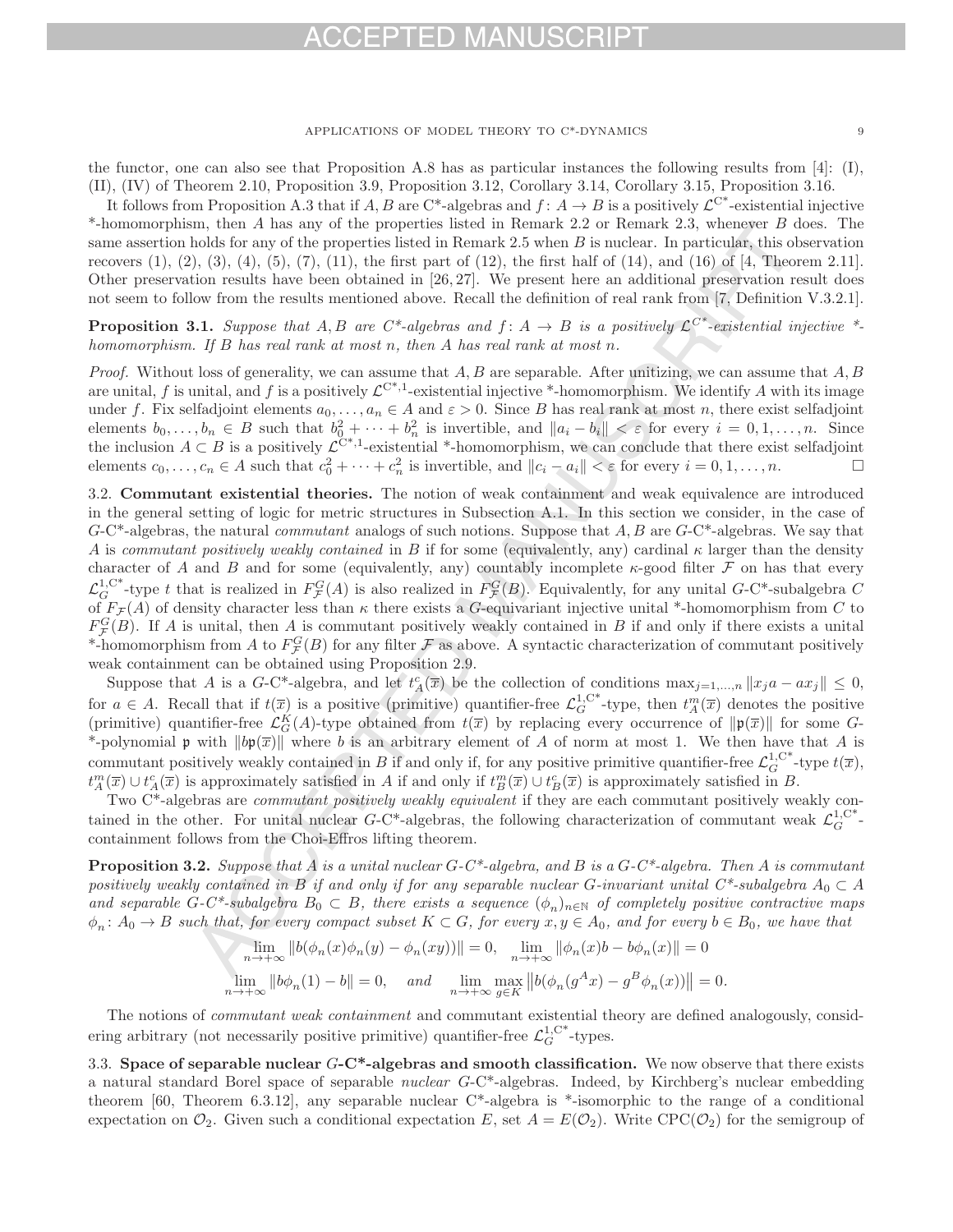the functor, one can also see that Proposition A.8 has as particular instances the following results from [4]: (I), (II), (IV) of Theorem 2.10, Proposition 3.9, Proposition 3.12, Corollary 3.14, Corollary 3.15, Proposition 3.16.

It follows from Proposition A.3 that if $A, B$ are C*-algebras and $f\colon A \to B$ is a positively $\mathcal{L}^{\mathrm{C}^*}$-existential injective *-homomorphism, then $A$ has any of the properties listed in Remark 2.2 or Remark 2.3, whenever $B$ does. The same assertion holds for any of the properties listed in Remark 2.5 when $B$ is nuclear. In particular, this observation recovers (1), (2), (3), (4), (5), (7), (11), the first part of (12), the first half of (14), and (16) of [4, Theorem 2.11]. Other preservation results have been obtained in [26, 27]. We present here an additional preservation result does not seem to follow from the results mentioned above. Recall the definition of real rank from [7, Definition V.3.2.1].

**Proposition 3.1.** *Suppose that $A, B$ are C*-algebras and $f\colon A \to B$ is a positively $\mathcal{L}^{\mathrm{C}^*}$-existential injective *-homomorphism. If $B$ has real rank at most $n$, then $A$ has real rank at most $n$.*

*Proof.* Without loss of generality, we can assume that $A, B$ are separable. After unitizing, we can assume that $A, B$ are unital, $f$ is unital, and $f$ is a positively $\mathcal{L}^{\mathrm{C}^*,1}$-existential injective *-homomorphism. We identify $A$ with its image under $f$. Fix selfadjoint elements $a_0, \ldots, a_n \in A$ and $\varepsilon > 0$. Since $B$ has real rank at most $n$, there exist selfadjoint elements $b_0, \ldots, b_n \in B$ such that $b_0^2 + \cdots + b_n^2$ is invertible, and $\|a_i - b_i\| < \varepsilon$ for every $i = 0, 1, \ldots, n$. Since the inclusion $A \subset B$ is a positively $\mathcal{L}^{\mathrm{C}^*,1}$-existential *-homomorphism, we can conclude that there exist selfadjoint elements $c_0, \ldots, c_n \in A$ such that $c_0^2 + \cdots + c_n^2$ is invertible, and $\|c_i - a_i\| < \varepsilon$ for every $i = 0, 1, \ldots, n$. □

3.2. **Commutant existential theories.** The notion of weak containment and weak equivalence are introduced in the general setting of logic for metric structures in Subsection A.1. In this section we consider, in the case of $G$-C*-algebras, the natural *commutant* analogs of such notions. Suppose that $A, B$ are $G$-C*-algebras. We say that $A$ is *commutant positively weakly contained* in $B$ if for some (equivalently, any) cardinal $\kappa$ larger than the density character of $A$ and $B$ and for some (equivalently, any) countably incomplete $\kappa$-good filter $\mathcal{F}$ on has that every $\mathcal{L}_G^{1,\mathrm{C}^*}$-type $t$ that is realized in $F_{\mathcal{F}}^G(A)$ is also realized in $F_{\mathcal{F}}^G(B)$. Equivalently, for any unital $G$-C*-subalgebra $C$ of $F_{\mathcal{F}}(A)$ of density character less than $\kappa$ there exists a $G$-equivariant injective unital *-homomorphism from $C$ to $F_{\mathcal{F}}^G(B)$. If $A$ is unital, then $A$ is commutant positively weakly contained in $B$ if and only if there exists a unital *-homomorphism from $A$ to $F_{\mathcal{F}}^G(B)$ for any filter $\mathcal{F}$ as above. A syntactic characterization of commutant positively weak containment can be obtained using Proposition 2.9.

Suppose that $A$ is a $G$-C*-algebra, and let $t_A^c(\overline{x})$ be the collection of conditions $\max_{j=1,\ldots,n}\|x_j a - a x_j\| \leq 0$, for $a \in A$. Recall that if $t(\overline{x})$ is a positive (primitive) quantifier-free $\mathcal{L}_G^{1,\mathrm{C}^*}$-type, then $t_A^m(\overline{x})$ denotes the positive (primitive) quantifier-free $\mathcal{L}_G^K(A)$-type obtained from $t(\overline{x})$ by replacing every occurrence of $\|\mathfrak{p}(\overline{x})\|$ for some $G$-*-polynomial $\mathfrak{p}$ with $\|b\mathfrak{p}(\overline{x})\|$ where $b$ is an arbitrary element of $A$ of norm at most 1. We then have that $A$ is commutant positively weakly contained in $B$ if and only if, for any positive primitive quantifier-free $\mathcal{L}_G^{1,\mathrm{C}^*}$-type $t(\overline{x})$, $t_A^m(\overline{x}) \cup t_A^c(\overline{x})$ is approximately satisfied in $A$ if and only if $t_B^m(\overline{x}) \cup t_B^c(\overline{x})$ is approximately satisfied in $B$.

Two C*-algebras are *commutant positively weakly equivalent* if they are each commutant positively weakly contained in the other. For unital nuclear $G$-C*-algebras, the following characterization of commutant weak $\mathcal{L}_G^{1,\mathrm{C}^*}$-containment follows from the Choi-Effros lifting theorem.

**Proposition 3.2.** *Suppose that $A$ is a unital nuclear $G$-C*-algebra, and $B$ is a $G$-C*-algebra. Then $A$ is commutant positively weakly contained in $B$ if and only if for any separable nuclear $G$-invariant unital C*-subalgebra $A_0 \subset A$ and separable $G$-C*-subalgebra $B_0 \subset B$, there exists a sequence $(\phi_n)_{n\in\mathbb{N}}$ of completely positive contractive maps $\phi_n\colon A_0 \to B$ such that, for every compact subset $K \subset G$, for every $x, y \in A_0$, and for every $b \in B_0$, we have that*

$$\lim_{n\to+\infty}\|b(\phi_n(x)\phi_n(y) - \phi_n(xy))\| = 0, \quad \lim_{n\to+\infty}\|\phi_n(x)b - b\phi_n(x)\| = 0$$

$$\lim_{n\to+\infty}\|b\phi_n(1) - b\| = 0, \quad \textit{and} \quad \lim_{n\to+\infty}\max_{g\in K}\left\|b(\phi_n(g^A x) - g^B\phi_n(x))\right\| = 0.$$

The notions of *commutant weak containment* and commutant existential theory are defined analogously, considering arbitrary (not necessarily positive primitive) quantifier-free $\mathcal{L}_G^{1,\mathrm{C}^*}$-types.

3.3. **Space of separable nuclear $G$-C*-algebras and smooth classification.** We now observe that there exists a natural standard Borel space of separable *nuclear* $G$-C*-algebras. Indeed, by Kirchberg's nuclear embedding theorem [60, Theorem 6.3.12], any separable nuclear C*-algebra is *-isomorphic to the range of a conditional expectation on $\mathcal{O}_2$. Given such a conditional expectation $E$, set $A = E(\mathcal{O}_2)$. Write $\mathrm{CPC}(\mathcal{O}_2)$ for the semigroup of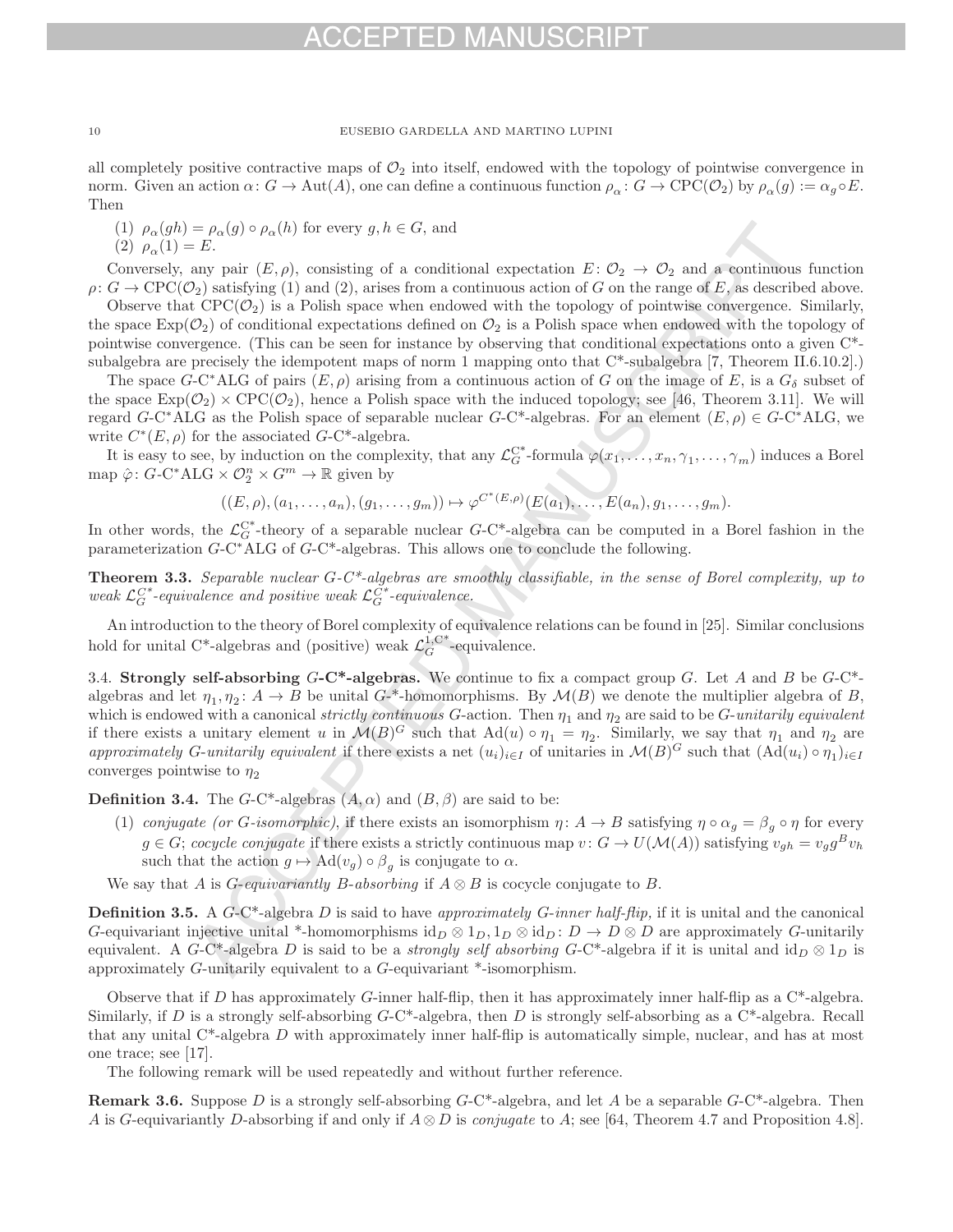all completely positive contractive maps of $\mathcal{O}_2$ into itself, endowed with the topology of pointwise convergence in norm. Given an action $\alpha\colon G \to \mathrm{Aut}(A)$, one can define a continuous function $\rho_\alpha\colon G \to \mathrm{CPC}(\mathcal{O}_2)$ by $\rho_\alpha(g) := \alpha_g \circ E$. Then

(1) $\rho_\alpha(gh) = \rho_\alpha(g) \circ \rho_\alpha(h)$ for every $g, h \in G$, and
(2) $\rho_\alpha(1) = E$.

Conversely, any pair $(E, \rho)$, consisting of a conditional expectation $E\colon \mathcal{O}_2 \to \mathcal{O}_2$ and a continuous function $\rho\colon G \to \mathrm{CPC}(\mathcal{O}_2)$ satisfying (1) and (2), arises from a continuous action of $G$ on the range of $E$, as described above.

Observe that $\mathrm{CPC}(\mathcal{O}_2)$ is a Polish space when endowed with the topology of pointwise convergence. Similarly, the space $\mathrm{Exp}(\mathcal{O}_2)$ of conditional expectations defined on $\mathcal{O}_2$ is a Polish space when endowed with the topology of pointwise convergence. (This can be seen for instance by observing that conditional expectations onto a given C*-subalgebra are precisely the idempotent maps of norm 1 mapping onto that C*-subalgebra [7, Theorem II.6.10.2].)

The space $G$-$\mathrm{C^*ALG}$ of pairs $(E, \rho)$ arising from a continuous action of $G$ on the image of $E$, is a $G_\delta$ subset of the space $\mathrm{Exp}(\mathcal{O}_2) \times \mathrm{CPC}(\mathcal{O}_2)$, hence a Polish space with the induced topology; see [46, Theorem 3.11]. We will regard $G$-$\mathrm{C^*ALG}$ as the Polish space of separable nuclear $G$-C*-algebras. For an element $(E, \rho) \in G$-$\mathrm{C^*ALG}$, we write $C^*(E, \rho)$ for the associated $G$-C*-algebra.

It is easy to see, by induction on the complexity, that any $\mathcal{L}_G^{\mathrm{C}^*}$-formula $\varphi(x_1, \ldots, x_n, \gamma_1, \ldots, \gamma_m)$ induces a Borel map $\hat{\varphi}\colon G\text{-}\mathrm{C^*ALG} \times \mathcal{O}_2^n \times G^m \to \mathbb{R}$ given by

$$((E, \rho), (a_1, \ldots, a_n), (g_1, \ldots, g_m)) \mapsto \varphi^{C^*(E,\rho)}(E(a_1), \ldots, E(a_n), g_1, \ldots, g_m).$$

In other words, the $\mathcal{L}_G^{\mathrm{C}^*}$-theory of a separable nuclear $G$-C*-algebra can be computed in a Borel fashion in the parameterization $G$-$\mathrm{C^*ALG}$ of $G$-C*-algebras. This allows one to conclude the following.

**Theorem 3.3.** *Separable nuclear $G$-C*-algebras are smoothly classifiable, in the sense of Borel complexity, up to weak $\mathcal{L}_G^{C^*}$-equivalence and positive weak $\mathcal{L}_G^{C^*}$-equivalence.*

An introduction to the theory of Borel complexity of equivalence relations can be found in [25]. Similar conclusions hold for unital C*-algebras and (positive) weak $\mathcal{L}_G^{1,\mathrm{C}^*}$-equivalence.

3.4. **Strongly self-absorbing $G$-C*-algebras.** We continue to fix a compact group $G$. Let $A$ and $B$ be $G$-C*-algebras and let $\eta_1, \eta_2\colon A \to B$ be unital $G$-*-homomorphisms. By $\mathcal{M}(B)$ we denote the multiplier algebra of $B$, which is endowed with a canonical *strictly continuous* $G$-action. Then $\eta_1$ and $\eta_2$ are said to be *$G$-unitarily equivalent* if there exists a unitary element $u$ in $\mathcal{M}(B)^G$ such that $\mathrm{Ad}(u) \circ \eta_1 = \eta_2$. Similarly, we say that $\eta_1$ and $\eta_2$ are *approximately $G$-unitarily equivalent* if there exists a net $(u_i)_{i\in I}$ of unitaries in $\mathcal{M}(B)^G$ such that $(\mathrm{Ad}(u_i) \circ \eta_1)_{i\in I}$ converges pointwise to $\eta_2$

**Definition 3.4.** The $G$-C*-algebras $(A, \alpha)$ and $(B, \beta)$ are said to be:

(1) *conjugate (or $G$-isomorphic)*, if there exists an isomorphism $\eta\colon A \to B$ satisfying $\eta \circ \alpha_g = \beta_g \circ \eta$ for every $g \in G$; *cocycle conjugate* if there exists a strictly continuous map $v\colon G \to U(\mathcal{M}(A))$ satisfying $v_{gh} = v_g g^B v_h$ such that the action $g \mapsto \mathrm{Ad}(v_g) \circ \beta_g$ is conjugate to $\alpha$.

We say that $A$ is *$G$-equivariantly $B$-absorbing* if $A \otimes B$ is cocycle conjugate to $B$.

**Definition 3.5.** A $G$-C*-algebra $D$ is said to have *approximately $G$-inner half-flip,* if it is unital and the canonical $G$-equivariant injective unital *-homomorphisms $\mathrm{id}_D \otimes 1_D, 1_D \otimes \mathrm{id}_D\colon D \to D \otimes D$ are approximately $G$-unitarily equivalent. A $G$-C*-algebra $D$ is said to be a *strongly self absorbing* $G$-C*-algebra if it is unital and $\mathrm{id}_D \otimes 1_D$ is approximately $G$-unitarily equivalent to a $G$-equivariant *-isomorphism.

Observe that if $D$ has approximately $G$-inner half-flip, then it has approximately inner half-flip as a C*-algebra. Similarly, if $D$ is a strongly self-absorbing $G$-C*-algebra, then $D$ is strongly self-absorbing as a C*-algebra. Recall that any unital C*-algebra $D$ with approximately inner half-flip is automatically simple, nuclear, and has at most one trace; see [17].

The following remark will be used repeatedly and without further reference.

**Remark 3.6.** Suppose $D$ is a strongly self-absorbing $G$-C*-algebra, and let $A$ be a separable $G$-C*-algebra. Then $A$ is $G$-equivariantly $D$-absorbing if and only if $A \otimes D$ is *conjugate* to $A$; see [64, Theorem 4.7 and Proposition 4.8].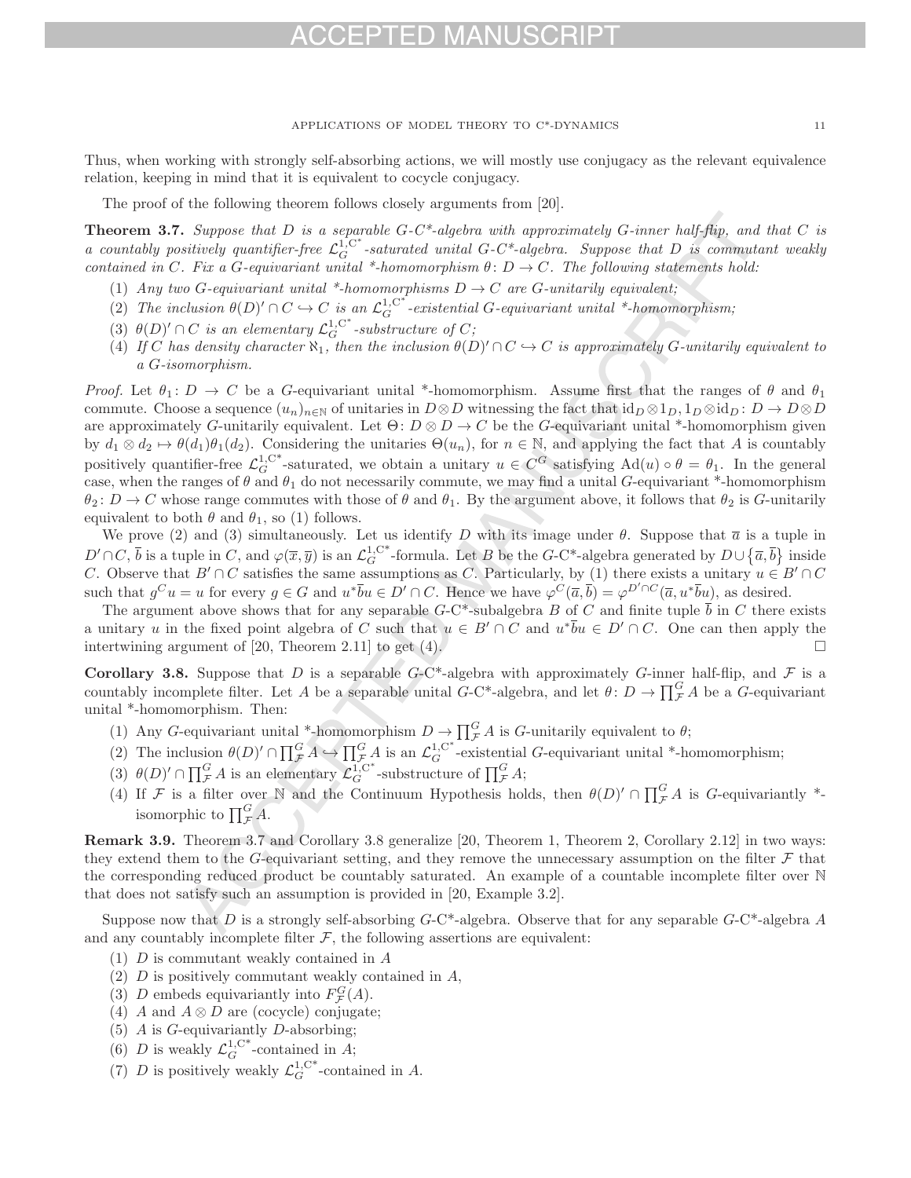Thus, when working with strongly self-absorbing actions, we will mostly use conjugacy as the relevant equivalence relation, keeping in mind that it is equivalent to cocycle conjugacy.

The proof of the following theorem follows closely arguments from [20].

**Theorem 3.7.** *Suppose that $D$ is a separable $G$-C\*-algebra with approximately $G$-inner half-flip, and that $C$ is a countably positively quantifier-free $\mathcal{L}_G^{1,\mathrm{C}^*}$-saturated unital $G$-C\*-algebra. Suppose that $D$ is commutant weakly contained in $C$. Fix a $G$-equivariant unital \*-homomorphism $\theta\colon D \to C$. The following statements hold:*

1. *Any two $G$-equivariant unital \*-homomorphisms $D \to C$ are $G$-unitarily equivalent;*
2. *The inclusion $\theta(D)' \cap C \hookrightarrow C$ is an $\mathcal{L}_G^{1,\mathrm{C}^*}$-existential $G$-equivariant unital \*-homomorphism;*
3. *$\theta(D)' \cap C$ is an elementary $\mathcal{L}_G^{1,\mathrm{C}^*}$-substructure of $C$;*
4. *If $C$ has density character $\aleph_1$, then the inclusion $\theta(D)' \cap C \hookrightarrow C$ is approximately $G$-unitarily equivalent to a $G$-isomorphism.*

*Proof.* Let $\theta_1\colon D \to C$ be a $G$-equivariant unital \*-homomorphism. Assume first that the ranges of $\theta$ and $\theta_1$ commute. Choose a sequence $(u_n)_{n\in\mathbb{N}}$ of unitaries in $D \otimes D$ witnessing the fact that $\mathrm{id}_D \otimes 1_D, 1_D \otimes \mathrm{id}_D\colon D \to D \otimes D$ are approximately $G$-unitarily equivalent. Let $\Theta\colon D \otimes D \to C$ be the $G$-equivariant unital \*-homomorphism given by $d_1 \otimes d_2 \mapsto \theta(d_1)\theta_1(d_2)$. Considering the unitaries $\Theta(u_n)$, for $n \in \mathbb{N}$, and applying the fact that $A$ is countably positively quantifier-free $\mathcal{L}_G^{1,\mathrm{C}^*}$-saturated, we obtain a unitary $u \in C^G$ satisfying $\mathrm{Ad}(u) \circ \theta = \theta_1$. In the general case, when the ranges of $\theta$ and $\theta_1$ do not necessarily commute, we may find a unital $G$-equivariant \*-homomorphism $\theta_2\colon D \to C$ whose range commutes with those of $\theta$ and $\theta_1$. By the argument above, it follows that $\theta_2$ is $G$-unitarily equivalent to both $\theta$ and $\theta_1$, so (1) follows.

We prove (2) and (3) simultaneously. Let us identify $D$ with its image under $\theta$. Suppose that $\overline{a}$ is a tuple in $D' \cap C$, $\overline{b}$ is a tuple in $C$, and $\varphi(\overline{x}, \overline{y})$ is an $\mathcal{L}_G^{1,\mathrm{C}^*}$-formula. Let $B$ be the $G$-C\*-algebra generated by $D \cup \{\overline{a}, \overline{b}\}$ inside $C$. Observe that $B' \cap C$ satisfies the same assumptions as $C$. Particularly, by (1) there exists a unitary $u \in B' \cap C$ such that $g^C u = u$ for every $g \in G$ and $u^*\overline{b}u \in D' \cap C$. Hence we have $\varphi^C(\overline{a}, \overline{b}) = \varphi^{D'\cap C}(\overline{a}, u^*\overline{b}u)$, as desired.

The argument above shows that for any separable $G$-C\*-subalgebra $B$ of $C$ and finite tuple $\overline{b}$ in $C$ there exists a unitary $u$ in the fixed point algebra of $C$ such that $u \in B' \cap C$ and $u^*\overline{b}u \in D' \cap C$. One can then apply the intertwining argument of [20, Theorem 2.11] to get (4). $\square$

**Corollary 3.8.** Suppose that $D$ is a separable $G$-C\*-algebra with approximately $G$-inner half-flip, and $\mathcal{F}$ is a countably incomplete filter. Let $A$ be a separable unital $G$-C\*-algebra, and let $\theta\colon D \to \prod_{\mathcal{F}}^G A$ be a $G$-equivariant unital \*-homomorphism. Then:

1. Any $G$-equivariant unital \*-homomorphism $D \to \prod_{\mathcal{F}}^G A$ is $G$-unitarily equivalent to $\theta$;
2. The inclusion $\theta(D)' \cap \prod_{\mathcal{F}}^G A \hookrightarrow \prod_{\mathcal{F}}^G A$ is an $\mathcal{L}_G^{1,\mathrm{C}^*}$-existential $G$-equivariant unital \*-homomorphism;
3. $\theta(D)' \cap \prod_{\mathcal{F}}^G A$ is an elementary $\mathcal{L}_G^{1,\mathrm{C}^*}$-substructure of $\prod_{\mathcal{F}}^G A$;
4. If $\mathcal{F}$ is a filter over $\mathbb{N}$ and the Continuum Hypothesis holds, then $\theta(D)' \cap \prod_{\mathcal{F}}^G A$ is $G$-equivariantly \*-isomorphic to $\prod_{\mathcal{F}}^G A$.

**Remark 3.9.** Theorem 3.7 and Corollary 3.8 generalize [20, Theorem 1, Theorem 2, Corollary 2.12] in two ways: they extend them to the $G$-equivariant setting, and they remove the unnecessary assumption on the filter $\mathcal{F}$ that the corresponding reduced product be countably saturated. An example of a countable incomplete filter over $\mathbb{N}$ that does not satisfy such an assumption is provided in [20, Example 3.2].

Suppose now that $D$ is a strongly self-absorbing $G$-C\*-algebra. Observe that for any separable $G$-C\*-algebra $A$ and any countably incomplete filter $\mathcal{F}$, the following assertions are equivalent:

1. $D$ is commutant weakly contained in $A$
2. $D$ is positively commutant weakly contained in $A$,
3. $D$ embeds equivariantly into $F_{\mathcal{F}}^G(A)$.
4. $A$ and $A \otimes D$ are (cocycle) conjugate;
5. $A$ is $G$-equivariantly $D$-absorbing;
6. $D$ is weakly $\mathcal{L}_G^{1,\mathrm{C}^*}$-contained in $A$;
7. $D$ is positively weakly $\mathcal{L}_G^{1,\mathrm{C}^*}$-contained in $A$.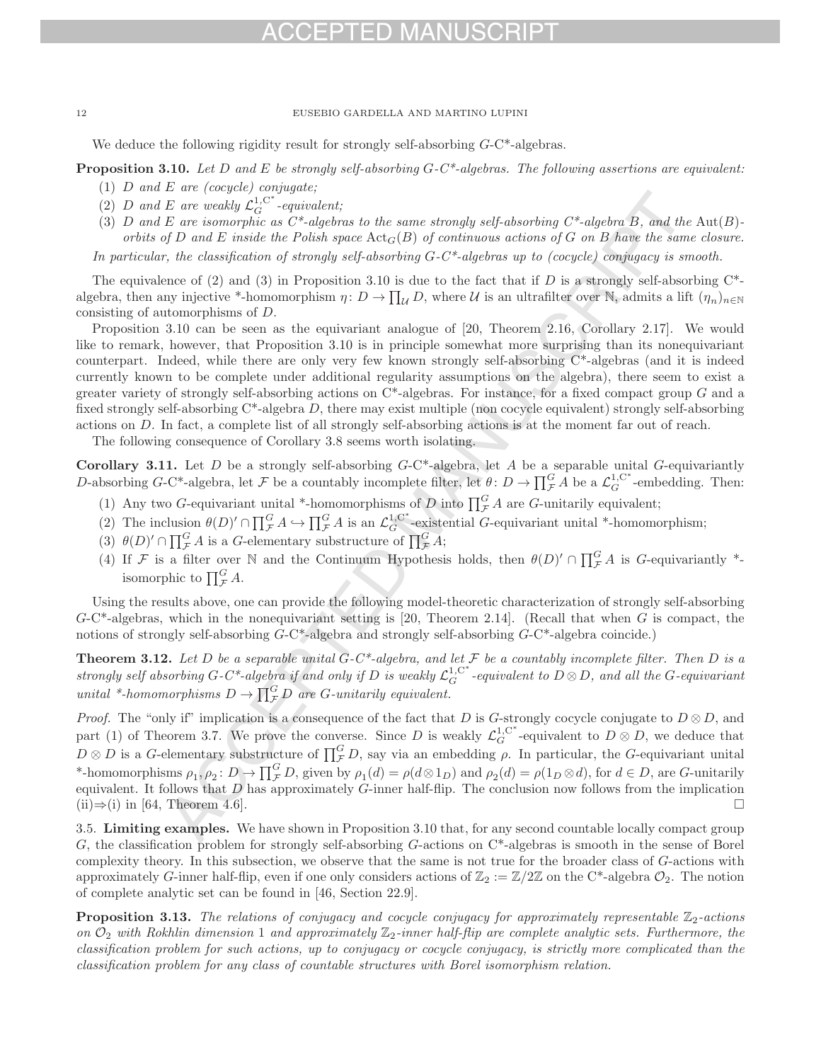We deduce the following rigidity result for strongly self-absorbing $G$-C*-algebras.

**Proposition 3.10.** *Let $D$ and $E$ be strongly self-absorbing $G$-C\*-algebras. The following assertions are equivalent:*

1. *$D$ and $E$ are (cocycle) conjugate;*
2. *$D$ and $E$ are weakly $\mathcal{L}_G^{1,\mathrm{C}^*}$-equivalent;*
3. *$D$ and $E$ are isomorphic as C\*-algebras to the same strongly self-absorbing C\*-algebra $B$, and the $\mathrm{Aut}(B)$-orbits of $D$ and $E$ inside the Polish space $\mathrm{Act}_G(B)$ of continuous actions of $G$ on $B$ have the same closure.*

*In particular, the classification of strongly self-absorbing $G$-C\*-algebras up to (cocycle) conjugacy is smooth.*

The equivalence of (2) and (3) in Proposition 3.10 is due to the fact that if $D$ is a strongly self-absorbing C\*-algebra, then any injective \*-homomorphism $\eta\colon D \to \prod_{\mathcal{U}} D$, where $\mathcal{U}$ is an ultrafilter over $\mathbb{N}$, admits a lift $(\eta_n)_{n\in\mathbb{N}}$ consisting of automorphisms of $D$.

Proposition 3.10 can be seen as the equivariant analogue of [20, Theorem 2.16, Corollary 2.17]. We would like to remark, however, that Proposition 3.10 is in principle somewhat more surprising than its nonequivariant counterpart. Indeed, while there are only very few known strongly self-absorbing C\*-algebras (and it is indeed currently known to be complete under additional regularity assumptions on the algebra), there seem to exist a greater variety of strongly self-absorbing actions on C\*-algebras. For instance, for a fixed compact group $G$ and a fixed strongly self-absorbing C\*-algebra $D$, there may exist multiple (non cocycle equivalent) strongly self-absorbing actions on $D$. In fact, a complete list of all strongly self-absorbing actions is at the moment far out of reach.

The following consequence of Corollary 3.8 seems worth isolating.

**Corollary 3.11.** Let $D$ be a strongly self-absorbing $G$-C\*-algebra, let $A$ be a separable unital $G$-equivariantly $D$-absorbing $G$-C\*-algebra, let $\mathcal{F}$ be a countably incomplete filter, let $\theta\colon D \to \prod_{\mathcal{F}}^G A$ be a $\mathcal{L}_G^{1,\mathrm{C}^*}$-embedding. Then:

1. Any two $G$-equivariant unital \*-homomorphisms of $D$ into $\prod_{\mathcal{F}}^G A$ are $G$-unitarily equivalent;
2. The inclusion $\theta(D)' \cap \prod_{\mathcal{F}}^G A \hookrightarrow \prod_{\mathcal{F}}^G A$ is an $\mathcal{L}_G^{1,\mathrm{C}^*}$-existential $G$-equivariant unital \*-homomorphism;
3. $\theta(D)' \cap \prod_{\mathcal{F}}^G A$ is a $G$-elementary substructure of $\prod_{\mathcal{F}}^G A$;
4. If $\mathcal{F}$ is a filter over $\mathbb{N}$ and the Continuum Hypothesis holds, then $\theta(D)' \cap \prod_{\mathcal{F}}^G A$ is $G$-equivariantly \*-isomorphic to $\prod_{\mathcal{F}}^G A$.

Using the results above, one can provide the following model-theoretic characterization of strongly self-absorbing $G$-C\*-algebras, which in the nonequivariant setting is [20, Theorem 2.14]. (Recall that when $G$ is compact, the notions of strongly self-absorbing $G$-C\*-algebra and strongly self-absorbing $G$-C\*-algebra coincide.)

**Theorem 3.12.** *Let $D$ be a separable unital $G$-C\*-algebra, and let $\mathcal{F}$ be a countably incomplete filter. Then $D$ is a strongly self absorbing $G$-C\*-algebra if and only if $D$ is weakly $\mathcal{L}_G^{1,\mathrm{C}^*}$-equivalent to $D \otimes D$, and all the $G$-equivariant unital \*-homomorphisms $D \to \prod_{\mathcal{F}}^G D$ are $G$-unitarily equivalent.*

*Proof.* The "only if" implication is a consequence of the fact that $D$ is $G$-strongly cocycle conjugate to $D \otimes D$, and part (1) of Theorem 3.7. We prove the converse. Since $D$ is weakly $\mathcal{L}_G^{1,\mathrm{C}^*}$-equivalent to $D \otimes D$, we deduce that $D \otimes D$ is a $G$-elementary substructure of $\prod_{\mathcal{F}}^G D$, say via an embedding $\rho$. In particular, the $G$-equivariant unital \*-homomorphisms $\rho_1, \rho_2\colon D \to \prod_{\mathcal{F}}^G D$, given by $\rho_1(d) = \rho(d \otimes 1_D)$ and $\rho_2(d) = \rho(1_D \otimes d)$, for $d \in D$, are $G$-unitarily equivalent. It follows that $D$ has approximately $G$-inner half-flip. The conclusion now follows from the implication (ii)⇒(i) in [64, Theorem 4.6]. □

## 3.5. Limiting examples.

We have shown in Proposition 3.10 that, for any second countable locally compact group $G$, the classification problem for strongly self-absorbing $G$-actions on C\*-algebras is smooth in the sense of Borel complexity theory. In this subsection, we observe that the same is not true for the broader class of $G$-actions with approximately $G$-inner half-flip, even if one only considers actions of $\mathbb{Z}_2 := \mathbb{Z}/2\mathbb{Z}$ on the C\*-algebra $\mathcal{O}_2$. The notion of complete analytic set can be found in [46, Section 22.9].

**Proposition 3.13.** *The relations of conjugacy and cocycle conjugacy for approximately representable $\mathbb{Z}_2$-actions on $\mathcal{O}_2$ with Rokhlin dimension 1 and approximately $\mathbb{Z}_2$-inner half-flip are complete analytic sets. Furthermore, the classification problem for such actions, up to conjugacy or cocycle conjugacy, is strictly more complicated than the classification problem for any class of countable structures with Borel isomorphism relation.*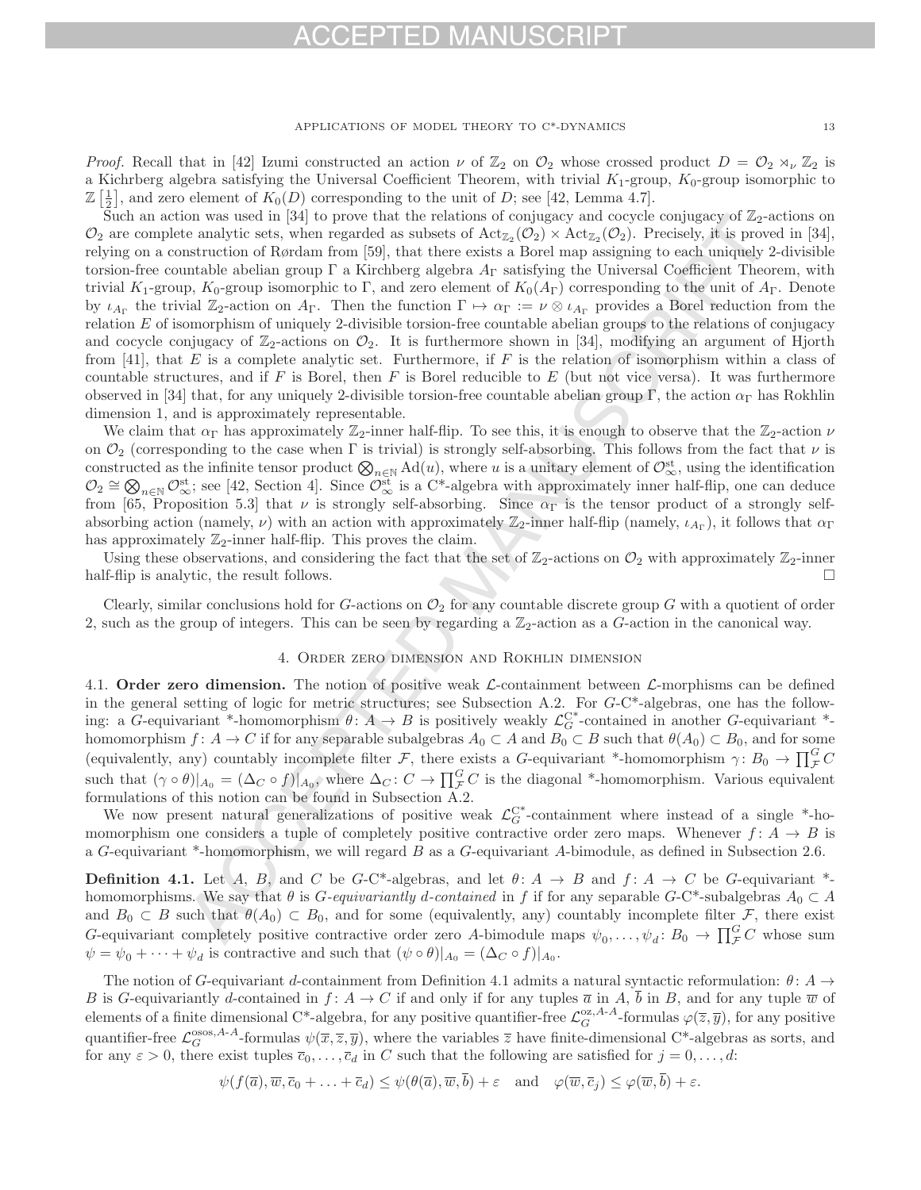*Proof.* Recall that in [42] Izumi constructed an action $\nu$ of $\mathbb{Z}_2$ on $\mathcal{O}_2$ whose crossed product $D = \mathcal{O}_2 \rtimes_\nu \mathbb{Z}_2$ is a Kichrberg algebra satisfying the Universal Coefficient Theorem, with trivial $K_1$-group, $K_0$-group isomorphic to $\mathbb{Z}\left[\frac{1}{2}\right]$, and zero element of $K_0(D)$ corresponding to the unit of $D$; see [42, Lemma 4.7].

Such an action was used in [34] to prove that the relations of conjugacy and cocycle conjugacy of $\mathbb{Z}_2$-actions on $\mathcal{O}_2$ are complete analytic sets, when regarded as subsets of $\mathrm{Act}_{\mathbb{Z}_2}(\mathcal{O}_2) \times \mathrm{Act}_{\mathbb{Z}_2}(\mathcal{O}_2)$. Precisely, it is proved in [34], relying on a construction of Rørdam from [59], that there exists a Borel map assigning to each uniquely 2-divisible torsion-free countable abelian group $\Gamma$ a Kirchberg algebra $A_\Gamma$ satisfying the Universal Coefficient Theorem, with trivial $K_1$-group, $K_0$-group isomorphic to $\Gamma$, and zero element of $K_0(A_\Gamma)$ corresponding to the unit of $A_\Gamma$. Denote by $\iota_{A_\Gamma}$ the trivial $\mathbb{Z}_2$-action on $A_\Gamma$. Then the function $\Gamma \mapsto \alpha_\Gamma := \nu \otimes \iota_{A_\Gamma}$ provides a Borel reduction from the relation $E$ of isomorphism of uniquely 2-divisible torsion-free countable abelian groups to the relations of conjugacy and cocycle conjugacy of $\mathbb{Z}_2$-actions on $\mathcal{O}_2$. It is furthermore shown in [34], modifying an argument of Hjorth from [41], that $E$ is a complete analytic set. Furthermore, if $F$ is the relation of isomorphism within a class of countable structures, and if $F$ is Borel, then $F$ is Borel reducible to $E$ (but not vice versa). It was furthermore observed in [34] that, for any uniquely 2-divisible torsion-free countable abelian group $\Gamma$, the action $\alpha_\Gamma$ has Rokhlin dimension 1, and is approximately representable.

We claim that $\alpha_\Gamma$ has approximately $\mathbb{Z}_2$-inner half-flip. To see this, it is enough to observe that the $\mathbb{Z}_2$-action $\nu$ on $\mathcal{O}_2$ (corresponding to the case when $\Gamma$ is trivial) is strongly self-absorbing. This follows from the fact that $\nu$ is constructed as the infinite tensor product $\bigotimes_{n\in\mathbb{N}} \mathrm{Ad}(u)$, where $u$ is a unitary element of $\mathcal{O}_\infty^{\mathrm{st}}$, using the identification $\mathcal{O}_2 \cong \bigotimes_{n\in\mathbb{N}} \mathcal{O}_\infty^{\mathrm{st}}$; see [42, Section 4]. Since $\mathcal{O}_\infty^{\mathrm{st}}$ is a C*-algebra with approximately inner half-flip, one can deduce from [65, Proposition 5.3] that $\nu$ is strongly self-absorbing. Since $\alpha_\Gamma$ is the tensor product of a strongly self-absorbing action (namely, $\nu$) with an action with approximately $\mathbb{Z}_2$-inner half-flip (namely, $\iota_{A_\Gamma}$), it follows that $\alpha_\Gamma$ has approximately $\mathbb{Z}_2$-inner half-flip. This proves the claim.

Using these observations, and considering the fact that the set of $\mathbb{Z}_2$-actions on $\mathcal{O}_2$ with approximately $\mathbb{Z}_2$-inner half-flip is analytic, the result follows. $\square$

Clearly, similar conclusions hold for $G$-actions on $\mathcal{O}_2$ for any countable discrete group $G$ with a quotient of order 2, such as the group of integers. This can be seen by regarding a $\mathbb{Z}_2$-action as a $G$-action in the canonical way.

## 4. Order zero dimension and Rokhlin dimension

4.1. **Order zero dimension.** The notion of positive weak $\mathcal{L}$-containment between $\mathcal{L}$-morphisms can be defined in the general setting of logic for metric structures; see Subsection A.2. For $G$-C*-algebras, one has the following: a $G$-equivariant \*-homomorphism $\theta\colon A \to B$ is positively weakly $\mathcal{L}_G^{\mathrm{C}^*}$-contained in another $G$-equivariant \*-homomorphism $f\colon A \to C$ if for any separable subalgebras $A_0 \subset A$ and $B_0 \subset B$ such that $\theta(A_0) \subset B_0$, and for some (equivalently, any) countably incomplete filter $\mathcal{F}$, there exists a $G$-equivariant \*-homomorphism $\gamma\colon B_0 \to \prod_{\mathcal{F}}^G C$ such that $(\gamma \circ \theta)|_{A_0} = (\Delta_C \circ f)|_{A_0}$, where $\Delta_C\colon C \to \prod_{\mathcal{F}}^G C$ is the diagonal \*-homomorphism. Various equivalent formulations of this notion can be found in Subsection A.2.

We now present natural generalizations of positive weak $\mathcal{L}_G^{\mathrm{C}^*}$-containment where instead of a single \*-homomorphism one considers a tuple of completely positive contractive order zero maps. Whenever $f\colon A \to B$ is a $G$-equivariant \*-homomorphism, we will regard $B$ as a $G$-equivariant $A$-bimodule, as defined in Subsection 2.6.

**Definition 4.1.** Let $A$, $B$, and $C$ be $G$-C*-algebras, and let $\theta\colon A \to B$ and $f\colon A \to C$ be $G$-equivariant \*-homomorphisms. We say that $\theta$ is *$G$-equivariantly $d$-contained* in $f$ if for any separable $G$-C*-subalgebras $A_0 \subset A$ and $B_0 \subset B$ such that $\theta(A_0) \subset B_0$, and for some (equivalently, any) countably incomplete filter $\mathcal{F}$, there exist $G$-equivariant completely positive contractive order zero $A$-bimodule maps $\psi_0, \ldots, \psi_d\colon B_0 \to \prod_{\mathcal{F}}^G C$ whose sum $\psi = \psi_0 + \cdots + \psi_d$ is contractive and such that $(\psi \circ \theta)|_{A_0} = (\Delta_C \circ f)|_{A_0}$.

The notion of $G$-equivariant $d$-containment from Definition 4.1 admits a natural syntactic reformulation: $\theta\colon A \to B$ is $G$-equivariantly $d$-contained in $f\colon A \to C$ if and only if for any tuples $\overline{a}$ in $A$, $\overline{b}$ in $B$, and for any tuple $\overline{w}$ of elements of a finite dimensional C*-algebra, for any positive quantifier-free $\mathcal{L}_G^{\mathrm{oz},A\text{-}A}$-formulas $\varphi(\overline{z}, \overline{y})$, for any positive quantifier-free $\mathcal{L}_G^{\mathrm{osos},A\text{-}A}$-formulas $\psi(\overline{x}, \overline{z}, \overline{y})$, where the variables $\overline{z}$ have finite-dimensional C*-algebras as sorts, and for any $\varepsilon > 0$, there exist tuples $\overline{c}_0, \ldots, \overline{c}_d$ in $C$ such that the following are satisfied for $j = 0, \ldots, d$:

$$\psi(f(\overline{a}), \overline{w}, \overline{c}_0 + \ldots + \overline{c}_d) \leq \psi(\theta(\overline{a}), \overline{w}, \overline{b}) + \varepsilon \quad \text{and} \quad \varphi(\overline{w}, \overline{c}_j) \leq \varphi(\overline{w}, \overline{b}) + \varepsilon.$$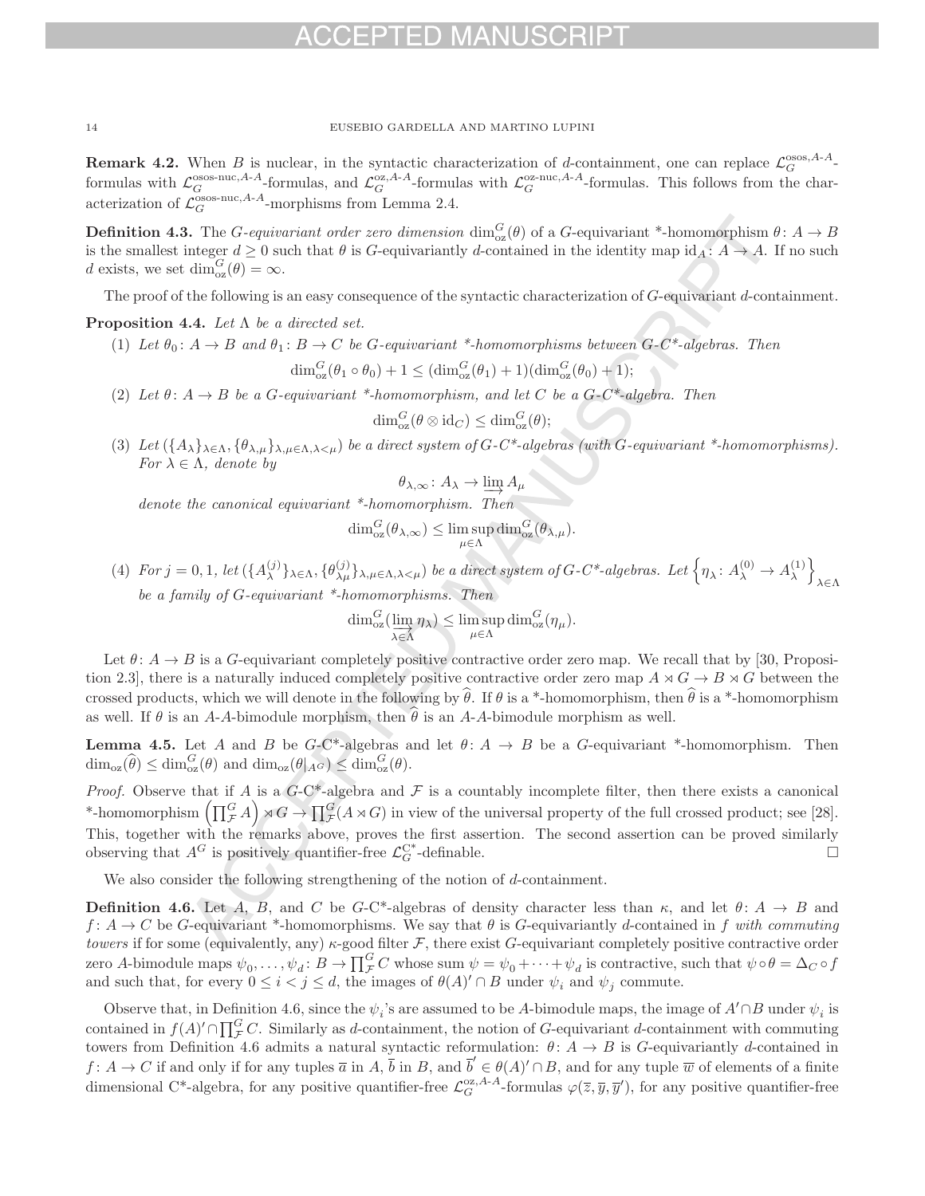**Remark 4.2.** When $B$ is nuclear, in the syntactic characterization of $d$-containment, one can replace $\mathcal{L}_G^{\mathrm{osos},A\text{-}A}$-formulas with $\mathcal{L}_G^{\mathrm{osos\text{-}nuc},A\text{-}A}$-formulas, and $\mathcal{L}_G^{\mathrm{oz},A\text{-}A}$-formulas with $\mathcal{L}_G^{\mathrm{oz\text{-}nuc},A\text{-}A}$-formulas. This follows from the characterization of $\mathcal{L}_G^{\mathrm{osos\text{-}nuc},A\text{-}A}$-morphisms from Lemma 2.4.

**Definition 4.3.** The *$G$-equivariant order zero dimension* $\dim_{\mathrm{oz}}^G(\theta)$ of a $G$-equivariant \*-homomorphism $\theta\colon A \to B$ is the smallest integer $d \geq 0$ such that $\theta$ is $G$-equivariantly $d$-contained in the identity map $\mathrm{id}_A\colon A \to A$. If no such $d$ exists, we set $\dim_{\mathrm{oz}}^G(\theta) = \infty$.

The proof of the following is an easy consequence of the syntactic characterization of $G$-equivariant $d$-containment.

**Proposition 4.4.** *Let $\Lambda$ be a directed set.*

(1) *Let $\theta_0\colon A \to B$ and $\theta_1\colon B \to C$ be $G$-equivariant \*-homomorphisms between $G$-C\*-algebras. Then*
$$\dim_{\mathrm{oz}}^G(\theta_1 \circ \theta_0) + 1 \leq (\dim_{\mathrm{oz}}^G(\theta_1) + 1)(\dim_{\mathrm{oz}}^G(\theta_0) + 1);$$

(2) *Let $\theta\colon A \to B$ be a $G$-equivariant \*-homomorphism, and let $C$ be a $G$-C\*-algebra. Then*
$$\dim_{\mathrm{oz}}^G(\theta \otimes \mathrm{id}_C) \leq \dim_{\mathrm{oz}}^G(\theta);$$

(3) *Let $(\{A_\lambda\}_{\lambda\in\Lambda}, \{\theta_{\lambda,\mu}\}_{\lambda,\mu\in\Lambda,\lambda<\mu})$ be a direct system of $G$-C\*-algebras (with $G$-equivariant \*-homomorphisms). For $\lambda \in \Lambda$, denote by*
$$\theta_{\lambda,\infty}\colon A_\lambda \to \varinjlim A_\mu$$
*denote the canonical equivariant \*-homomorphism. Then*
$$\dim_{\mathrm{oz}}^G(\theta_{\lambda,\infty}) \leq \limsup_{\mu\in\Lambda} \dim_{\mathrm{oz}}^G(\theta_{\lambda,\mu}).$$

(4) *For $j = 0, 1$, let $(\{A_\lambda^{(j)}\}_{\lambda\in\Lambda}, \{\theta_{\lambda\mu}^{(j)}\}_{\lambda,\mu\in\Lambda,\lambda<\mu})$ be a direct system of $G$-C\*-algebras. Let $\left\{\eta_\lambda\colon A_\lambda^{(0)} \to A_\lambda^{(1)}\right\}_{\lambda\in\Lambda}$ be a family of $G$-equivariant \*-homomorphisms. Then*
$$\dim_{\mathrm{oz}}^G(\varinjlim_{\lambda\in\Lambda} \eta_\lambda) \leq \limsup_{\mu\in\Lambda} \dim_{\mathrm{oz}}^G(\eta_\mu).$$

Let $\theta\colon A \to B$ is a $G$-equivariant completely positive contractive order zero map. We recall that by [30, Proposition 2.3], there is a naturally induced completely positive contractive order zero map $A \rtimes G \to B \rtimes G$ between the crossed products, which we will denote in the following by $\widehat{\theta}$. If $\theta$ is a \*-homomorphism, then $\widehat{\theta}$ is a \*-homomorphism as well. If $\theta$ is an $A$-$A$-bimodule morphism, then $\widehat{\theta}$ is an $A$-$A$-bimodule morphism as well.

**Lemma 4.5.** *Let $A$ and $B$ be $G$-C\*-algebras and let $\theta\colon A \to B$ be a $G$-equivariant \*-homomorphism. Then $\dim_{\mathrm{oz}}(\widehat{\theta}) \leq \dim_{\mathrm{oz}}^G(\theta)$ and $\dim_{\mathrm{oz}}(\theta|_{A^G}) \leq \dim_{\mathrm{oz}}^G(\theta)$.*

*Proof.* Observe that if $A$ is a $G$-C\*-algebra and $\mathcal{F}$ is a countably incomplete filter, then there exists a canonical \*-homomorphism $\left(\prod_{\mathcal{F}}^G A\right) \rtimes G \to \prod_{\mathcal{F}}^G (A \rtimes G)$ in view of the universal property of the full crossed product; see [28]. This, together with the remarks above, proves the first assertion. The second assertion can be proved similarly observing that $A^G$ is positively quantifier-free $\mathcal{L}_G^{\mathrm{C}^*}$-definable. $\square$

We also consider the following strengthening of the notion of $d$-containment.

**Definition 4.6.** Let $A$, $B$, and $C$ be $G$-C\*-algebras of density character less than $\kappa$, and let $\theta\colon A \to B$ and $f\colon A \to C$ be $G$-equivariant \*-homomorphisms. We say that $\theta$ is $G$-equivariantly $d$-contained in $f$ *with commuting towers* if for some (equivalently, any) $\kappa$-good filter $\mathcal{F}$, there exist $G$-equivariant completely positive contractive order zero $A$-bimodule maps $\psi_0, \ldots, \psi_d\colon B \to \prod_{\mathcal{F}}^G C$ whose sum $\psi = \psi_0 + \cdots + \psi_d$ is contractive, such that $\psi \circ \theta = \Delta_C \circ f$ and such that, for every $0 \leq i < j \leq d$, the images of $\theta(A)' \cap B$ under $\psi_i$ and $\psi_j$ commute.

Observe that, in Definition 4.6, since the $\psi_i$'s are assumed to be $A$-bimodule maps, the image of $A' \cap B$ under $\psi_i$ is contained in $f(A)' \cap \prod_{\mathcal{F}}^G C$. Similarly as $d$-containment, the notion of $G$-equivariant $d$-containment with commuting towers from Definition 4.6 admits a natural syntactic reformulation: $\theta\colon A \to B$ is $G$-equivariantly $d$-contained in $f\colon A \to C$ if and only if for any tuples $\overline{a}$ in $A$, $\overline{b}$ in $B$, and $\overline{b}' \in \theta(A)' \cap B$, and for any tuple $\overline{w}$ of elements of a finite dimensional C\*-algebra, for any positive quantifier-free $\mathcal{L}_G^{\mathrm{oz},A\text{-}A}$-formulas $\varphi(\overline{z}, \overline{y}, \overline{y}')$, for any positive quantifier-free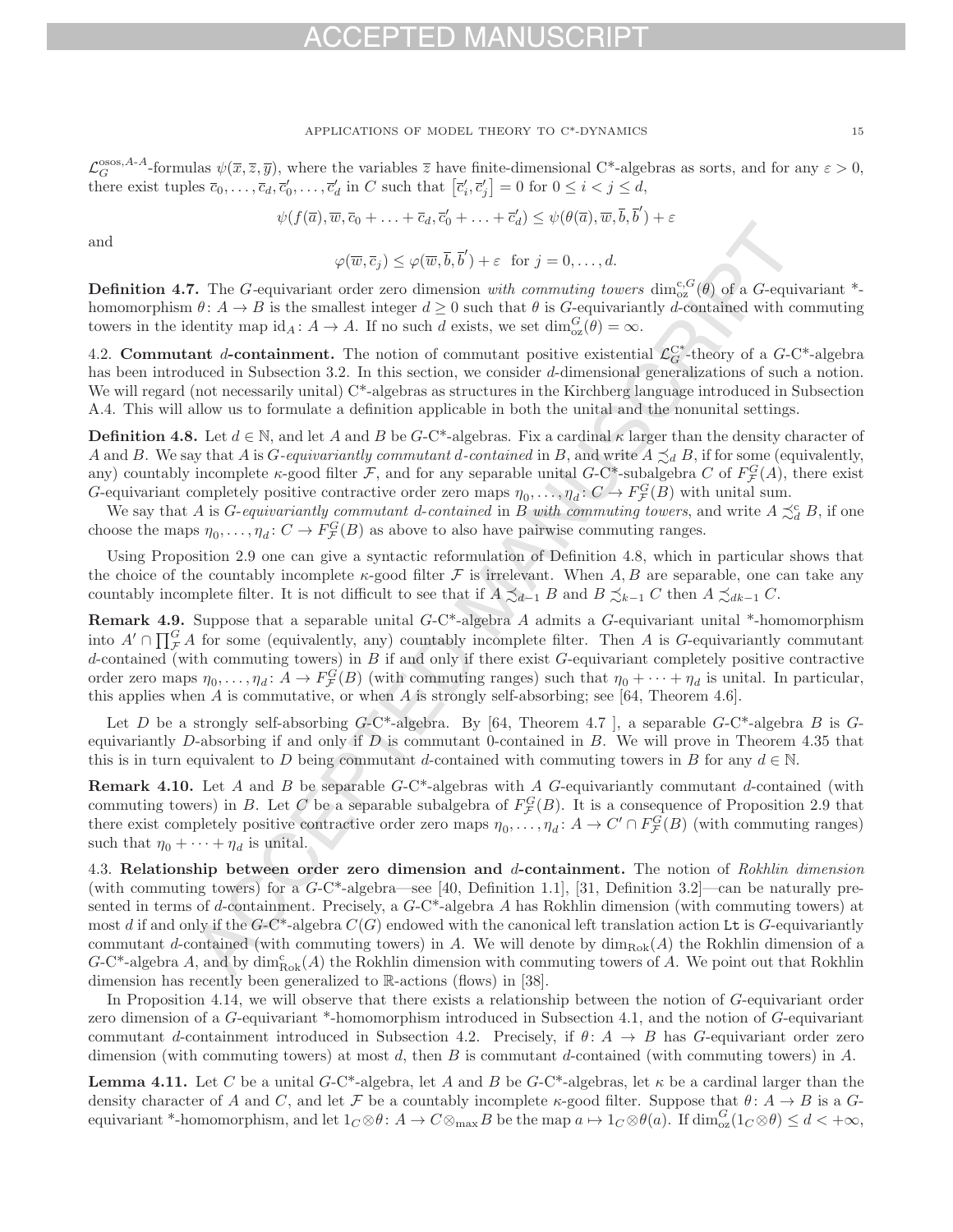$\mathcal{L}_G^{\mathrm{osos},A\text{-}A}$-formulas $\psi(\overline{x}, \overline{z}, \overline{y})$, where the variables $\overline{z}$ have finite-dimensional C*-algebras as sorts, and for any $\varepsilon > 0$, there exist tuples $\overline{c}_0, \ldots, \overline{c}_d, \overline{c}'_0, \ldots, \overline{c}'_d$ in $C$ such that $\left[\overline{c}'_i, \overline{c}'_j\right] = 0$ for $0 \leq i < j \leq d$,

$$\psi(f(\overline{a}), \overline{w}, \overline{c}_0 + \ldots + \overline{c}_d, \overline{c}'_0 + \ldots + \overline{c}'_d) \leq \psi(\theta(\overline{a}), \overline{w}, \overline{b}, \overline{b}') + \varepsilon$$

and

$$\varphi(\overline{w}, \overline{c}_j) \leq \varphi(\overline{w}, \overline{b}, \overline{b}') + \varepsilon \quad \text{for } j = 0, \ldots, d.$$

**Definition 4.7.** The $G$-equivariant order zero dimension *with commuting towers* $\dim_{\mathrm{oz}}^{\mathrm{c},G}(\theta)$ of a $G$-equivariant *-homomorphism $\theta\colon A \to B$ is the smallest integer $d \geq 0$ such that $\theta$ is $G$-equivariantly $d$-contained with commuting towers in the identity map $\mathrm{id}_A\colon A \to A$. If no such $d$ exists, we set $\dim_{\mathrm{oz}}^G(\theta) = \infty$.

4.2. **Commutant $d$-containment.** The notion of commutant positive existential $\mathcal{L}_G^{\mathrm{C}^*}$-theory of a $G$-C*-algebra has been introduced in Subsection 3.2. In this section, we consider $d$-dimensional generalizations of such a notion. We will regard (not necessarily unital) C*-algebras as structures in the Kirchberg language introduced in Subsection A.4. This will allow us to formulate a definition applicable in both the unital and the nonunital settings.

**Definition 4.8.** Let $d \in \mathbb{N}$, and let $A$ and $B$ be $G$-C*-algebras. Fix a cardinal $\kappa$ larger than the density character of $A$ and $B$. We say that $A$ is *$G$-equivariantly commutant $d$-contained* in $B$, and write $A \precsim_d B$, if for some (equivalently, any) countably incomplete $\kappa$-good filter $\mathcal{F}$, and for any separable unital $G$-C*-subalgebra $C$ of $F_{\mathcal{F}}^G(A)$, there exist $G$-equivariant completely positive contractive order zero maps $\eta_0, \ldots, \eta_d\colon C \to F_{\mathcal{F}}^G(B)$ with unital sum.

We say that $A$ is *$G$-equivariantly commutant $d$-contained* in $B$ *with commuting towers*, and write $A \precsim_d^{\mathrm{c}} B$, if one choose the maps $\eta_0, \ldots, \eta_d\colon C \to F_{\mathcal{F}}^G(B)$ as above to also have pairwise commuting ranges.

Using Proposition 2.9 one can give a syntactic reformulation of Definition 4.8, which in particular shows that the choice of the countably incomplete $\kappa$-good filter $\mathcal{F}$ is irrelevant. When $A, B$ are separable, one can take any countably incomplete filter. It is not difficult to see that if $A \precsim_{d-1} B$ and $B \precsim_{k-1} C$ then $A \precsim_{dk-1} C$.

**Remark 4.9.** Suppose that a separable unital $G$-C*-algebra $A$ admits a $G$-equivariant unital *-homomorphism into $A' \cap \prod_{\mathcal{F}}^G A$ for some (equivalently, any) countably incomplete filter. Then $A$ is $G$-equivariantly commutant $d$-contained (with commuting towers) in $B$ if and only if there exist $G$-equivariant completely positive contractive order zero maps $\eta_0, \ldots, \eta_d\colon A \to F_{\mathcal{F}}^G(B)$ (with commuting ranges) such that $\eta_0 + \cdots + \eta_d$ is unital. In particular, this applies when $A$ is commutative, or when $A$ is strongly self-absorbing; see [64, Theorem 4.6].

Let $D$ be a strongly self-absorbing $G$-C*-algebra. By [64, Theorem 4.7 ], a separable $G$-C*-algebra $B$ is $G$-equivariantly $D$-absorbing if and only if $D$ is commutant 0-contained in $B$. We will prove in Theorem 4.35 that this is in turn equivalent to $D$ being commutant $d$-contained with commuting towers in $B$ for any $d \in \mathbb{N}$.

**Remark 4.10.** Let $A$ and $B$ be separable $G$-C*-algebras with $A$ $G$-equivariantly commutant $d$-contained (with commuting towers) in $B$. Let $C$ be a separable subalgebra of $F_{\mathcal{F}}^G(B)$. It is a consequence of Proposition 2.9 that there exist completely positive contractive order zero maps $\eta_0, \ldots, \eta_d\colon A \to C' \cap F_{\mathcal{F}}^G(B)$ (with commuting ranges) such that $\eta_0 + \cdots + \eta_d$ is unital.

4.3. **Relationship between order zero dimension and $d$-containment.** The notion of *Rokhlin dimension* (with commuting towers) for a $G$-C*-algebra—see [40, Definition 1.1], [31, Definition 3.2]—can be naturally presented in terms of $d$-containment. Precisely, a $G$-C*-algebra $A$ has Rokhlin dimension (with commuting towers) at most $d$ if and only if the $G$-C*-algebra $C(G)$ endowed with the canonical left translation action Lt is $G$-equivariantly commutant $d$-contained (with commuting towers) in $A$. We will denote by $\dim_{\mathrm{Rok}}(A)$ the Rokhlin dimension of a $G$-C*-algebra $A$, and by $\dim_{\mathrm{Rok}}^{\mathrm{c}}(A)$ the Rokhlin dimension with commuting towers of $A$. We point out that Rokhlin dimension has recently been generalized to $\mathbb{R}$-actions (flows) in [38].

In Proposition 4.14, we will observe that there exists a relationship between the notion of $G$-equivariant order zero dimension of a $G$-equivariant *-homomorphism introduced in Subsection 4.1, and the notion of $G$-equivariant commutant $d$-containment introduced in Subsection 4.2. Precisely, if $\theta\colon A \to B$ has $G$-equivariant order zero dimension (with commuting towers) at most $d$, then $B$ is commutant $d$-contained (with commuting towers) in $A$.

**Lemma 4.11.** Let $C$ be a unital $G$-C*-algebra, let $A$ and $B$ be $G$-C*-algebras, let $\kappa$ be a cardinal larger than the density character of $A$ and $C$, and let $\mathcal{F}$ be a countably incomplete $\kappa$-good filter. Suppose that $\theta\colon A \to B$ is a $G$-equivariant *-homomorphism, and let $1_C \otimes \theta\colon A \to C \otimes_{\max} B$ be the map $a \mapsto 1_C \otimes \theta(a)$. If $\dim_{\mathrm{oz}}^G(1_C \otimes \theta) \leq d < +\infty$,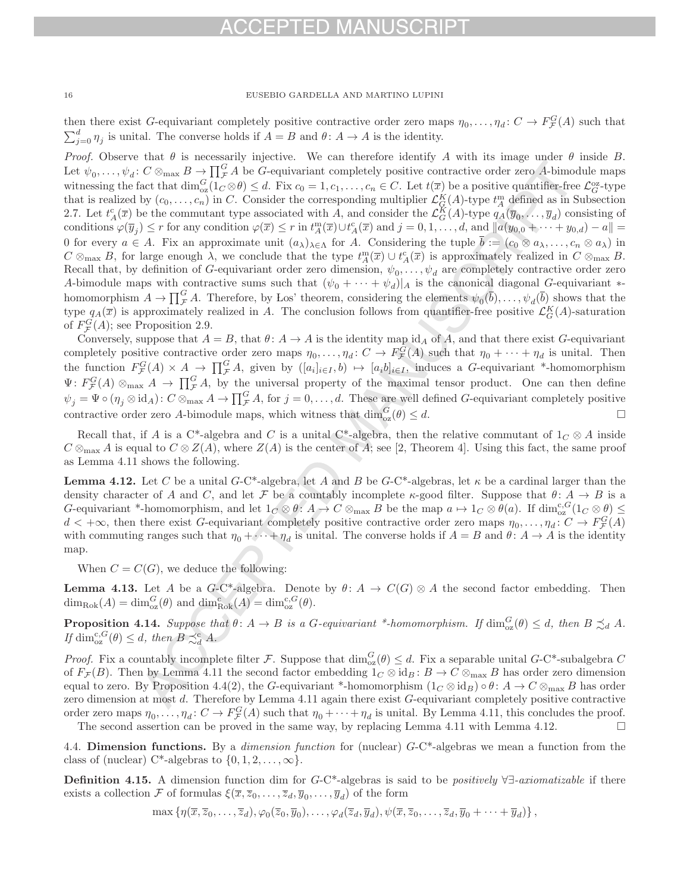then there exist $G$-equivariant completely positive contractive order zero maps $\eta_0, \ldots, \eta_d \colon C \to F^G_{\mathcal{F}}(A)$ such that $\sum_{j=0}^d \eta_j$ is unital. The converse holds if $A = B$ and $\theta \colon A \to A$ is the identity.

*Proof.* Observe that $\theta$ is necessarily injective. We can therefore identify $A$ with its image under $\theta$ inside $B$. Let $\psi_0, \ldots, \psi_d \colon C \otimes_{\max} B \to \prod^G_{\mathcal{F}} A$ be $G$-equivariant completely positive contractive order zero $A$-bimodule maps witnessing the fact that $\dim^G_{\mathrm{oz}}(1_C \otimes \theta) \leq d$. Fix $c_0 = 1, c_1, \ldots, c_n \in C$. Let $t(\overline{x})$ be a positive quantifier-free $\mathcal{L}^{\mathrm{oz}}_G$-type that is realized by $(c_0, \ldots, c_n)$ in $C$. Consider the corresponding multiplier $\mathcal{L}^K_G(A)$-type $t^{\mathrm{m}}_A$ defined as in Subsection 2.7. Let $t^{\mathrm{c}}_A(\overline{x})$ be the commutant type associated with $A$, and consider the $\mathcal{L}^K_G(A)$-type $q_A(\overline{y}_0, \ldots, \overline{y}_d)$ consisting of conditions $\varphi(\overline{y}_j) \leq r$ for any condition $\varphi(\overline{x}) \leq r$ in $t^{\mathrm{m}}_A(\overline{x}) \cup t^{\mathrm{c}}_A(\overline{x})$ and $j = 0, 1, \ldots, d$, and $\|a(y_{0,0} + \cdots + y_{0,d}) - a\| = 0$ for every $a \in A$. Fix an approximate unit $(a_\lambda)_{\lambda \in \Lambda}$ for $A$. Considering the tuple $\overline{b} := (c_0 \otimes a_\lambda, \ldots, c_n \otimes a_\lambda)$ in $C \otimes_{\max} B$, for large enough $\lambda$, we conclude that the type $t^{\mathrm{m}}_A(\overline{x}) \cup t^{\mathrm{c}}_A(\overline{x})$ is approximately realized in $C \otimes_{\max} B$. Recall that, by definition of $G$-equivariant order zero dimension, $\psi_0, \ldots, \psi_d$ are completely contractive order zero $A$-bimodule maps with contractive sums such that $(\psi_0 + \cdots + \psi_d)|_A$ is the canonical diagonal $G$-equivariant $*$-homomorphism $A \to \prod^G_{\mathcal{F}} A$. Therefore, by Łos' theorem, considering the elements $\psi_0(\overline{b}), \ldots, \psi_d(\overline{b})$ shows that the type $q_A(\overline{x})$ is approximately realized in $A$. The conclusion follows from quantifier-free positive $\mathcal{L}^K_G(A)$-saturation of $F^G_{\mathcal{F}}(A)$; see Proposition 2.9.

Conversely, suppose that $A = B$, that $\theta \colon A \to A$ is the identity map $\mathrm{id}_A$ of $A$, and that there exist $G$-equivariant completely positive contractive order zero maps $\eta_0, \ldots, \eta_d \colon C \to F^G_{\mathcal{F}}(A)$ such that $\eta_0 + \cdots + \eta_d$ is unital. Then the function $F^G_{\mathcal{F}}(A) \times A \to \prod^G_{\mathcal{F}} A$, given by $([a_i]_{i \in I}, b) \mapsto [a_i b]_{i \in I}$, induces a $G$-equivariant *-homomorphism $\Psi \colon F^G_{\mathcal{F}}(A) \otimes_{\max} A \to \prod^G_{\mathcal{F}} A$, by the universal property of the maximal tensor product. One can then define $\psi_j = \Psi \circ (\eta_j \otimes \mathrm{id}_A) \colon C \otimes_{\max} A \to \prod^G_{\mathcal{F}} A$, for $j = 0, \ldots, d$. These are well defined $G$-equivariant completely positive contractive order zero $A$-bimodule maps, which witness that $\dim^G_{\mathrm{oz}}(\theta) \leq d$. $\square$

Recall that, if $A$ is a C*-algebra and $C$ is a unital C*-algebra, then the relative commutant of $1_C \otimes A$ inside $C \otimes_{\max} A$ is equal to $C \otimes Z(A)$, where $Z(A)$ is the center of $A$; see [2, Theorem 4]. Using this fact, the same proof as Lemma 4.11 shows the following.

**Lemma 4.12.** Let $C$ be a unital $G$-C*-algebra, let $A$ and $B$ be $G$-C*-algebras, let $\kappa$ be a cardinal larger than the density character of $A$ and $C$, and let $\mathcal{F}$ be a countably incomplete $\kappa$-good filter. Suppose that $\theta \colon A \to B$ is a $G$-equivariant *-homomorphism, and let $1_C \otimes \theta \colon A \to C \otimes_{\max} B$ be the map $a \mapsto 1_C \otimes \theta(a)$. If $\dim^{\mathrm{c},G}_{\mathrm{oz}}(1_C \otimes \theta) \leq d < +\infty$, then there exist $G$-equivariant completely positive contractive order zero maps $\eta_0, \ldots, \eta_d \colon C \to F^G_{\mathcal{F}}(A)$ with commuting ranges such that $\eta_0 + \cdots + \eta_d$ is unital. The converse holds if $A = B$ and $\theta \colon A \to A$ is the identity map.

When $C = C(G)$, we deduce the following:

**Lemma 4.13.** Let $A$ be a $G$-C*-algebra. Denote by $\theta \colon A \to C(G) \otimes A$ the second factor embedding. Then $\dim_{\mathrm{Rok}}(A) = \dim^G_{\mathrm{oz}}(\theta)$ and $\dim^{\mathrm{c}}_{\mathrm{Rok}}(A) = \dim^{\mathrm{c},G}_{\mathrm{oz}}(\theta)$.

**Proposition 4.14.** *Suppose that $\theta \colon A \to B$ is a $G$-equivariant *-homomorphism. If $\dim^G_{\mathrm{oz}}(\theta) \leq d$, then $B \precsim_d A$. If $\dim^{\mathrm{c},G}_{\mathrm{oz}}(\theta) \leq d$, then $B \precsim^{\mathrm{c}}_d A$.*

*Proof.* Fix a countably incomplete filter $\mathcal{F}$. Suppose that $\dim^G_{\mathrm{oz}}(\theta) \leq d$. Fix a separable unital $G$-C*-subalgebra $C$ of $F_{\mathcal{F}}(B)$. Then by Lemma 4.11 the second factor embedding $1_C \otimes \mathrm{id}_B \colon B \to C \otimes_{\max} B$ has order zero dimension equal to zero. By Proposition 4.4(2), the $G$-equivariant *-homomorphism $(1_C \otimes \mathrm{id}_B) \circ \theta \colon A \to C \otimes_{\max} B$ has order zero dimension at most $d$. Therefore by Lemma 4.11 again there exist $G$-equivariant completely positive contractive order zero maps $\eta_0, \ldots, \eta_d \colon C \to F^G_{\mathcal{F}}(A)$ such that $\eta_0 + \cdots + \eta_d$ is unital. By Lemma 4.11, this concludes the proof.

The second assertion can be proved in the same way, by replacing Lemma 4.11 with Lemma 4.12. $\square$

## 4.4. Dimension functions.

By a *dimension function* for (nuclear) $G$-C*-algebras we mean a function from the class of (nuclear) C*-algebras to $\{0, 1, 2, \ldots, \infty\}$.

**Definition 4.15.** A dimension function dim for $G$-C*-algebras is said to be *positively* $\forall\exists$*-axiomatizable* if there exists a collection $\mathcal{F}$ of formulas $\xi(\overline{x}, \overline{z}_0, \ldots, \overline{z}_d, \overline{y}_0, \ldots, \overline{y}_d)$ of the form

$$\max\left\{\eta(\overline{x}, \overline{z}_0, \ldots, \overline{z}_d), \varphi_0(\overline{z}_0, \overline{y}_0), \ldots, \varphi_d(\overline{z}_d, \overline{y}_d), \psi(\overline{x}, \overline{z}_0, \ldots, \overline{z}_d, \overline{y}_0 + \cdots + \overline{y}_d)\right\},$$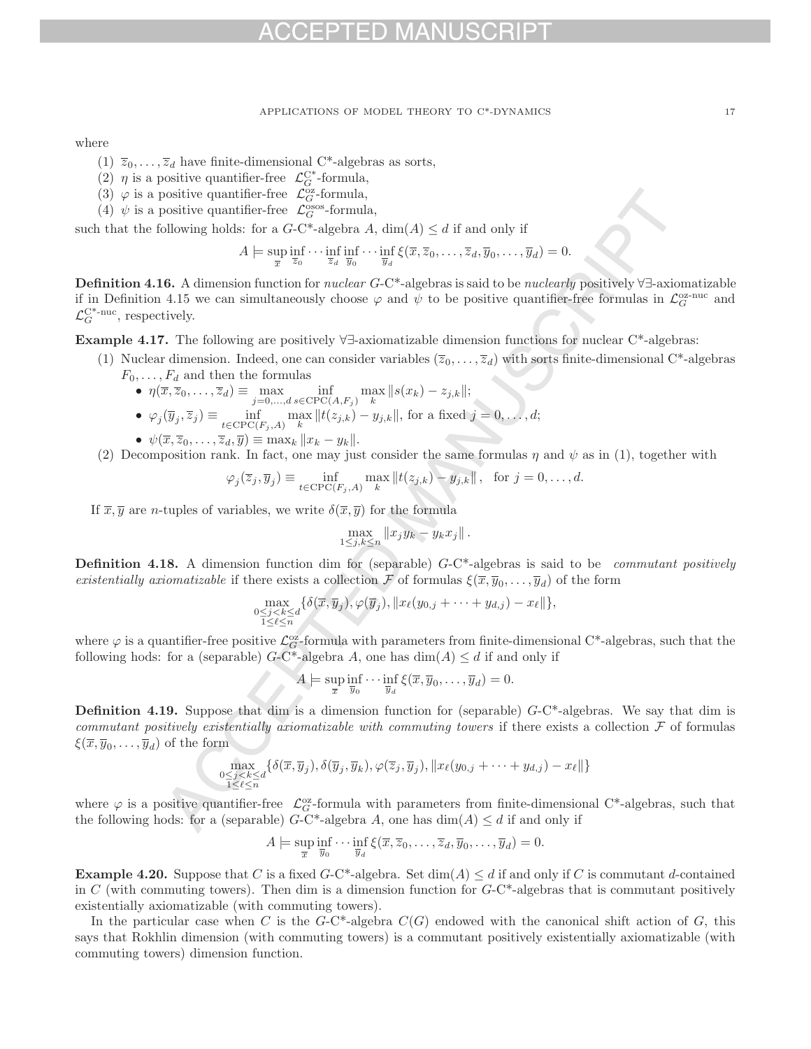where

(1) $\overline{z}_0, \ldots, \overline{z}_d$ have finite-dimensional C*-algebras as sorts,
(2) $\eta$ is a positive quantifier-free $\mathcal{L}_G^{\mathrm{C}^*}$-formula,
(3) $\varphi$ is a positive quantifier-free $\mathcal{L}_G^{\mathrm{oz}}$-formula,
(4) $\psi$ is a positive quantifier-free $\mathcal{L}_G^{\mathrm{osos}}$-formula,

such that the following holds: for a $G$-C*-algebra $A$, $\dim(A) \leq d$ if and only if

$$A \models \sup_{\overline{x}} \inf_{\overline{z}_0} \cdots \inf_{\overline{z}_d} \inf_{\overline{y}_0} \cdots \inf_{\overline{y}_d} \xi(\overline{x}, \overline{z}_0, \ldots, \overline{z}_d, \overline{y}_0, \ldots, \overline{y}_d) = 0.$$

**Definition 4.16.** A dimension function for *nuclear* $G$-C*-algebras is said to be *nuclearly* positively $\forall\exists$-axiomatizable if in Definition 4.15 we can simultaneously choose $\varphi$ and $\psi$ to be positive quantifier-free formulas in $\mathcal{L}_G^{\mathrm{oz\text{-}nuc}}$ and $\mathcal{L}_G^{\mathrm{C}^*\text{-nuc}}$, respectively.

**Example 4.17.** The following are positively $\forall\exists$-axiomatizable dimension functions for nuclear C*-algebras:

(1) Nuclear dimension. Indeed, one can consider variables $(\overline{z}_0, \ldots, \overline{z}_d)$ with sorts finite-dimensional C*-algebras $F_0, \ldots, F_d$ and then the formulas
   - $\eta(\overline{x}, \overline{z}_0, \ldots, \overline{z}_d) \equiv \max_{j=0,\ldots,d} \inf_{s \in \mathrm{CPC}(A,F_j)} \max_k \|s(x_k) - z_{j,k}\|$;
   - $\varphi_j(\overline{y}_j, \overline{z}_j) \equiv \inf_{t \in \mathrm{CPC}(F_j,A)} \max_k \|t(z_{j,k}) - y_{j,k}\|$, for a fixed $j = 0, \ldots, d$;
   - $\psi(\overline{x}, \overline{z}_0, \ldots, \overline{z}_d, \overline{y}) \equiv \max_k \|x_k - y_k\|$.

(2) Decomposition rank. In fact, one may just consider the same formulas $\eta$ and $\psi$ as in (1), together with

$$\varphi_j(\overline{z}_j, \overline{y}_j) \equiv \inf_{t \in \mathrm{CPC}(F_j,A)} \max_k \|t(z_{j,k}) - y_{j,k}\|, \quad \text{for } j = 0, \ldots, d.$$

If $\overline{x}, \overline{y}$ are $n$-tuples of variables, we write $\delta(\overline{x}, \overline{y})$ for the formula

$$\max_{1 \leq j,k \leq n} \|x_j y_k - y_k x_j\|.$$

**Definition 4.18.** A dimension function dim for (separable) $G$-C*-algebras is said to be *commutant positively existentially axiomatizable* if there exists a collection $\mathcal{F}$ of formulas $\xi(\overline{x}, \overline{y}_0, \ldots, \overline{y}_d)$ of the form

$$\max_{\substack{0 \leq j < k \leq d \\ 1 \leq \ell \leq n}} \{\delta(\overline{x}, \overline{y}_j), \varphi(\overline{y}_j), \|x_\ell(y_{0,j} + \cdots + y_{d,j}) - x_\ell\|\},$$

where $\varphi$ is a quantifier-free positive $\mathcal{L}_G^{\mathrm{oz}}$-formula with parameters from finite-dimensional C*-algebras, such that the following hods: for a (separable) $G$-C*-algebra $A$, one has $\dim(A) \leq d$ if and only if

$$A \models \sup_{\overline{x}} \inf_{\overline{y}_0} \cdots \inf_{\overline{y}_d} \xi(\overline{x}, \overline{y}_0, \ldots, \overline{y}_d) = 0.$$

**Definition 4.19.** Suppose that dim is a dimension function for (separable) $G$-C*-algebras. We say that dim is *commutant positively existentially axiomatizable with commuting towers* if there exists a collection $\mathcal{F}$ of formulas $\xi(\overline{x}, \overline{y}_0, \ldots, \overline{y}_d)$ of the form

$$\max_{\substack{0 \leq j < k \leq d \\ 1 \leq \ell \leq n}} \{\delta(\overline{x}, \overline{y}_j), \delta(\overline{y}_j, \overline{y}_k), \varphi(\overline{z}_j, \overline{y}_j), \|x_\ell(y_{0,j} + \cdots + y_{d,j}) - x_\ell\|\}$$

where $\varphi$ is a positive quantifier-free $\mathcal{L}_G^{\mathrm{oz}}$-formula with parameters from finite-dimensional C*-algebras, such that the following hods: for a (separable) $G$-C*-algebra $A$, one has $\dim(A) \leq d$ if and only if

$$A \models \sup_{\overline{x}} \inf_{\overline{y}_0} \cdots \inf_{\overline{y}_d} \xi(\overline{x}, \overline{z}_0, \ldots, \overline{z}_d, \overline{y}_0, \ldots, \overline{y}_d) = 0.$$

**Example 4.20.** Suppose that $C$ is a fixed $G$-C*-algebra. Set $\dim(A) \leq d$ if and only if $C$ is commutant $d$-contained in $C$ (with commuting towers). Then dim is a dimension function for $G$-C*-algebras that is commutant positively existentially axiomatizable (with commuting towers).

In the particular case when $C$ is the $G$-C*-algebra $C(G)$ endowed with the canonical shift action of $G$, this says that Rokhlin dimension (with commuting towers) is a commutant positively existentially axiomatizable (with commuting towers) dimension function.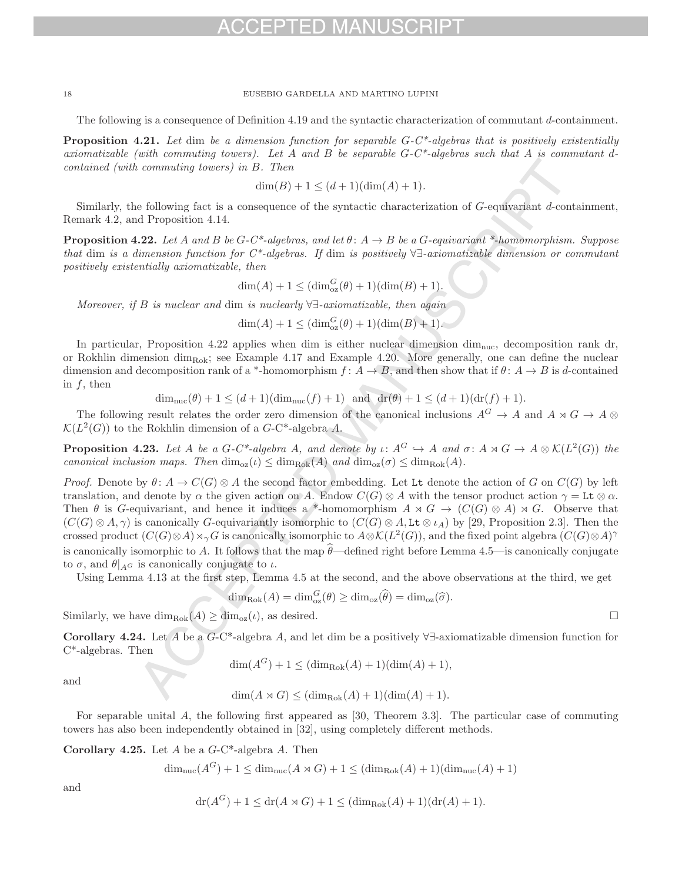The following is a consequence of Definition 4.19 and the syntactic characterization of commutant $d$-containment.

**Proposition 4.21.** *Let* dim *be a dimension function for separable $G$-C\*-algebras that is positively existentially axiomatizable (with commuting towers). Let $A$ and $B$ be separable $G$-C\*-algebras such that $A$ is commutant $d$-contained (with commuting towers) in $B$. Then*

$$\dim(B) + 1 \leq (d+1)(\dim(A)+1).$$

Similarly, the following fact is a consequence of the syntactic characterization of $G$-equivariant $d$-containment, Remark 4.2, and Proposition 4.14.

**Proposition 4.22.** *Let $A$ and $B$ be $G$-C\*-algebras, and let $\theta\colon A \to B$ be a $G$-equivariant \*-homomorphism. Suppose that* dim *is a dimension function for C\*-algebras. If* dim *is positively ∀∃-axiomatizable dimension or commutant positively existentially axiomatizable, then*

$$\dim(A) + 1 \leq (\dim_{\mathrm{oz}}^G(\theta)+1)(\dim(B)+1).$$

*Moreover, if $B$ is nuclear and* dim *is nuclearly ∀∃-axiomatizable, then again*

$$\dim(A) + 1 \leq (\dim_{\mathrm{oz}}^G(\theta)+1)(\dim(B)+1).$$

In particular, Proposition 4.22 applies when dim is either nuclear dimension $\dim_{\mathrm{nuc}}$, decomposition rank dr, or Rokhlin dimension $\dim_{\mathrm{Rok}}$; see Example 4.17 and Example 4.20. More generally, one can define the nuclear dimension and decomposition rank of a \*-homomorphism $f\colon A \to B$, and then show that if $\theta\colon A \to B$ is $d$-contained in $f$, then

$$\dim_{\mathrm{nuc}}(\theta)+1 \leq (d+1)(\dim_{\mathrm{nuc}}(f)+1) \quad \text{and} \quad \mathrm{dr}(\theta)+1 \leq (d+1)(\mathrm{dr}(f)+1).$$

The following result relates the order zero dimension of the canonical inclusions $A^G \to A$ and $A \rtimes G \to A \otimes \mathcal{K}(L^2(G))$ to the Rokhlin dimension of a $G$-C\*-algebra $A$.

**Proposition 4.23.** *Let $A$ be a $G$-C\*-algebra $A$, and denote by $\iota\colon A^G \hookrightarrow A$ and $\sigma\colon A \rtimes G \to A \otimes \mathcal{K}(L^2(G))$ the canonical inclusion maps. Then $\dim_{\mathrm{oz}}(\iota) \leq \dim_{\mathrm{Rok}}(A)$ and $\dim_{\mathrm{oz}}(\sigma) \leq \dim_{\mathrm{Rok}}(A)$.*

*Proof.* Denote by $\theta\colon A \to C(G)\otimes A$ the second factor embedding. Let $\mathtt{Lt}$ denote the action of $G$ on $C(G)$ by left translation, and denote by $\alpha$ the given action on $A$. Endow $C(G)\otimes A$ with the tensor product action $\gamma = \mathtt{Lt}\otimes\alpha$. Then $\theta$ is $G$-equivariant, and hence it induces a \*-homomorphism $A \rtimes G \to (C(G)\otimes A)\rtimes G$. Observe that $(C(G)\otimes A, \gamma)$ is canonically $G$-equivariantly isomorphic to $(C(G)\otimes A, \mathtt{Lt}\otimes \iota_A)$ by [29, Proposition 2.3]. Then the crossed product $(C(G)\otimes A)\rtimes_\gamma G$ is canonically isomorphic to $A\otimes\mathcal{K}(L^2(G))$, and the fixed point algebra $(C(G)\otimes A)^\gamma$ is canonically isomorphic to $A$. It follows that the map $\widehat{\theta}$—defined right before Lemma 4.5—is canonically conjugate to $\sigma$, and $\theta|_{A^G}$ is canonically conjugate to $\iota$.

Using Lemma 4.13 at the first step, Lemma 4.5 at the second, and the above observations at the third, we get

$$\dim_{\mathrm{Rok}}(A) = \dim_{\mathrm{oz}}^G(\theta) \geq \dim_{\mathrm{oz}}(\widehat{\theta}) = \dim_{\mathrm{oz}}(\widehat{\sigma}).$$

Similarly, we have $\dim_{\mathrm{Rok}}(A) \geq \dim_{\mathrm{oz}}(\iota)$, as desired. □

**Corollary 4.24.** Let $A$ be a $G$-C\*-algebra $A$, and let dim be a positively ∀∃-axiomatizable dimension function for C\*-algebras. Then

$$\dim(A^G) + 1 \leq (\dim_{\mathrm{Rok}}(A)+1)(\dim(A)+1),$$

and

$$\dim(A \rtimes G) \leq (\dim_{\mathrm{Rok}}(A)+1)(\dim(A)+1).$$

For separable unital $A$, the following first appeared as [30, Theorem 3.3]. The particular case of commuting towers has also been independently obtained in [32], using completely different methods.

**Corollary 4.25.** Let $A$ be a $G$-C\*-algebra $A$. Then

$$\dim_{\mathrm{nuc}}(A^G)+1 \leq \dim_{\mathrm{nuc}}(A\rtimes G)+1 \leq (\dim_{\mathrm{Rok}}(A)+1)(\dim_{\mathrm{nuc}}(A)+1)$$

and

$$\mathrm{dr}(A^G)+1 \leq \mathrm{dr}(A\rtimes G)+1 \leq (\dim_{\mathrm{Rok}}(A)+1)(\mathrm{dr}(A)+1).$$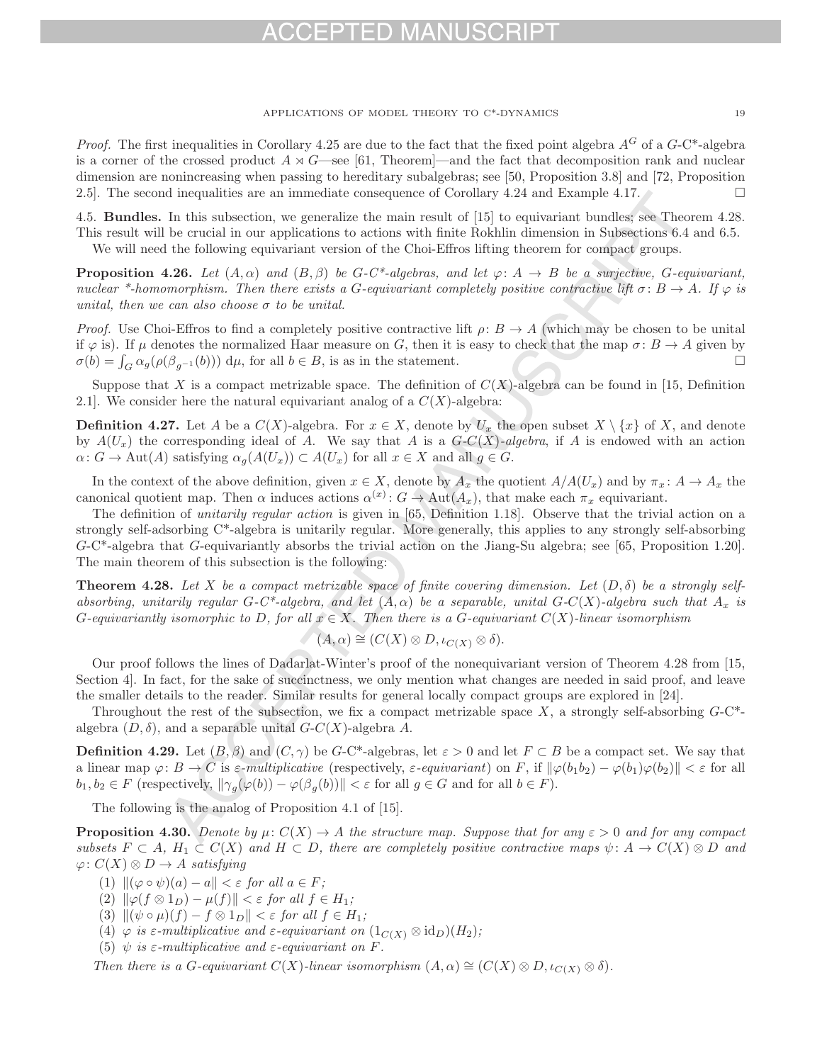*Proof.* The first inequalities in Corollary 4.25 are due to the fact that the fixed point algebra $A^G$ of a $G$-C*-algebra is a corner of the crossed product $A \rtimes G$—see [61, Theorem]—and the fact that decomposition rank and nuclear dimension are nonincreasing when passing to hereditary subalgebras; see [50, Proposition 3.8] and [72, Proposition 2.5]. The second inequalities are an immediate consequence of Corollary 4.24 and Example 4.17. □

4.5. **Bundles.** In this subsection, we generalize the main result of [15] to equivariant bundles; see Theorem 4.28. This result will be crucial in our applications to actions with finite Rokhlin dimension in Subsections 6.4 and 6.5.

We will need the following equivariant version of the Choi-Effros lifting theorem for compact groups.

**Proposition 4.26.** *Let $(A, \alpha)$ and $(B, \beta)$ be $G$-C\*-algebras, and let $\varphi\colon A \to B$ be a surjective, $G$-equivariant, nuclear \*-homomorphism. Then there exists a $G$-equivariant completely positive contractive lift $\sigma\colon B \to A$. If $\varphi$ is unital, then we can also choose $\sigma$ to be unital.*

*Proof.* Use Choi-Effros to find a completely positive contractive lift $\rho\colon B \to A$ (which may be chosen to be unital if $\varphi$ is). If $\mu$ denotes the normalized Haar measure on $G$, then it is easy to check that the map $\sigma\colon B \to A$ given by $\sigma(b) = \int_G \alpha_g(\rho(\beta_{g^{-1}}(b)))\, \mathrm{d}\mu$, for all $b \in B$, is as in the statement. □

Suppose that $X$ is a compact metrizable space. The definition of $C(X)$-algebra can be found in [15, Definition 2.1]. We consider here the natural equivariant analog of a $C(X)$-algebra:

**Definition 4.27.** Let $A$ be a $C(X)$-algebra. For $x \in X$, denote by $U_x$ the open subset $X \setminus \{x\}$ of $X$, and denote by $A(U_x)$ the corresponding ideal of $A$. We say that $A$ is a *$G$-$C(X)$-algebra*, if $A$ is endowed with an action $\alpha\colon G \to \mathrm{Aut}(A)$ satisfying $\alpha_g(A(U_x)) \subset A(U_x)$ for all $x \in X$ and all $g \in G$.

In the context of the above definition, given $x \in X$, denote by $A_x$ the quotient $A/A(U_x)$ and by $\pi_x\colon A \to A_x$ the canonical quotient map. Then $\alpha$ induces actions $\alpha^{(x)}\colon G \to \mathrm{Aut}(A_x)$, that make each $\pi_x$ equivariant.

The definition of *unitarily regular action* is given in [65, Definition 1.18]. Observe that the trivial action on a strongly self-adsorbing C\*-algebra is unitarily regular. More generally, this applies to any strongly self-absorbing $G$-C\*-algebra that $G$-equivariantly absorbs the trivial action on the Jiang-Su algebra; see [65, Proposition 1.20]. The main theorem of this subsection is the following:

**Theorem 4.28.** *Let $X$ be a compact metrizable space of finite covering dimension. Let $(D, \delta)$ be a strongly self-absorbing, unitarily regular $G$-C\*-algebra, and let $(A, \alpha)$ be a separable, unital $G$-$C(X)$-algebra such that $A_x$ is $G$-equivariantly isomorphic to $D$, for all $x \in X$. Then there is a $G$-equivariant $C(X)$-linear isomorphism*

$$(A, \alpha) \cong (C(X) \otimes D, \iota_{C(X)} \otimes \delta).$$

Our proof follows the lines of Dadarlat-Winter's proof of the nonequivariant version of Theorem 4.28 from [15, Section 4]. In fact, for the sake of succinctness, we only mention what changes are needed in said proof, and leave the smaller details to the reader. Similar results for general locally compact groups are explored in [24].

Throughout the rest of the subsection, we fix a compact metrizable space $X$, a strongly self-absorbing $G$-C\*-algebra $(D, \delta)$, and a separable unital $G$-$C(X)$-algebra $A$.

**Definition 4.29.** Let $(B, \beta)$ and $(C, \gamma)$ be $G$-C\*-algebras, let $\varepsilon > 0$ and let $F \subset B$ be a compact set. We say that a linear map $\varphi\colon B \to C$ is *$\varepsilon$-multiplicative* (respectively, *$\varepsilon$-equivariant*) on $F$, if $\|\varphi(b_1 b_2) - \varphi(b_1)\varphi(b_2)\| < \varepsilon$ for all $b_1, b_2 \in F$ (respectively, $\|\gamma_g(\varphi(b)) - \varphi(\beta_g(b))\| < \varepsilon$ for all $g \in G$ and for all $b \in F$).

The following is the analog of Proposition 4.1 of [15].

**Proposition 4.30.** *Denote by $\mu\colon C(X) \to A$ the structure map. Suppose that for any $\varepsilon > 0$ and for any compact subsets $F \subset A$, $H_1 \subset C(X)$ and $H \subset D$, there are completely positive contractive maps $\psi\colon A \to C(X) \otimes D$ and $\varphi\colon C(X) \otimes D \to A$ satisfying*

1. *$\|(\varphi \circ \psi)(a) - a\| < \varepsilon$ for all $a \in F$;*
2. *$\|\varphi(f \otimes 1_D) - \mu(f)\| < \varepsilon$ for all $f \in H_1$;*
3. *$\|(\psi \circ \mu)(f) - f \otimes 1_D\| < \varepsilon$ for all $f \in H_1$;*
4. *$\varphi$ is $\varepsilon$-multiplicative and $\varepsilon$-equivariant on $(1_{C(X)} \otimes \mathrm{id}_D)(H_2)$;*
5. *$\psi$ is $\varepsilon$-multiplicative and $\varepsilon$-equivariant on $F$.*

*Then there is a $G$-equivariant $C(X)$-linear isomorphism $(A, \alpha) \cong (C(X) \otimes D, \iota_{C(X)} \otimes \delta)$.*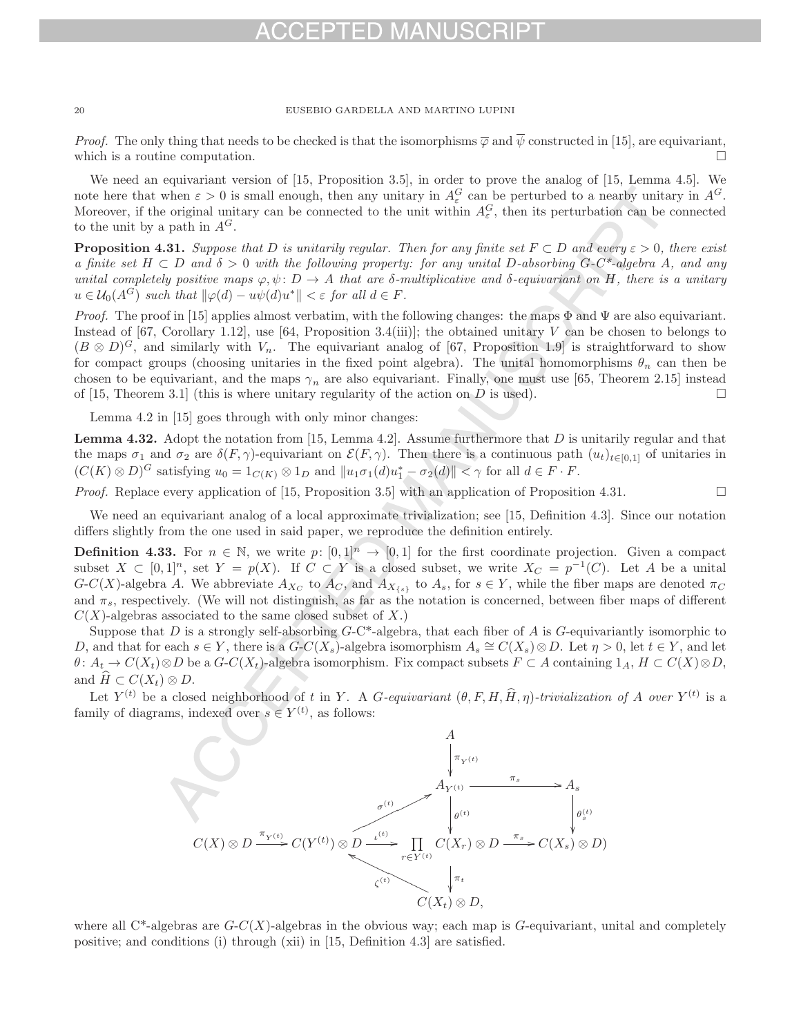*Proof.* The only thing that needs to be checked is that the isomorphisms $\overline{\varphi}$ and $\overline{\psi}$ constructed in [15], are equivariant, which is a routine computation. $\square$

We need an equivariant version of [15, Proposition 3.5], in order to prove the analog of [15, Lemma 4.5]. We note here that when $\varepsilon > 0$ is small enough, then any unitary in $A^G_\varepsilon$ can be perturbed to a nearby unitary in $A^G$. Moreover, if the original unitary can be connected to the unit within $A^G_\varepsilon$, then its perturbation can be connected to the unit by a path in $A^G$.

**Proposition 4.31.** *Suppose that $D$ is unitarily regular. Then for any finite set $F \subset D$ and every $\varepsilon > 0$, there exist a finite set $H \subset D$ and $\delta > 0$ with the following property: for any unital $D$-absorbing $G$-C\*-algebra $A$, and any unital completely positive maps $\varphi, \psi \colon D \to A$ that are $\delta$-multiplicative and $\delta$-equivariant on $H$, there is a unitary $u \in \mathcal{U}_0(A^G)$ such that $\|\varphi(d) - u\psi(d)u^*\| < \varepsilon$ for all $d \in F$.*

*Proof.* The proof in [15] applies almost verbatim, with the following changes: the maps $\Phi$ and $\Psi$ are also equivariant. Instead of [67, Corollary 1.12], use [64, Proposition 3.4(iii)]; the obtained unitary $V$ can be chosen to belongs to $(B \otimes D)^G$, and similarly with $V_n$. The equivariant analog of [67, Proposition 1.9] is straightforward to show for compact groups (choosing unitaries in the fixed point algebra). The unital homomorphisms $\theta_n$ can then be chosen to be equivariant, and the maps $\gamma_n$ are also equivariant. Finally, one must use [65, Theorem 2.15] instead of [15, Theorem 3.1] (this is where unitary regularity of the action on $D$ is used). $\square$

Lemma 4.2 in [15] goes through with only minor changes:

**Lemma 4.32.** Adopt the notation from [15, Lemma 4.2]. Assume furthermore that $D$ is unitarily regular and that the maps $\sigma_1$ and $\sigma_2$ are $\delta(F,\gamma)$-equivariant on $\mathcal{E}(F,\gamma)$. Then there is a continuous path $(u_t)_{t\in[0,1]}$ of unitaries in $(C(K) \otimes D)^G$ satisfying $u_0 = 1_{C(K)} \otimes 1_D$ and $\|u_1\sigma_1(d)u_1^* - \sigma_2(d)\| < \gamma$ for all $d \in F \cdot F$.

*Proof.* Replace every application of [15, Proposition 3.5] with an application of Proposition 4.31. $\square$

We need an equivariant analog of a local approximate trivialization; see [15, Definition 4.3]. Since our notation differs slightly from the one used in said paper, we reproduce the definition entirely.

**Definition 4.33.** For $n \in \mathbb{N}$, we write $p \colon [0,1]^n \to [0,1]$ for the first coordinate projection. Given a compact subset $X \subset [0,1]^n$, set $Y = p(X)$. If $C \subset Y$ is a closed subset, we write $X_C = p^{-1}(C)$. Let $A$ be a unital $G$-$C(X)$-algebra $A$. We abbreviate $A_{X_C}$ to $A_C$, and $A_{X_{\{s\}}}$ to $A_s$, for $s \in Y$, while the fiber maps are denoted $\pi_C$ and $\pi_s$, respectively. (We will not distinguish, as far as the notation is concerned, between fiber maps of different $C(X)$-algebras associated to the same closed subset of $X$.)

Suppose that $D$ is a strongly self-absorbing $G$-C\*-algebra, that each fiber of $A$ is $G$-equivariantly isomorphic to $D$, and that for each $s \in Y$, there is a $G$-$C(X_s)$-algebra isomorphism $A_s \cong C(X_s) \otimes D$. Let $\eta > 0$, let $t \in Y$, and let $\theta \colon A_t \to C(X_t) \otimes D$ be a $G$-$C(X_t)$-algebra isomorphism. Fix compact subsets $F \subset A$ containing $1_A$, $H \subset C(X) \otimes D$, and $\widehat{H} \subset C(X_t) \otimes D$.

Let $Y^{(t)}$ be a closed neighborhood of $t$ in $Y$. A *$G$-equivariant $(\theta, F, H, \widehat{H}, \eta)$-trivialization of $A$ over $Y^{(t)}$* is a family of diagrams, indexed over $s \in Y^{(t)}$, as follows:

$$
\begin{array}{ccccccc}
 & & & A & & & \\
 & & & \downarrow{\scriptstyle \pi_{Y^{(t)}}} & & & \\
 & & \overset{\sigma^{(t)}}{\nearrow} & A_{Y^{(t)}} & \xrightarrow{\pi_s} & A_s & \\
 & & & \downarrow{\scriptstyle \theta^{(t)}} & & \downarrow{\scriptstyle \theta_s^{(t)}} & \\
C(X) \otimes D & \xrightarrow{\pi_{Y^{(t)}}} & C(Y^{(t)}) \otimes D & \xrightarrow{\iota^{(t)}} \prod_{r \in Y^{(t)}} C(X_r) \otimes D & \xrightarrow{\pi_s} & C(X_s) \otimes D) & \\
 & & \overset{\zeta^{(t)}}{\nwarrow} & \downarrow{\scriptstyle \pi_t} & & & \\
 & & & C(X_t) \otimes D, & & &
\end{array}
$$

where all C\*-algebras are $G$-$C(X)$-algebras in the obvious way; each map is $G$-equivariant, unital and completely positive; and conditions (i) through (xii) in [15, Definition 4.3] are satisfied.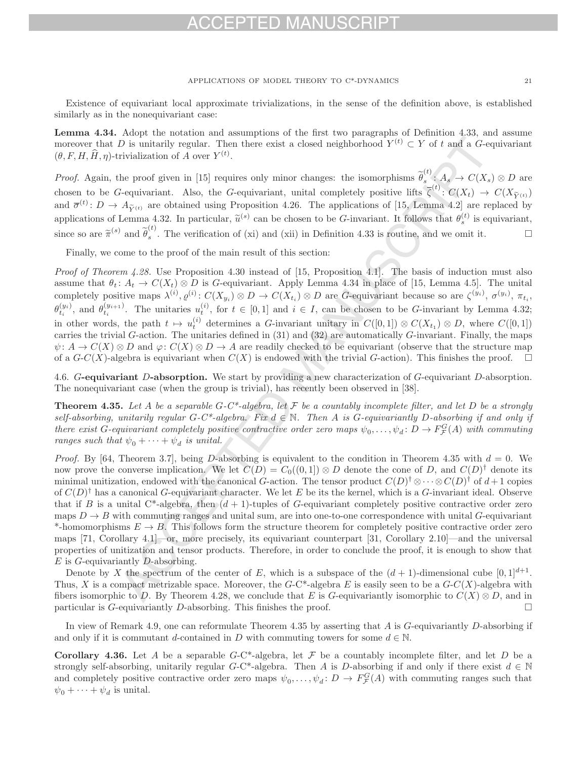Existence of equivariant local approximate trivializations, in the sense of the definition above, is established similarly as in the nonequivariant case:

**Lemma 4.34.** Adopt the notation and assumptions of the first two paragraphs of Definition 4.33, and assume moreover that $D$ is unitarily regular. Then there exist a closed neighborhood $Y^{(t)} \subset Y$ of $t$ and a $G$-equivariant $(\theta, F, H, \widehat{H}, \eta)$-trivialization of $A$ over $Y^{(t)}$.

*Proof.* Again, the proof given in [15] requires only minor changes: the isomorphisms $\widetilde{\theta}_s^{(t)}: A_s \to C(X_s) \otimes D$ are chosen to be $G$-equivariant. Also, the $G$-equivariant, unital completely positive lifts $\overline{\zeta}^{(t)}: C(X_t) \to C(X_{\widetilde{Y}^{(t)}})$ and $\overline{\sigma}^{(t)}: D \to A_{\widetilde{Y}^{(t)}}$ are obtained using Proposition 4.26. The applications of [15, Lemma 4.2] are replaced by applications of Lemma 4.32. In particular, $\widetilde{u}^{(s)}$ can be chosen to be $G$-invariant. It follows that $\theta_s^{(t)}$ is equivariant, since so are $\widetilde{\pi}^{(s)}$ and $\widetilde{\theta}_s^{(t)}$. The verification of (xi) and (xii) in Definition 4.33 is routine, and we omit it. $\square$

Finally, we come to the proof of the main result of this section:

*Proof of Theorem 4.28.* Use Proposition 4.30 instead of [15, Proposition 4.1]. The basis of induction must also assume that $\theta_t: A_t \to C(X_t) \otimes D$ is $G$-equivariant. Apply Lemma 4.34 in place of [15, Lemma 4.5]. The unital completely positive maps $\lambda^{(i)}, \varrho^{(i)}: C(X_{y_i}) \otimes D \to C(X_{t_i}) \otimes D$ are $G$-equivariant because so are $\zeta^{(y_i)}$, $\sigma^{(y_i)}$, $\pi_{t_i}$, $\theta_{t_i}^{(y_i)}$, and $\theta_{t_i}^{(y_{i+1})}$. The unitaries $u_t^{(i)}$, for $t \in [0,1]$ and $i \in I$, can be chosen to be $G$-invariant by Lemma 4.32; in other words, the path $t \mapsto u_t^{(i)}$ determines a $G$-invariant unitary in $C([0,1]) \otimes C(X_{t_1}) \otimes D$, where $C([0,1])$ carries the trivial $G$-action. The unitaries defined in (31) and (32) are automatically $G$-invariant. Finally, the maps $\psi: A \to C(X) \otimes D$ and $\varphi: C(X) \otimes D \to A$ are readily checked to be equivariant (observe that the structure map of a $G$-$C(X)$-algebra is equivariant when $C(X)$ is endowed with the trivial $G$-action). This finishes the proof. $\square$

### 4.6. $G$-equivariant $D$-absorption.

We start by providing a new characterization of $G$-equivariant $D$-absorption. The nonequivariant case (when the group is trivial), has recently been observed in [38].

**Theorem 4.35.** *Let $A$ be a separable $G$-C\*-algebra, let $\mathcal{F}$ be a countably incomplete filter, and let $D$ be a strongly self-absorbing, unitarily regular $G$-C\*-algebra. Fix $d \in \mathbb{N}$. Then $A$ is $G$-equivariantly $D$-absorbing if and only if there exist $G$-equivariant completely positive contractive order zero maps $\psi_0, \ldots, \psi_d: D \to F_{\mathcal{F}}^G(A)$ with commuting ranges such that $\psi_0 + \cdots + \psi_d$ is unital.*

*Proof.* By [64, Theorem 3.7], being $D$-absorbing is equivalent to the condition in Theorem 4.35 with $d = 0$. We now prove the converse implication. We let $C(D) = C_0((0,1]) \otimes D$ denote the cone of $D$, and $C(D)^\dagger$ denote its minimal unitization, endowed with the canonical $G$-action. The tensor product $C(D)^\dagger \otimes \cdots \otimes C(D)^\dagger$ of $d+1$ copies of $C(D)^\dagger$ has a canonical $G$-equivariant character. We let $E$ be its the kernel, which is a $G$-invariant ideal. Observe that if $B$ is a unital C\*-algebra, then $(d+1)$-tuples of $G$-equivariant completely positive contractive order zero maps $D \to B$ with commuting ranges and unital sum, are into one-to-one correspondence with unital $G$-equivariant \*-homomorphisms $E \to B$. This follows form the structure theorem for completely positive contractive order zero maps [71, Corollary 4.1]—or, more precisely, its equivariant counterpart [31, Corollary 2.10]—and the universal properties of unitization and tensor products. Therefore, in order to conclude the proof, it is enough to show that $E$ is $G$-equivariantly $D$-absorbing.

Denote by $X$ the spectrum of the center of $E$, which is a subspace of the $(d+1)$-dimensional cube $[0,1]^{d+1}$. Thus, $X$ is a compact metrizable space. Moreover, the $G$-C\*-algebra $E$ is easily seen to be a $G$-$C(X)$-algebra with fibers isomorphic to $D$. By Theorem 4.28, we conclude that $E$ is $G$-equivariantly isomorphic to $C(X) \otimes D$, and in particular is $G$-equivariantly $D$-absorbing. This finishes the proof. $\square$

In view of Remark 4.9, one can reformulate Theorem 4.35 by asserting that $A$ is $G$-equivariantly $D$-absorbing if and only if it is commutant $d$-contained in $D$ with commuting towers for some $d \in \mathbb{N}$.

**Corollary 4.36.** Let $A$ be a separable $G$-C\*-algebra, let $\mathcal{F}$ be a countably incomplete filter, and let $D$ be a strongly self-absorbing, unitarily regular $G$-C\*-algebra. Then $A$ is $D$-absorbing if and only if there exist $d \in \mathbb{N}$ and completely positive contractive order zero maps $\psi_0, \ldots, \psi_d: D \to F_{\mathcal{F}}^G(A)$ with commuting ranges such that $\psi_0 + \cdots + \psi_d$ is unital.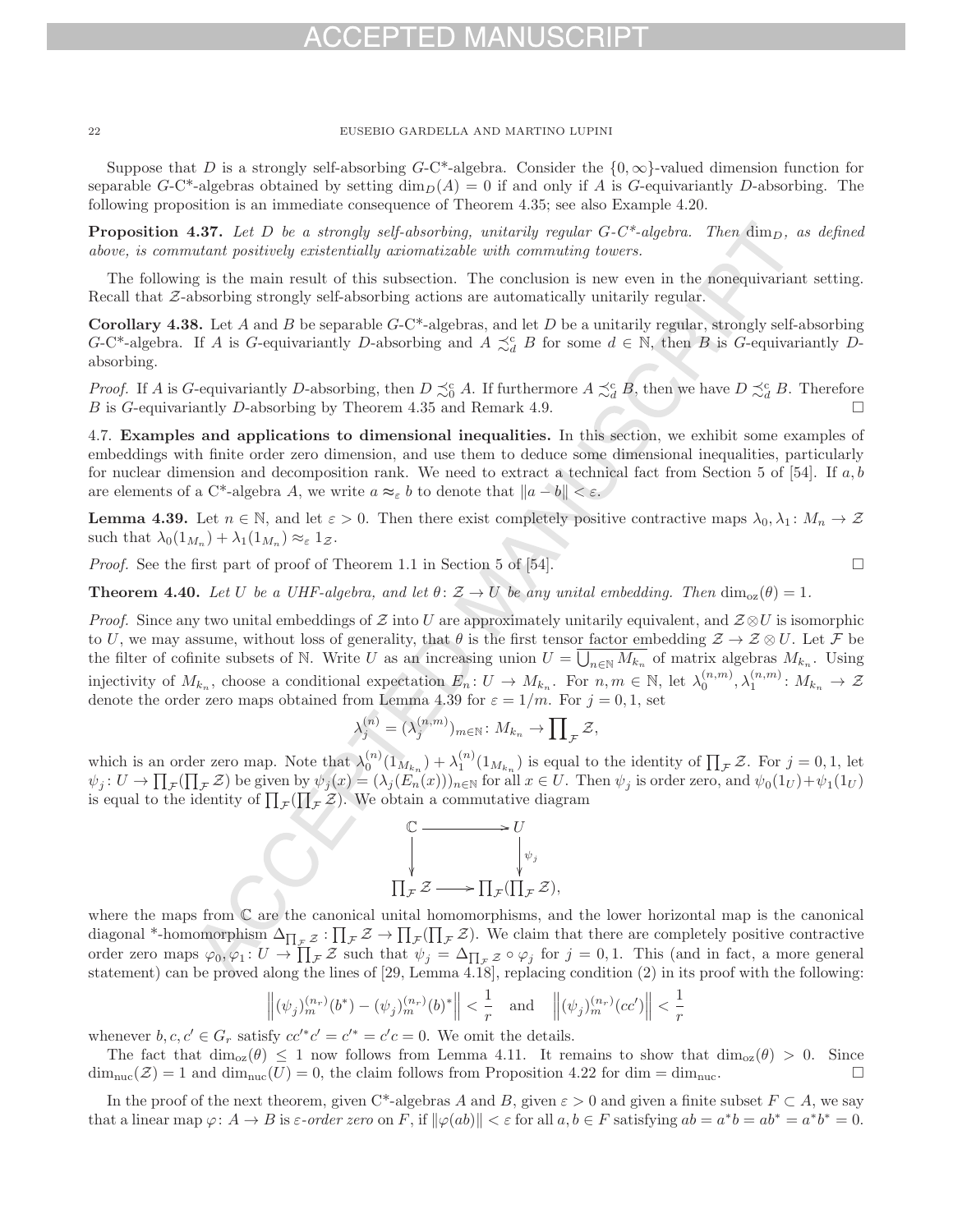Suppose that $D$ is a strongly self-absorbing $G$-C*-algebra. Consider the $\{0, \infty\}$-valued dimension function for separable $G$-C*-algebras obtained by setting $\dim_D(A) = 0$ if and only if $A$ is $G$-equivariantly $D$-absorbing. The following proposition is an immediate consequence of Theorem 4.35; see also Example 4.20.

**Proposition 4.37.** *Let $D$ be a strongly self-absorbing, unitarily regular $G$-C*-algebra. Then $\dim_D$, as defined above, is commutant positively existentially axiomatizable with commuting towers.*

The following is the main result of this subsection. The conclusion is new even in the nonequivariant setting. Recall that $\mathcal{Z}$-absorbing strongly self-absorbing actions are automatically unitarily regular.

**Corollary 4.38.** Let $A$ and $B$ be separable $G$-C*-algebras, and let $D$ be a unitarily regular, strongly self-absorbing $G$-C*-algebra. If $A$ is $G$-equivariantly $D$-absorbing and $A \precsim_d^{\mathrm{c}} B$ for some $d \in \mathbb{N}$, then $B$ is $G$-equivariantly $D$-absorbing.

*Proof.* If $A$ is $G$-equivariantly $D$-absorbing, then $D \precsim_0^{\mathrm{c}} A$. If furthermore $A \precsim_d^{\mathrm{c}} B$, then we have $D \precsim_d^{\mathrm{c}} B$. Therefore $B$ is $G$-equivariantly $D$-absorbing by Theorem 4.35 and Remark 4.9. □

4.7. **Examples and applications to dimensional inequalities.** In this section, we exhibit some examples of embeddings with finite order zero dimension, and use them to deduce some dimensional inequalities, particularly for nuclear dimension and decomposition rank. We need to extract a technical fact from Section 5 of [54]. If $a, b$ are elements of a C*-algebra $A$, we write $a \approx_\varepsilon b$ to denote that $\|a - b\| < \varepsilon$.

**Lemma 4.39.** Let $n \in \mathbb{N}$, and let $\varepsilon > 0$. Then there exist completely positive contractive maps $\lambda_0, \lambda_1 \colon M_n \to \mathcal{Z}$ such that $\lambda_0(1_{M_n}) + \lambda_1(1_{M_n}) \approx_\varepsilon 1_{\mathcal{Z}}$.

*Proof.* See the first part of proof of Theorem 1.1 in Section 5 of [54]. □

**Theorem 4.40.** *Let $U$ be a UHF-algebra, and let $\theta \colon \mathcal{Z} \to U$ be any unital embedding. Then $\dim_{\mathrm{oz}}(\theta) = 1$.*

*Proof.* Since any two unital embeddings of $\mathcal{Z}$ into $U$ are approximately unitarily equivalent, and $\mathcal{Z} \otimes U$ is isomorphic to $U$, we may assume, without loss of generality, that $\theta$ is the first tensor factor embedding $\mathcal{Z} \to \mathcal{Z} \otimes U$. Let $\mathcal{F}$ be the filter of cofinite subsets of $\mathbb{N}$. Write $U$ as an increasing union $U = \overline{\bigcup_{n \in \mathbb{N}} M_{k_n}}$ of matrix algebras $M_{k_n}$. Using injectivity of $M_{k_n}$, choose a conditional expectation $E_n \colon U \to M_{k_n}$. For $n, m \in \mathbb{N}$, let $\lambda_0^{(n,m)}, \lambda_1^{(n,m)} \colon M_{k_n} \to \mathcal{Z}$ denote the order zero maps obtained from Lemma 4.39 for $\varepsilon = 1/m$. For $j = 0, 1$, set

$$\lambda_j^{(n)} = (\lambda_j^{(n,m)})_{m \in \mathbb{N}} \colon M_{k_n} \to \prod\nolimits_{\mathcal{F}} \mathcal{Z},$$

which is an order zero map. Note that $\lambda_0^{(n)}(1_{M_{k_n}}) + \lambda_1^{(n)}(1_{M_{k_n}})$ is equal to the identity of $\prod_{\mathcal{F}} \mathcal{Z}$. For $j = 0, 1$, let $\psi_j \colon U \to \prod_{\mathcal{F}}(\prod_{\mathcal{F}} \mathcal{Z})$ be given by $\psi_j(x) = (\lambda_j(E_n(x)))_{n \in \mathbb{N}}$ for all $x \in U$. Then $\psi_j$ is order zero, and $\psi_0(1_U) + \psi_1(1_U)$ is equal to the identity of $\prod_{\mathcal{F}}(\prod_{\mathcal{F}} \mathcal{Z})$. We obtain a commutative diagram

$$\begin{array}{ccc} \mathbb{C} & \longrightarrow & U \\ \downarrow & & \downarrow{\scriptstyle \psi_j} \\ \prod_{\mathcal{F}} \mathcal{Z} & \longrightarrow & \prod_{\mathcal{F}}(\prod_{\mathcal{F}} \mathcal{Z}), \end{array}$$

where the maps from $\mathbb{C}$ are the canonical unital homomorphisms, and the lower horizontal map is the canonical diagonal *-homomorphism $\Delta_{\prod_{\mathcal{F}} \mathcal{Z}} \colon \prod_{\mathcal{F}} \mathcal{Z} \to \prod_{\mathcal{F}}(\prod_{\mathcal{F}} \mathcal{Z})$. We claim that there are completely positive contractive order zero maps $\varphi_0, \varphi_1 \colon U \to \prod_{\mathcal{F}} \mathcal{Z}$ such that $\psi_j = \Delta_{\prod_{\mathcal{F}} \mathcal{Z}} \circ \varphi_j$ for $j = 0, 1$. This (and in fact, a more general statement) can be proved along the lines of [29, Lemma 4.18], replacing condition (2) in its proof with the following:

$$\left\| (\psi_j)_m^{(n_r)}(b^*) - (\psi_j)_m^{(n_r)}(b)^* \right\| < \frac{1}{r} \quad \text{and} \quad \left\| (\psi_j)_m^{(n_r)}(cc') \right\| < \frac{1}{r}$$

whenever $b, c, c' \in G_r$ satisfy $cc'^*c' = c'^* = c'c = 0$. We omit the details.

The fact that $\dim_{\mathrm{oz}}(\theta) \leq 1$ now follows from Lemma 4.11. It remains to show that $\dim_{\mathrm{oz}}(\theta) > 0$. Since $\dim_{\mathrm{nuc}}(\mathcal{Z}) = 1$ and $\dim_{\mathrm{nuc}}(U) = 0$, the claim follows from Proposition 4.22 for $\dim = \dim_{\mathrm{nuc}}$. □

In the proof of the next theorem, given C*-algebras $A$ and $B$, given $\varepsilon > 0$ and given a finite subset $F \subset A$, we say that a linear map $\varphi \colon A \to B$ is *$\varepsilon$-order zero* on $F$, if $\|\varphi(ab)\| < \varepsilon$ for all $a, b \in F$ satisfying $ab = a^*b = ab^* = a^*b^* = 0$.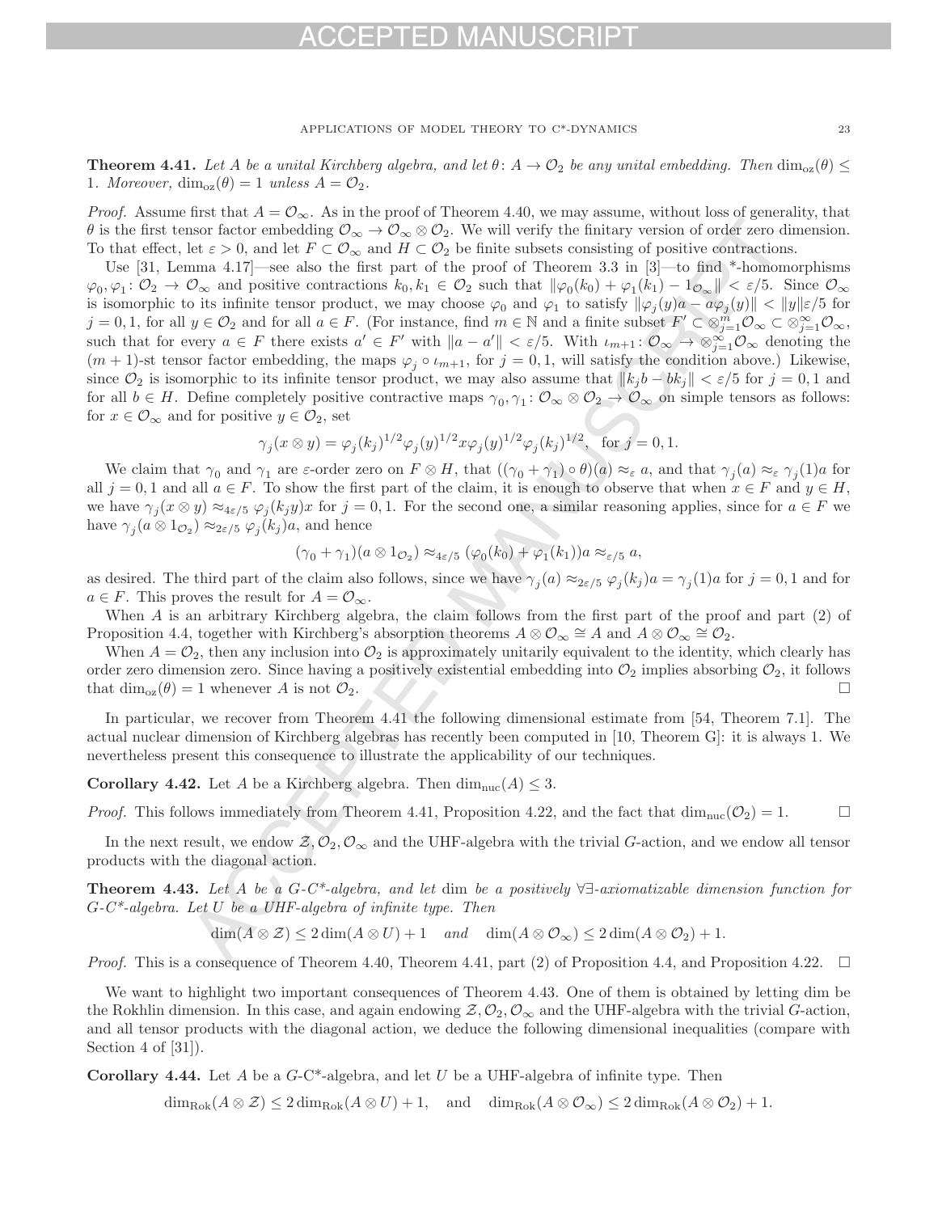**Theorem 4.41.** *Let $A$ be a unital Kirchberg algebra, and let $\theta\colon A \to \mathcal{O}_2$ be any unital embedding. Then $\dim_{\mathrm{oz}}(\theta) \leq 1$. Moreover, $\dim_{\mathrm{oz}}(\theta) = 1$ unless $A = \mathcal{O}_2$.*

*Proof.* Assume first that $A = \mathcal{O}_\infty$. As in the proof of Theorem 4.40, we may assume, without loss of generality, that $\theta$ is the first tensor factor embedding $\mathcal{O}_\infty \to \mathcal{O}_\infty \otimes \mathcal{O}_2$. We will verify the finitary version of order zero dimension. To that effect, let $\varepsilon > 0$, and let $F \subset \mathcal{O}_\infty$ and $H \subset \mathcal{O}_2$ be finite subsets consisting of positive contractions.

Use [31, Lemma 4.17]—see also the first part of the proof of Theorem 3.3 in [3]—to find *-homomorphisms $\varphi_0, \varphi_1 \colon \mathcal{O}_2 \to \mathcal{O}_\infty$ and positive contractions $k_0, k_1 \in \mathcal{O}_2$ such that $\|\varphi_0(k_0) + \varphi_1(k_1) - 1_{\mathcal{O}_\infty}\| < \varepsilon/5$. Since $\mathcal{O}_\infty$ is isomorphic to its infinite tensor product, we may choose $\varphi_0$ and $\varphi_1$ to satisfy $\|\varphi_j(y)a - a\varphi_j(y)\| < \|y\|\varepsilon/5$ for $j = 0, 1$, for all $y \in \mathcal{O}_2$ and for all $a \in F$. (For instance, find $m \in \mathbb{N}$ and a finite subset $F' \subset \otimes_{j=1}^m \mathcal{O}_\infty \subset \otimes_{j=1}^\infty \mathcal{O}_\infty$, such that for every $a \in F$ there exists $a' \in F'$ with $\|a - a'\| < \varepsilon/5$. With $\iota_{m+1} \colon \mathcal{O}_\infty \to \otimes_{j=1}^\infty \mathcal{O}_\infty$ denoting the $(m+1)$-st tensor factor embedding, the maps $\varphi_j \circ \iota_{m+1}$, for $j = 0, 1$, will satisfy the condition above.) Likewise, since $\mathcal{O}_2$ is isomorphic to its infinite tensor product, we may also assume that $\|k_j b - bk_j\| < \varepsilon/5$ for $j = 0, 1$ and for all $b \in H$. Define completely positive contractive maps $\gamma_0, \gamma_1 \colon \mathcal{O}_\infty \otimes \mathcal{O}_2 \to \mathcal{O}_\infty$ on simple tensors as follows: for $x \in \mathcal{O}_\infty$ and for positive $y \in \mathcal{O}_2$, set

$$\gamma_j(x \otimes y) = \varphi_j(k_j)^{1/2}\varphi_j(y)^{1/2}x\varphi_j(y)^{1/2}\varphi_j(k_j)^{1/2}, \text{ for } j = 0, 1.$$

We claim that $\gamma_0$ and $\gamma_1$ are $\varepsilon$-order zero on $F \otimes H$, that $((\gamma_0 + \gamma_1) \circ \theta)(a) \approx_\varepsilon a$, and that $\gamma_j(a) \approx_\varepsilon \gamma_j(1)a$ for all $j = 0, 1$ and all $a \in F$. To show the first part of the claim, it is enough to observe that when $x \in F$ and $y \in H$, we have $\gamma_j(x \otimes y) \approx_{4\varepsilon/5} \varphi_j(k_j y)x$ for $j = 0, 1$. For the second one, a similar reasoning applies, since for $a \in F$ we have $\gamma_j(a \otimes 1_{\mathcal{O}_2}) \approx_{2\varepsilon/5} \varphi_j(k_j)a$, and hence

$$(\gamma_0 + \gamma_1)(a \otimes 1_{\mathcal{O}_2}) \approx_{4\varepsilon/5} (\varphi_0(k_0) + \varphi_1(k_1))a \approx_{\varepsilon/5} a,$$

as desired. The third part of the claim also follows, since we have $\gamma_j(a) \approx_{2\varepsilon/5} \varphi_j(k_j)a = \gamma_j(1)a$ for $j = 0, 1$ and for $a \in F$. This proves the result for $A = \mathcal{O}_\infty$.

When $A$ is an arbitrary Kirchberg algebra, the claim follows from the first part of the proof and part (2) of Proposition 4.4, together with Kirchberg's absorption theorems $A \otimes \mathcal{O}_\infty \cong A$ and $A \otimes \mathcal{O}_\infty \cong \mathcal{O}_2$.

When $A = \mathcal{O}_2$, then any inclusion into $\mathcal{O}_2$ is approximately unitarily equivalent to the identity, which clearly has order zero dimension zero. Since having a positively existential embedding into $\mathcal{O}_2$ implies absorbing $\mathcal{O}_2$, it follows that $\dim_{\mathrm{oz}}(\theta) = 1$ whenever $A$ is not $\mathcal{O}_2$. $\square$

In particular, we recover from Theorem 4.41 the following dimensional estimate from [54, Theorem 7.1]. The actual nuclear dimension of Kirchberg algebras has recently been computed in [10, Theorem G]: it is always 1. We nevertheless present this consequence to illustrate the applicability of our techniques.

**Corollary 4.42.** Let $A$ be a Kirchberg algebra. Then $\dim_{\mathrm{nuc}}(A) \leq 3$.

*Proof.* This follows immediately from Theorem 4.41, Proposition 4.22, and the fact that $\dim_{\mathrm{nuc}}(\mathcal{O}_2) = 1$. $\square$

In the next result, we endow $\mathcal{Z}, \mathcal{O}_2, \mathcal{O}_\infty$ and the UHF-algebra with the trivial $G$-action, and we endow all tensor products with the diagonal action.

**Theorem 4.43.** *Let $A$ be a $G$-C\*-algebra, and let* dim *be a positively $\forall\exists$-axiomatizable dimension function for $G$-C\*-algebra. Let $U$ be a UHF-algebra of infinite type. Then*

$$\dim(A \otimes \mathcal{Z}) \leq 2\dim(A \otimes U) + 1 \quad \textit{and} \quad \dim(A \otimes \mathcal{O}_\infty) \leq 2\dim(A \otimes \mathcal{O}_2) + 1.$$

*Proof.* This is a consequence of Theorem 4.40, Theorem 4.41, part (2) of Proposition 4.4, and Proposition 4.22. $\square$

We want to highlight two important consequences of Theorem 4.43. One of them is obtained by letting dim be the Rokhlin dimension. In this case, and again endowing $\mathcal{Z}, \mathcal{O}_2, \mathcal{O}_\infty$ and the UHF-algebra with the trivial $G$-action, and all tensor products with the diagonal action, we deduce the following dimensional inequalities (compare with Section 4 of [31]).

**Corollary 4.44.** Let $A$ be a $G$-C\*-algebra, and let $U$ be a UHF-algebra of infinite type. Then

$$\dim_{\mathrm{Rok}}(A \otimes \mathcal{Z}) \leq 2\dim_{\mathrm{Rok}}(A \otimes U) + 1, \quad \text{and} \quad \dim_{\mathrm{Rok}}(A \otimes \mathcal{O}_\infty) \leq 2\dim_{\mathrm{Rok}}(A \otimes \mathcal{O}_2) + 1.$$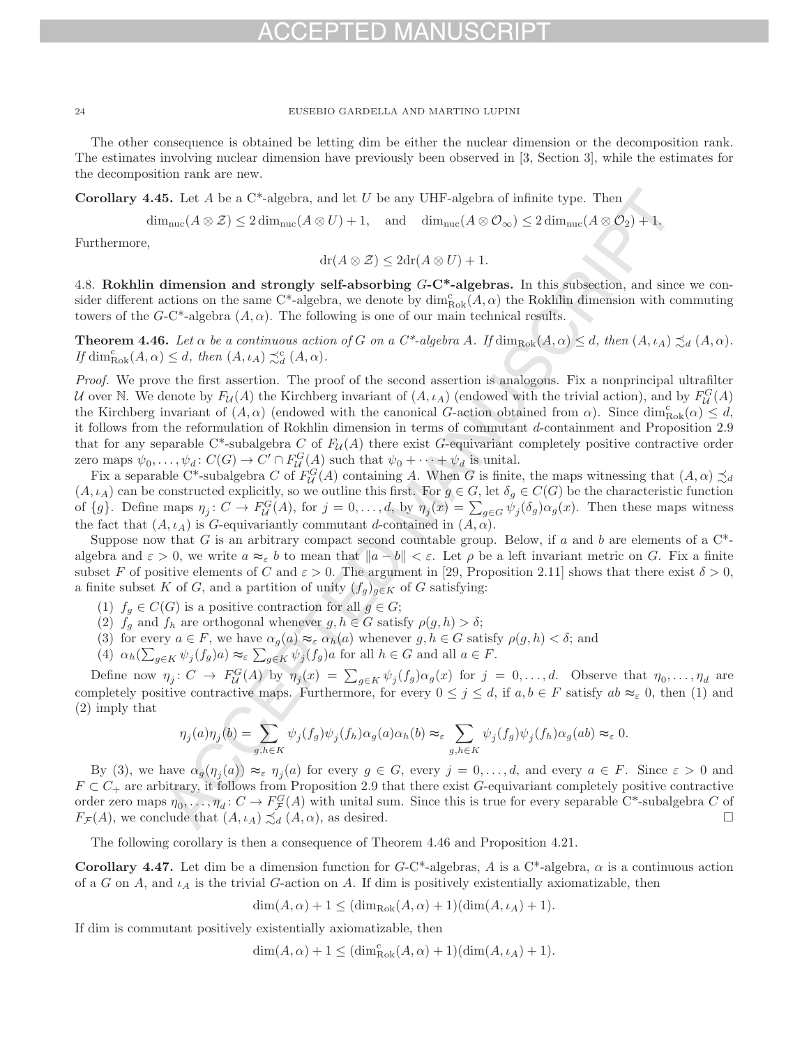The other consequence is obtained be letting dim be either the nuclear dimension or the decomposition rank. The estimates involving nuclear dimension have previously been observed in [3, Section 3], while the estimates for the decomposition rank are new.

**Corollary 4.45.** Let $A$ be a C*-algebra, and let $U$ be any UHF-algebra of infinite type. Then

$$\dim_{\mathrm{nuc}}(A \otimes \mathcal{Z}) \leq 2\dim_{\mathrm{nuc}}(A \otimes U) + 1, \quad \text{and} \quad \dim_{\mathrm{nuc}}(A \otimes \mathcal{O}_\infty) \leq 2\dim_{\mathrm{nuc}}(A \otimes \mathcal{O}_2) + 1.$$

Furthermore,

$$\mathrm{dr}(A \otimes \mathcal{Z}) \leq 2\mathrm{dr}(A \otimes U) + 1.$$

4.8. **Rokhlin dimension and strongly self-absorbing $G$-C*-algebras.** In this subsection, and since we consider different actions on the same C*-algebra, we denote by $\dim_{\mathrm{Rok}}^{\mathrm{c}}(A, \alpha)$ the Rokhlin dimension with commuting towers of the $G$-C*-algebra $(A, \alpha)$. The following is one of our main technical results.

**Theorem 4.46.** *Let $\alpha$ be a continuous action of $G$ on a C*-algebra $A$. If $\dim_{\mathrm{Rok}}(A, \alpha) \leq d$, then $(A, \iota_A) \precsim_d (A, \alpha)$. If $\dim_{\mathrm{Rok}}^{\mathrm{c}}(A, \alpha) \leq d$, then $(A, \iota_A) \precsim_d^{\mathrm{c}} (A, \alpha)$.*

*Proof.* We prove the first assertion. The proof of the second assertion is analogous. Fix a nonprincipal ultrafilter $\mathcal{U}$ over $\mathbb{N}$. We denote by $F_{\mathcal{U}}(A)$ the Kirchberg invariant of $(A, \iota_A)$ (endowed with the trivial action), and by $F_{\mathcal{U}}^G(A)$ the Kirchberg invariant of $(A, \alpha)$ (endowed with the canonical $G$-action obtained from $\alpha$). Since $\dim_{\mathrm{Rok}}^{\mathrm{c}}(\alpha) \leq d$, it follows from the reformulation of Rokhlin dimension in terms of commutant $d$-containment and Proposition 2.9 that for any separable C*-subalgebra $C$ of $F_{\mathcal{U}}(A)$ there exist $G$-equivariant completely positive contractive order zero maps $\psi_0, \ldots, \psi_d \colon C(G) \to C' \cap F_{\mathcal{U}}^G(A)$ such that $\psi_0 + \cdots + \psi_d$ is unital.

Fix a separable C*-subalgebra $C$ of $F_{\mathcal{U}}^G(A)$ containing $A$. When $G$ is finite, the maps witnessing that $(A, \alpha) \precsim_d (A, \iota_A)$ can be constructed explicitly, so we outline this first. For $g \in G$, let $\delta_g \in C(G)$ be the characteristic function of $\{g\}$. Define maps $\eta_j \colon C \to F_{\mathcal{U}}^G(A)$, for $j = 0, \ldots, d$, by $\eta_j(x) = \sum_{g \in G} \psi_j(\delta_g)\alpha_g(x)$. Then these maps witness the fact that $(A, \iota_A)$ is $G$-equivariantly commutant $d$-contained in $(A, \alpha)$.

Suppose now that $G$ is an arbitrary compact second countable group. Below, if $a$ and $b$ are elements of a C*-algebra and $\varepsilon > 0$, we write $a \approx_\varepsilon b$ to mean that $\|a - b\| < \varepsilon$. Let $\rho$ be a left invariant metric on $G$. Fix a finite subset $F$ of positive elements of $C$ and $\varepsilon > 0$. The argument in [29, Proposition 2.11] shows that there exist $\delta > 0$, a finite subset $K$ of $G$, and a partition of unity $(f_g)_{g \in K}$ of $G$ satisfying:

1. $f_g \in C(G)$ is a positive contraction for all $g \in G$;
2. $f_g$ and $f_h$ are orthogonal whenever $g, h \in G$ satisfy $\rho(g, h) > \delta$;
3. for every $a \in F$, we have $\alpha_g(a) \approx_\varepsilon \alpha_h(a)$ whenever $g, h \in G$ satisfy $\rho(g, h) < \delta$; and
4. $\alpha_h(\sum_{g \in K} \psi_j(f_g)a) \approx_\varepsilon \sum_{g \in K} \psi_j(f_g)a$ for all $h \in G$ and all $a \in F$.

Define now $\eta_j \colon C \to F_{\mathcal{U}}^G(A)$ by $\eta_j(x) = \sum_{g \in K} \psi_j(f_g)\alpha_g(x)$ for $j = 0, \ldots, d$. Observe that $\eta_0, \ldots, \eta_d$ are completely positive contractive maps. Furthermore, for every $0 \leq j \leq d$, if $a, b \in F$ satisfy $ab \approx_\varepsilon 0$, then (1) and (2) imply that

$$\eta_j(a)\eta_j(b) = \sum_{g,h \in K} \psi_j(f_g)\psi_j(f_h)\alpha_g(a)\alpha_h(b) \approx_\varepsilon \sum_{g,h \in K} \psi_j(f_g)\psi_j(f_h)\alpha_g(ab) \approx_\varepsilon 0.$$

By (3), we have $\alpha_g(\eta_j(a)) \approx_\varepsilon \eta_j(a)$ for every $g \in G$, every $j = 0, \ldots, d$, and every $a \in F$. Since $\varepsilon > 0$ and $F \subset C_+$ are arbitrary, it follows from Proposition 2.9 that there exist $G$-equivariant completely positive contractive order zero maps $\eta_0, \ldots, \eta_d \colon C \to F_{\mathcal{F}}^G(A)$ with unital sum. Since this is true for every separable C*-subalgebra $C$ of $F_{\mathcal{F}}(A)$, we conclude that $(A, \iota_A) \precsim_d (A, \alpha)$, as desired. $\square$

The following corollary is then a consequence of Theorem 4.46 and Proposition 4.21.

**Corollary 4.47.** Let dim be a dimension function for $G$-C*-algebras, $A$ is a C*-algebra, $\alpha$ is a continuous action of a $G$ on $A$, and $\iota_A$ is the trivial $G$-action on $A$. If dim is positively existentially axiomatizable, then

$$\dim(A, \alpha) + 1 \leq (\dim_{\mathrm{Rok}}(A, \alpha) + 1)(\dim(A, \iota_A) + 1).$$

If dim is commutant positively existentially axiomatizable, then

$$\dim(A, \alpha) + 1 \leq (\dim_{\mathrm{Rok}}^{\mathrm{c}}(A, \alpha) + 1)(\dim(A, \iota_A) + 1).$$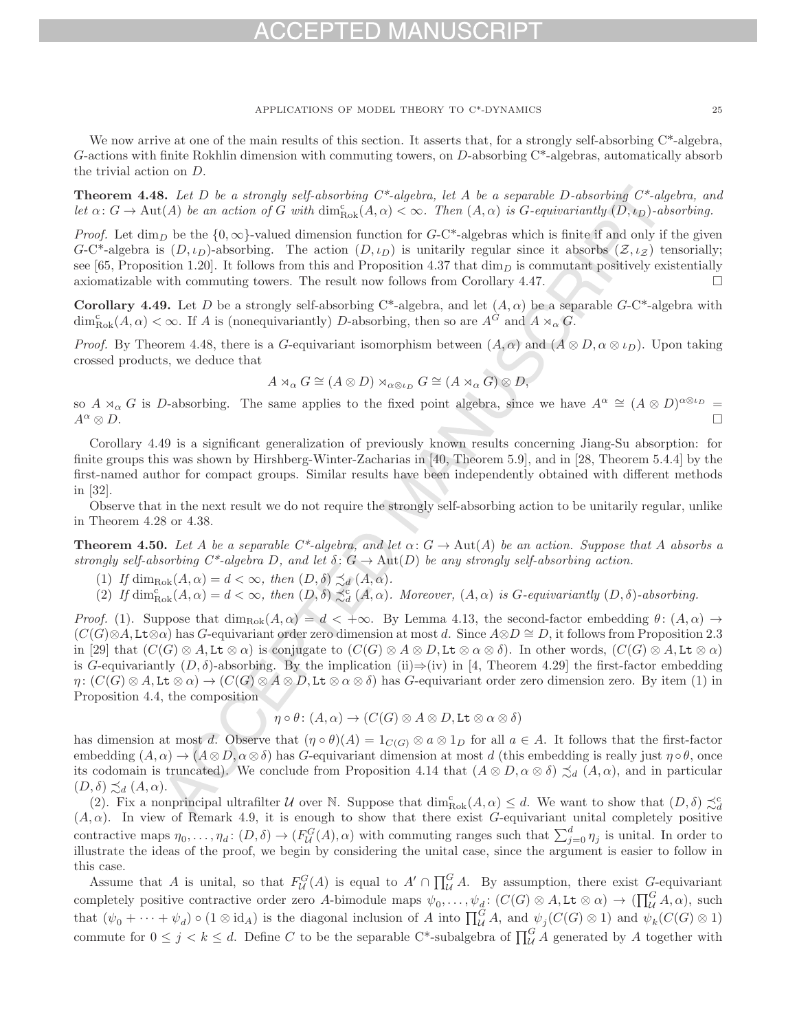We now arrive at one of the main results of this section. It asserts that, for a strongly self-absorbing C\*-algebra, $G$-actions with finite Rokhlin dimension with commuting towers, on $D$-absorbing C\*-algebras, automatically absorb the trivial action on $D$.

**Theorem 4.48.** *Let $D$ be a strongly self-absorbing C\*-algebra, let $A$ be a separable $D$-absorbing C\*-algebra, and let $\alpha\colon G \to \mathrm{Aut}(A)$ be an action of $G$ with $\dim_{\mathrm{Rok}}^{\mathrm{c}}(A, \alpha) < \infty$. Then $(A, \alpha)$ is $G$-equivariantly $(D, \iota_D)$-absorbing.*

*Proof.* Let $\dim_D$ be the $\{0, \infty\}$-valued dimension function for $G$-C\*-algebras which is finite if and only if the given $G$-C\*-algebra is $(D, \iota_D)$-absorbing. The action $(D, \iota_D)$ is unitarily regular since it absorbs $(\mathcal{Z}, \iota_{\mathcal{Z}})$ tensorially; see [65, Proposition 1.20]. It follows from this and Proposition 4.37 that $\dim_D$ is commutant positively existentially axiomatizable with commuting towers. The result now follows from Corollary 4.47. □

**Corollary 4.49.** Let $D$ be a strongly self-absorbing C\*-algebra, and let $(A, \alpha)$ be a separable $G$-C\*-algebra with $\dim_{\mathrm{Rok}}^{\mathrm{c}}(A, \alpha) < \infty$. If $A$ is (nonequivariantly) $D$-absorbing, then so are $A^G$ and $A \rtimes_\alpha G$.

*Proof.* By Theorem 4.48, there is a $G$-equivariant isomorphism between $(A, \alpha)$ and $(A \otimes D, \alpha \otimes \iota_D)$. Upon taking crossed products, we deduce that

$$A \rtimes_\alpha G \cong (A \otimes D) \rtimes_{\alpha \otimes \iota_D} G \cong (A \rtimes_\alpha G) \otimes D,$$

so $A \rtimes_\alpha G$ is $D$-absorbing. The same applies to the fixed point algebra, since we have $A^\alpha \cong (A \otimes D)^{\alpha \otimes \iota_D} = A^\alpha \otimes D$. □

Corollary 4.49 is a significant generalization of previously known results concerning Jiang-Su absorption: for finite groups this was shown by Hirshberg-Winter-Zacharias in [40, Theorem 5.9], and in [28, Theorem 5.4.4] by the first-named author for compact groups. Similar results have been independently obtained with different methods in [32].

Observe that in the next result we do not require the strongly self-absorbing action to be unitarily regular, unlike in Theorem 4.28 or 4.38.

**Theorem 4.50.** *Let $A$ be a separable C\*-algebra, and let $\alpha\colon G \to \mathrm{Aut}(A)$ be an action. Suppose that $A$ absorbs a strongly self-absorbing C\*-algebra $D$, and let $\delta\colon G \to \mathrm{Aut}(D)$ be any strongly self-absorbing action.*

1. *If $\dim_{\mathrm{Rok}}(A, \alpha) = d < \infty$, then $(D, \delta) \precsim_d (A, \alpha)$.*
2. *If $\dim_{\mathrm{Rok}}^{\mathrm{c}}(A, \alpha) = d < \infty$, then $(D, \delta) \precsim_d^{\mathrm{c}} (A, \alpha)$. Moreover, $(A, \alpha)$ is $G$-equivariantly $(D, \delta)$-absorbing.*

*Proof.* (1). Suppose that $\dim_{\mathrm{Rok}}(A, \alpha) = d < +\infty$. By Lemma 4.13, the second-factor embedding $\theta\colon (A, \alpha) \to (C(G)\otimes A, \mathtt{Lt}\otimes\alpha)$ has $G$-equivariant order zero dimension at most $d$. Since $A\otimes D \cong D$, it follows from Proposition 2.3 in [29] that $(C(G) \otimes A, \mathtt{Lt} \otimes \alpha)$ is conjugate to $(C(G) \otimes A \otimes D, \mathtt{Lt} \otimes \alpha \otimes \delta)$. In other words, $(C(G) \otimes A, \mathtt{Lt} \otimes \alpha)$ is $G$-equivariantly $(D, \delta)$-absorbing. By the implication (ii)⇒(iv) in [4, Theorem 4.29] the first-factor embedding $\eta\colon (C(G) \otimes A, \mathtt{Lt} \otimes \alpha) \to (C(G) \otimes A \otimes D, \mathtt{Lt} \otimes \alpha \otimes \delta)$ has $G$-equivariant order zero dimension zero. By item (1) in Proposition 4.4, the composition

$$\eta \circ \theta\colon (A, \alpha) \to (C(G) \otimes A \otimes D, \mathtt{Lt} \otimes \alpha \otimes \delta)$$

has dimension at most $d$. Observe that $(\eta \circ \theta)(A) = 1_{C(G)} \otimes a \otimes 1_D$ for all $a \in A$. It follows that the first-factor embedding $(A, \alpha) \to (A \otimes D, \alpha \otimes \delta)$ has $G$-equivariant dimension at most $d$ (this embedding is really just $\eta \circ \theta$, once its codomain is truncated). We conclude from Proposition 4.14 that $(A \otimes D, \alpha \otimes \delta) \precsim_d (A, \alpha)$, and in particular $(D, \delta) \precsim_d (A, \alpha)$.

(2). Fix a nonprincipal ultrafilter $\mathcal{U}$ over $\mathbb{N}$. Suppose that $\dim_{\mathrm{Rok}}^{\mathrm{c}}(A, \alpha) \leq d$. We want to show that $(D, \delta) \precsim_d^{\mathrm{c}} (A, \alpha)$. In view of Remark 4.9, it is enough to show that there exist $G$-equivariant unital completely positive contractive maps $\eta_0, \ldots, \eta_d\colon (D, \delta) \to (F_{\mathcal{U}}^G(A), \alpha)$ with commuting ranges such that $\sum_{j=0}^d \eta_j$ is unital. In order to illustrate the ideas of the proof, we begin by considering the unital case, since the argument is easier to follow in this case.

Assume that $A$ is unital, so that $F_{\mathcal{U}}^G(A)$ is equal to $A' \cap \prod_{\mathcal{U}}^G A$. By assumption, there exist $G$-equivariant completely positive contractive order zero $A$-bimodule maps $\psi_0, \ldots, \psi_d\colon (C(G) \otimes A, \mathtt{Lt} \otimes \alpha) \to (\prod_{\mathcal{U}}^G A, \alpha)$, such that $(\psi_0 + \cdots + \psi_d) \circ (1 \otimes \mathrm{id}_A)$ is the diagonal inclusion of $A$ into $\prod_{\mathcal{U}}^G A$, and $\psi_j(C(G) \otimes 1)$ and $\psi_k(C(G) \otimes 1)$ commute for $0 \leq j < k \leq d$. Define $C$ to be the separable C\*-subalgebra of $\prod_{\mathcal{U}}^G A$ generated by $A$ together with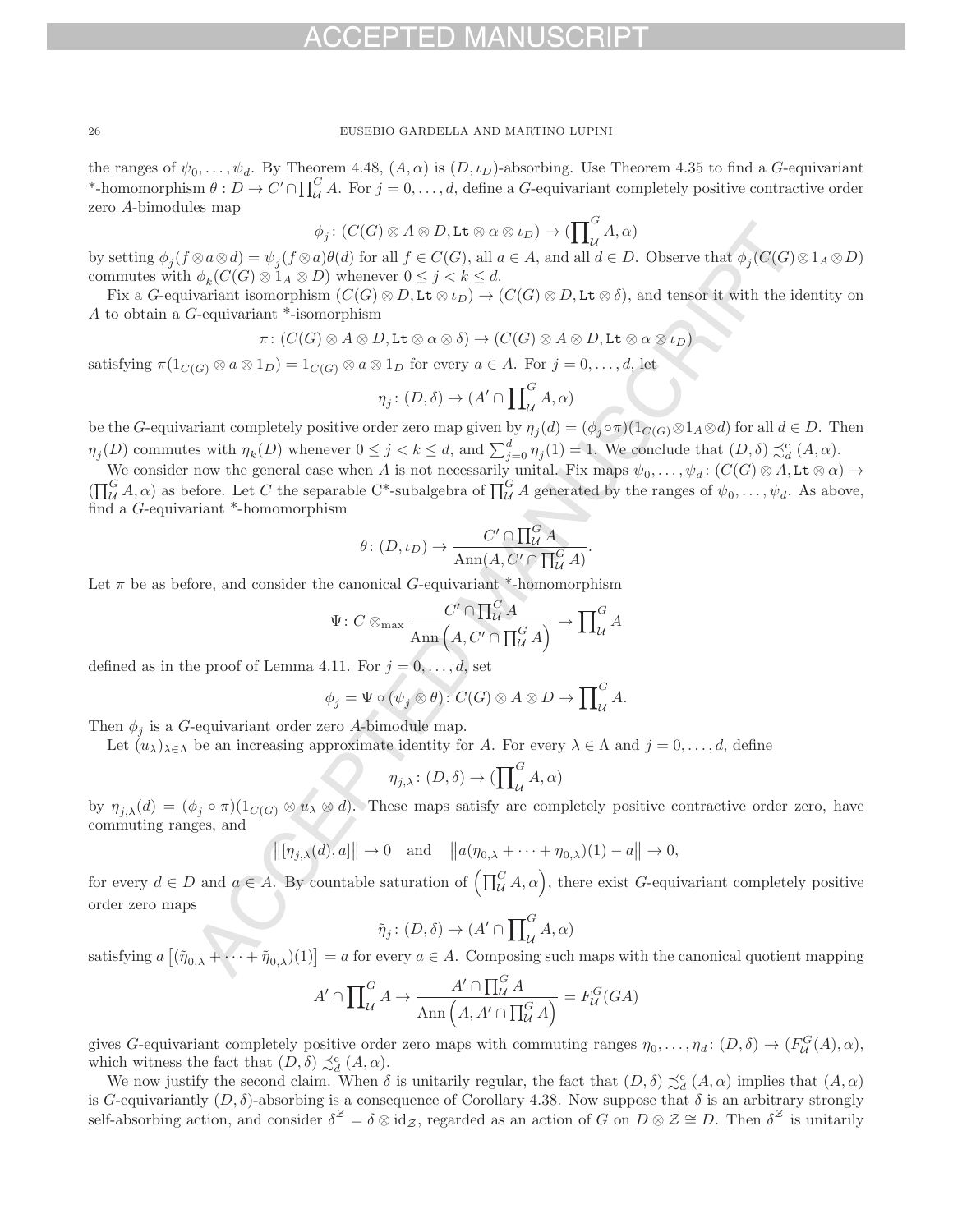the ranges of $\psi_0, \ldots, \psi_d$. By Theorem 4.48, $(A, \alpha)$ is $(D, \iota_D)$-absorbing. Use Theorem 4.35 to find a $G$-equivariant *-homomorphism $\theta : D \to C' \cap \prod_{\mathcal{U}}^G A$. For $j = 0, \ldots, d$, define a $G$-equivariant completely positive contractive order zero $A$-bimodules map

$$\phi_j \colon (C(G) \otimes A \otimes D, \mathtt{Lt} \otimes \alpha \otimes \iota_D) \to (\prod\nolimits_{\mathcal{U}}^G A, \alpha)$$

by setting $\phi_j(f \otimes a \otimes d) = \psi_j(f \otimes a)\theta(d)$ for all $f \in C(G)$, all $a \in A$, and all $d \in D$. Observe that $\phi_j(C(G) \otimes 1_A \otimes D)$ commutes with $\phi_k(C(G) \otimes 1_A \otimes D)$ whenever $0 \leq j < k \leq d$.

Fix a $G$-equivariant isomorphism $(C(G) \otimes D, \mathtt{Lt} \otimes \iota_D) \to (C(G) \otimes D, \mathtt{Lt} \otimes \delta)$, and tensor it with the identity on $A$ to obtain a $G$-equivariant *-isomorphism

$$\pi \colon (C(G) \otimes A \otimes D, \mathtt{Lt} \otimes \alpha \otimes \delta) \to (C(G) \otimes A \otimes D, \mathtt{Lt} \otimes \alpha \otimes \iota_D)$$

satisfying $\pi(1_{C(G)} \otimes a \otimes 1_D) = 1_{C(G)} \otimes a \otimes 1_D$ for every $a \in A$. For $j = 0, \ldots, d$, let

$$\eta_j \colon (D, \delta) \to (A' \cap \prod\nolimits_{\mathcal{U}}^G A, \alpha)$$

be the $G$-equivariant completely positive order zero map given by $\eta_j(d) = (\phi_j \circ \pi)(1_{C(G)} \otimes 1_A \otimes d)$ for all $d \in D$. Then $\eta_j(D)$ commutes with $\eta_k(D)$ whenever $0 \leq j < k \leq d$, and $\sum_{j=0}^{d} \eta_j(1) = 1$. We conclude that $(D, \delta) \precsim_d^{\mathrm{c}} (A, \alpha)$.

We consider now the general case when $A$ is not necessarily unital. Fix maps $\psi_0, \ldots, \psi_d \colon (C(G) \otimes A, \mathtt{Lt} \otimes \alpha) \to (\prod_{\mathcal{U}}^G A, \alpha)$ as before. Let $C$ the separable C*-subalgebra of $\prod_{\mathcal{U}}^G A$ generated by the ranges of $\psi_0, \ldots, \psi_d$. As above, find a $G$-equivariant *-homomorphism

$$\theta \colon (D, \iota_D) \to \frac{C' \cap \prod_{\mathcal{U}}^G A}{\mathrm{Ann}(A, C' \cap \prod_{\mathcal{U}}^G A)}.$$

Let $\pi$ be as before, and consider the canonical $G$-equivariant *-homomorphism

$$\Psi \colon C \otimes_{\max} \frac{C' \cap \prod_{\mathcal{U}}^G A}{\mathrm{Ann}\left(A, C' \cap \prod_{\mathcal{U}}^G A\right)} \to \prod\nolimits_{\mathcal{U}}^G A$$

defined as in the proof of Lemma 4.11. For $j = 0, \ldots, d$, set

$$\phi_j = \Psi \circ (\psi_j \otimes \theta) \colon C(G) \otimes A \otimes D \to \prod\nolimits_{\mathcal{U}}^G A.$$

Then $\phi_j$ is a $G$-equivariant order zero $A$-bimodule map.

Let $(u_\lambda)_{\lambda \in \Lambda}$ be an increasing approximate identity for $A$. For every $\lambda \in \Lambda$ and $j = 0, \ldots, d$, define

$$\eta_{j,\lambda} \colon (D, \delta) \to (\prod\nolimits_{\mathcal{U}}^G A, \alpha)$$

by $\eta_{j,\lambda}(d) = (\phi_j \circ \pi)(1_{C(G)} \otimes u_\lambda \otimes d)$. These maps satisfy are completely positive contractive order zero, have commuting ranges, and

$$\left\| [\eta_{j,\lambda}(d), a] \right\| \to 0 \quad \text{and} \quad \left\| a(\eta_{0,\lambda} + \cdots + \eta_{0,\lambda})(1) - a \right\| \to 0,$$

for every $d \in D$ and $a \in A$. By countable saturation of $\left(\prod_{\mathcal{U}}^G A, \alpha\right)$, there exist $G$-equivariant completely positive order zero maps

$$\tilde{\eta}_j \colon (D, \delta) \to (A' \cap \prod\nolimits_{\mathcal{U}}^G A, \alpha)$$

satisfying $a\left[(\tilde{\eta}_{0,\lambda} + \cdots + \tilde{\eta}_{0,\lambda})(1)\right] = a$ for every $a \in A$. Composing such maps with the canonical quotient mapping

$$A' \cap \prod\nolimits_{\mathcal{U}}^G A \to \frac{A' \cap \prod_{\mathcal{U}}^G A}{\mathrm{Ann}\left(A, A' \cap \prod_{\mathcal{U}}^G A\right)} = F_{\mathcal{U}}^G(GA)$$

gives $G$-equivariant completely positive order zero maps with commuting ranges $\eta_0, \ldots, \eta_d \colon (D, \delta) \to (F_{\mathcal{U}}^G(A), \alpha)$, which witness the fact that $(D, \delta) \precsim_d^{\mathrm{c}} (A, \alpha)$.

We now justify the second claim. When $\delta$ is unitarily regular, the fact that $(D, \delta) \precsim_d^{\mathrm{c}} (A, \alpha)$ implies that $(A, \alpha)$ is $G$-equivariantly $(D, \delta)$-absorbing is a consequence of Corollary 4.38. Now suppose that $\delta$ is an arbitrary strongly self-absorbing action, and consider $\delta^{\mathcal{Z}} = \delta \otimes \mathrm{id}_{\mathcal{Z}}$, regarded as an action of $G$ on $D \otimes \mathcal{Z} \cong D$. Then $\delta^{\mathcal{Z}}$ is unitarily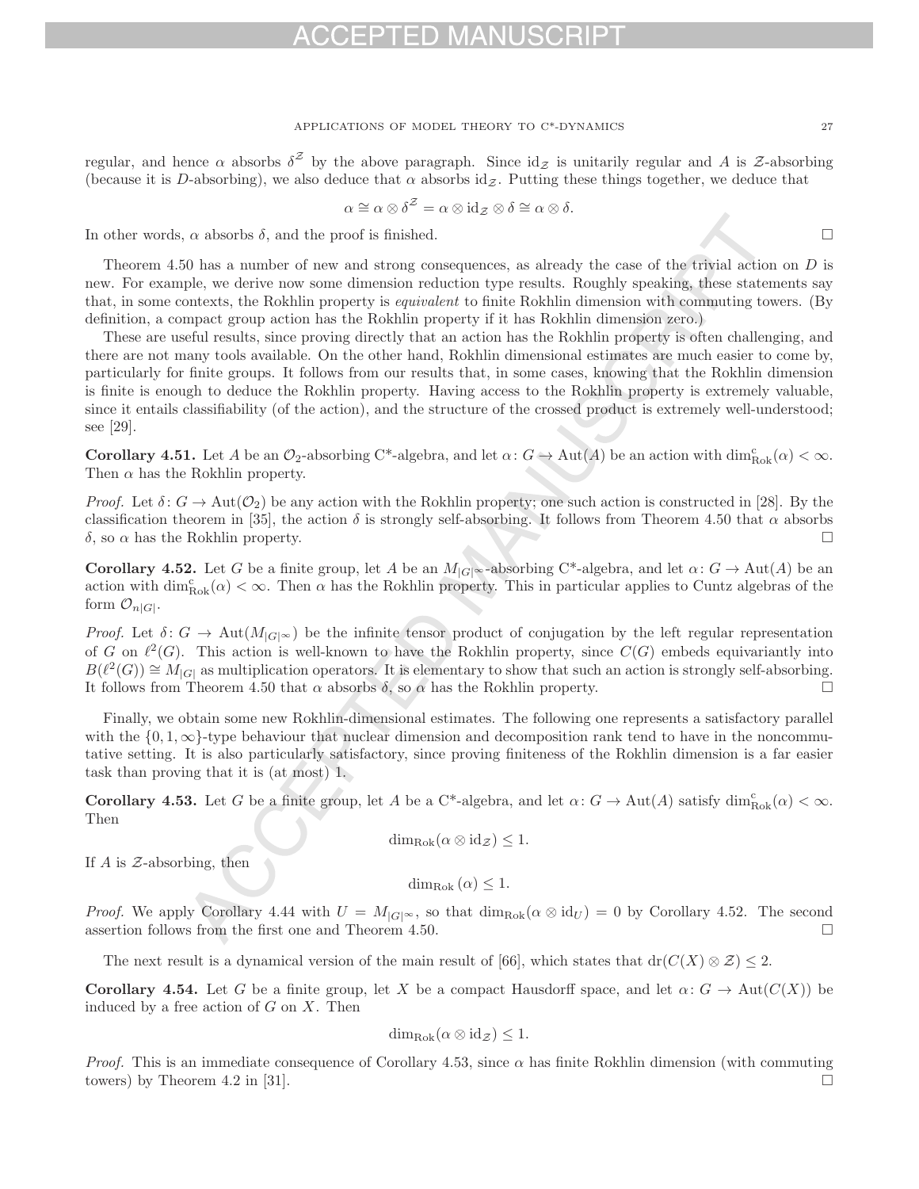regular, and hence $\alpha$ absorbs $\delta^{\mathcal{Z}}$ by the above paragraph. Since $\mathrm{id}_{\mathcal{Z}}$ is unitarily regular and $A$ is $\mathcal{Z}$-absorbing (because it is $D$-absorbing), we also deduce that $\alpha$ absorbs $\mathrm{id}_{\mathcal{Z}}$. Putting these things together, we deduce that

$$\alpha \cong \alpha \otimes \delta^{\mathcal{Z}} = \alpha \otimes \mathrm{id}_{\mathcal{Z}} \otimes \delta \cong \alpha \otimes \delta.$$

In other words, $\alpha$ absorbs $\delta$, and the proof is finished. □

Theorem 4.50 has a number of new and strong consequences, as already the case of the trivial action on $D$ is new. For example, we derive now some dimension reduction type results. Roughly speaking, these statements say that, in some contexts, the Rokhlin property is *equivalent* to finite Rokhlin dimension with commuting towers. (By definition, a compact group action has the Rokhlin property if it has Rokhlin dimension zero.)

These are useful results, since proving directly that an action has the Rokhlin property is often challenging, and there are not many tools available. On the other hand, Rokhlin dimensional estimates are much easier to come by, particularly for finite groups. It follows from our results that, in some cases, knowing that the Rokhlin dimension is finite is enough to deduce the Rokhlin property. Having access to the Rokhlin property is extremely valuable, since it entails classifiability (of the action), and the structure of the crossed product is extremely well-understood; see [29].

**Corollary 4.51.** Let $A$ be an $\mathcal{O}_2$-absorbing C*-algebra, and let $\alpha\colon G \to \mathrm{Aut}(A)$ be an action with $\dim_{\mathrm{Rok}}^{\mathrm{c}}(\alpha) < \infty$. Then $\alpha$ has the Rokhlin property.

*Proof.* Let $\delta\colon G \to \mathrm{Aut}(\mathcal{O}_2)$ be any action with the Rokhlin property; one such action is constructed in [28]. By the classification theorem in [35], the action $\delta$ is strongly self-absorbing. It follows from Theorem 4.50 that $\alpha$ absorbs $\delta$, so $\alpha$ has the Rokhlin property. □

**Corollary 4.52.** Let $G$ be a finite group, let $A$ be an $M_{|G|^\infty}$-absorbing C*-algebra, and let $\alpha\colon G \to \mathrm{Aut}(A)$ be an action with $\dim_{\mathrm{Rok}}^{\mathrm{c}}(\alpha) < \infty$. Then $\alpha$ has the Rokhlin property. This in particular applies to Cuntz algebras of the form $\mathcal{O}_{n|G|}$.

*Proof.* Let $\delta\colon G \to \mathrm{Aut}(M_{|G|^\infty})$ be the infinite tensor product of conjugation by the left regular representation of $G$ on $\ell^2(G)$. This action is well-known to have the Rokhlin property, since $C(G)$ embeds equivariantly into $B(\ell^2(G)) \cong M_{|G|}$ as multiplication operators. It is elementary to show that such an action is strongly self-absorbing. It follows from Theorem 4.50 that $\alpha$ absorbs $\delta$, so $\alpha$ has the Rokhlin property. □

Finally, we obtain some new Rokhlin-dimensional estimates. The following one represents a satisfactory parallel with the $\{0, 1, \infty\}$-type behaviour that nuclear dimension and decomposition rank tend to have in the noncommutative setting. It is also particularly satisfactory, since proving finiteness of the Rokhlin dimension is a far easier task than proving that it is (at most) 1.

**Corollary 4.53.** Let $G$ be a finite group, let $A$ be a C*-algebra, and let $\alpha\colon G \to \mathrm{Aut}(A)$ satisfy $\dim_{\mathrm{Rok}}^{\mathrm{c}}(\alpha) < \infty$. Then

$$\dim_{\mathrm{Rok}}(\alpha \otimes \mathrm{id}_{\mathcal{Z}}) \leq 1.$$

If $A$ is $\mathcal{Z}$-absorbing, then

$$\dim_{\mathrm{Rok}}(\alpha) \leq 1.$$

*Proof.* We apply Corollary 4.44 with $U = M_{|G|^\infty}$, so that $\dim_{\mathrm{Rok}}(\alpha \otimes \mathrm{id}_U) = 0$ by Corollary 4.52. The second assertion follows from the first one and Theorem 4.50. □

The next result is a dynamical version of the main result of [66], which states that $\mathrm{dr}(C(X) \otimes \mathcal{Z}) \leq 2$.

**Corollary 4.54.** Let $G$ be a finite group, let $X$ be a compact Hausdorff space, and let $\alpha\colon G \to \mathrm{Aut}(C(X))$ be induced by a free action of $G$ on $X$. Then

$$\dim_{\mathrm{Rok}}(\alpha \otimes \mathrm{id}_{\mathcal{Z}}) \leq 1.$$

*Proof.* This is an immediate consequence of Corollary 4.53, since $\alpha$ has finite Rokhlin dimension (with commuting towers) by Theorem 4.2 in [31]. □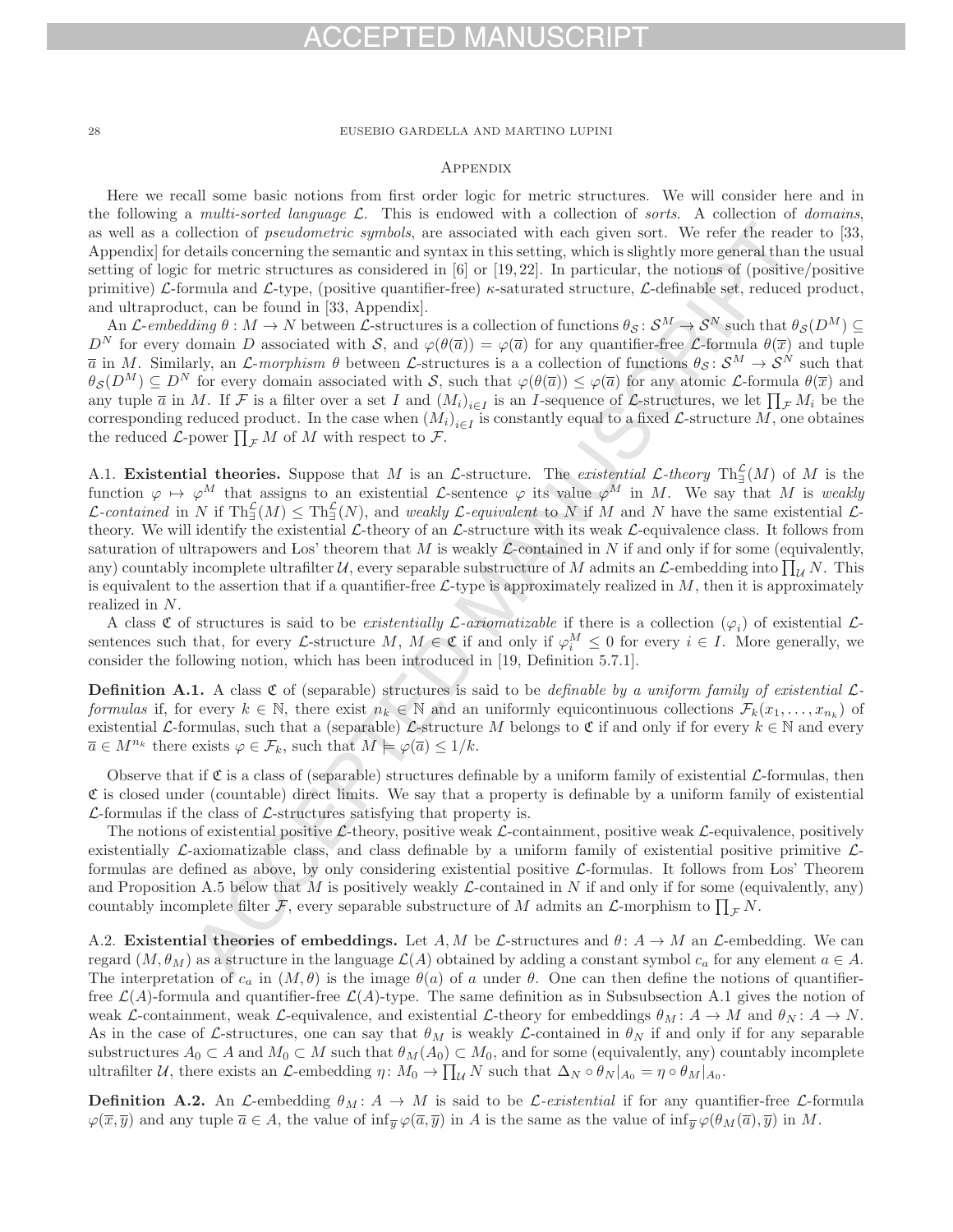## Appendix

Here we recall some basic notions from first order logic for metric structures. We will consider here and in the following a *multi-sorted language* $\mathcal{L}$. This is endowed with a collection of *sorts*. A collection of *domains*, as well as a collection of *pseudometric symbols*, are associated with each given sort. We refer the reader to [33, Appendix] for details concerning the semantic and syntax in this setting, which is slightly more general than the usual setting of logic for metric structures as considered in [6] or [19, 22]. In particular, the notions of (positive/positive primitive) $\mathcal{L}$-formula and $\mathcal{L}$-type, (positive quantifier-free) $\kappa$-saturated structure, $\mathcal{L}$-definable set, reduced product, and ultraproduct, can be found in [33, Appendix].

An $\mathcal{L}$-*embedding* $\theta : M \to N$ between $\mathcal{L}$-structures is a collection of functions $\theta_{\mathcal{S}} \colon \mathcal{S}^M \to \mathcal{S}^N$ such that $\theta_{\mathcal{S}}(D^M) \subseteq D^N$ for every domain $D$ associated with $\mathcal{S}$, and $\varphi(\theta(\overline{a})) = \varphi(\overline{a})$ for any quantifier-free $\mathcal{L}$-formula $\theta(\overline{x})$ and tuple $\overline{a}$ in $M$. Similarly, an $\mathcal{L}$-*morphism* $\theta$ between $\mathcal{L}$-structures is a a collection of functions $\theta_{\mathcal{S}} \colon \mathcal{S}^M \to \mathcal{S}^N$ such that $\theta_{\mathcal{S}}(D^M) \subseteq D^N$ for every domain associated with $\mathcal{S}$, such that $\varphi(\theta(\overline{a})) \le \varphi(\overline{a})$ for any atomic $\mathcal{L}$-formula $\theta(\overline{x})$ and any tuple $\overline{a}$ in $M$. If $\mathcal{F}$ is a filter over a set $I$ and $(M_i)_{i \in I}$ is an $I$-sequence of $\mathcal{L}$-structures, we let $\prod_{\mathcal{F}} M_i$ be the corresponding reduced product. In the case when $(M_i)_{i\in I}$ is constantly equal to a fixed $\mathcal{L}$-structure $M$, one obtaines the reduced $\mathcal{L}$-power $\prod_{\mathcal{F}} M$ of $M$ with respect to $\mathcal{F}$.

A.1. **Existential theories.** Suppose that $M$ is an $\mathcal{L}$-structure. The *existential* $\mathcal{L}$-*theory* $\mathrm{Th}_{\exists}^{\mathcal{L}}(M)$ of $M$ is the function $\varphi \mapsto \varphi^M$ that assigns to an existential $\mathcal{L}$-sentence $\varphi$ its value $\varphi^M$ in $M$. We say that $M$ is *weakly* $\mathcal{L}$-*contained* in $N$ if $\mathrm{Th}_{\exists}^{\mathcal{L}}(M) \le \mathrm{Th}_{\exists}^{\mathcal{L}}(N)$, and *weakly* $\mathcal{L}$-*equivalent* to $N$ if $M$ and $N$ have the same existential $\mathcal{L}$-theory. We will identify the existential $\mathcal{L}$-theory of an $\mathcal{L}$-structure with its weak $\mathcal{L}$-equivalence class. It follows from saturation of ultrapowers and Łos' theorem that $M$ is weakly $\mathcal{L}$-contained in $N$ if and only if for some (equivalently, any) countably incomplete ultrafilter $\mathcal{U}$, every separable substructure of $M$ admits an $\mathcal{L}$-embedding into $\prod_{\mathcal{U}} N$. This is equivalent to the assertion that if a quantifier-free $\mathcal{L}$-type is approximately realized in $M$, then it is approximately realized in $N$.

A class $\mathfrak{C}$ of structures is said to be *existentially* $\mathcal{L}$-*axiomatizable* if there is a collection $(\varphi_i)$ of existential $\mathcal{L}$-sentences such that, for every $\mathcal{L}$-structure $M$, $M \in \mathfrak{C}$ if and only if $\varphi_i^M \le 0$ for every $i \in I$. More generally, we consider the following notion, which has been introduced in [19, Definition 5.7.1].

**Definition A.1.** A class $\mathfrak{C}$ of (separable) structures is said to be *definable by a uniform family of existential* $\mathcal{L}$-*formulas* if, for every $k \in \mathbb{N}$, there exist $n_k \in \mathbb{N}$ and an uniformly equicontinuous collections $\mathcal{F}_k(x_1, \ldots, x_{n_k})$ of existential $\mathcal{L}$-formulas, such that a (separable) $\mathcal{L}$-structure $M$ belongs to $\mathfrak{C}$ if and only if for every $k \in \mathbb{N}$ and every $\overline{a} \in M^{n_k}$ there exists $\varphi \in \mathcal{F}_k$, such that $M \models \varphi(\overline{a}) \le 1/k$.

Observe that if $\mathfrak{C}$ is a class of (separable) structures definable by a uniform family of existential $\mathcal{L}$-formulas, then $\mathfrak{C}$ is closed under (countable) direct limits. We say that a property is definable by a uniform family of existential $\mathcal{L}$-formulas if the class of $\mathcal{L}$-structures satisfying that property is.

The notions of existential positive $\mathcal{L}$-theory, positive weak $\mathcal{L}$-containment, positive weak $\mathcal{L}$-equivalence, positively existentially $\mathcal{L}$-axiomatizable class, and class definable by a uniform family of existential positive primitive $\mathcal{L}$-formulas are defined as above, by only considering existential positive $\mathcal{L}$-formulas. It follows from Łos' Theorem and Proposition A.5 below that $M$ is positively weakly $\mathcal{L}$-contained in $N$ if and only if for some (equivalently, any) countably incomplete filter $\mathcal{F}$, every separable substructure of $M$ admits an $\mathcal{L}$-morphism to $\prod_{\mathcal{F}} N$.

A.2. **Existential theories of embeddings.** Let $A, M$ be $\mathcal{L}$-structures and $\theta \colon A \to M$ an $\mathcal{L}$-embedding. We can regard $(M, \theta_M)$ as a structure in the language $\mathcal{L}(A)$ obtained by adding a constant symbol $c_a$ for any element $a \in A$. The interpretation of $c_a$ in $(M, \theta)$ is the image $\theta(a)$ of $a$ under $\theta$. One can then define the notions of quantifier-free $\mathcal{L}(A)$-formula and quantifier-free $\mathcal{L}(A)$-type. The same definition as in Subsubsection A.1 gives the notion of weak $\mathcal{L}$-containment, weak $\mathcal{L}$-equivalence, and existential $\mathcal{L}$-theory for embeddings $\theta_M \colon A \to M$ and $\theta_N \colon A \to N$. As in the case of $\mathcal{L}$-structures, one can say that $\theta_M$ is weakly $\mathcal{L}$-contained in $\theta_N$ if and only if for any separable substructures $A_0 \subset A$ and $M_0 \subset M$ such that $\theta_M(A_0) \subset M_0$, and for some (equivalently, any) countably incomplete ultrafilter $\mathcal{U}$, there exists an $\mathcal{L}$-embedding $\eta \colon M_0 \to \prod_{\mathcal{U}} N$ such that $\Delta_N \circ \theta_N|_{A_0} = \eta \circ \theta_M|_{A_0}$.

**Definition A.2.** An $\mathcal{L}$-embedding $\theta_M \colon A \to M$ is said to be $\mathcal{L}$-*existential* if for any quantifier-free $\mathcal{L}$-formula $\varphi(\overline{x}, \overline{y})$ and any tuple $\overline{a} \in A$, the value of $\inf_{\overline{y}} \varphi(\overline{a}, \overline{y})$ in $A$ is the same as the value of $\inf_{\overline{y}} \varphi(\theta_M(\overline{a}), \overline{y})$ in $M$.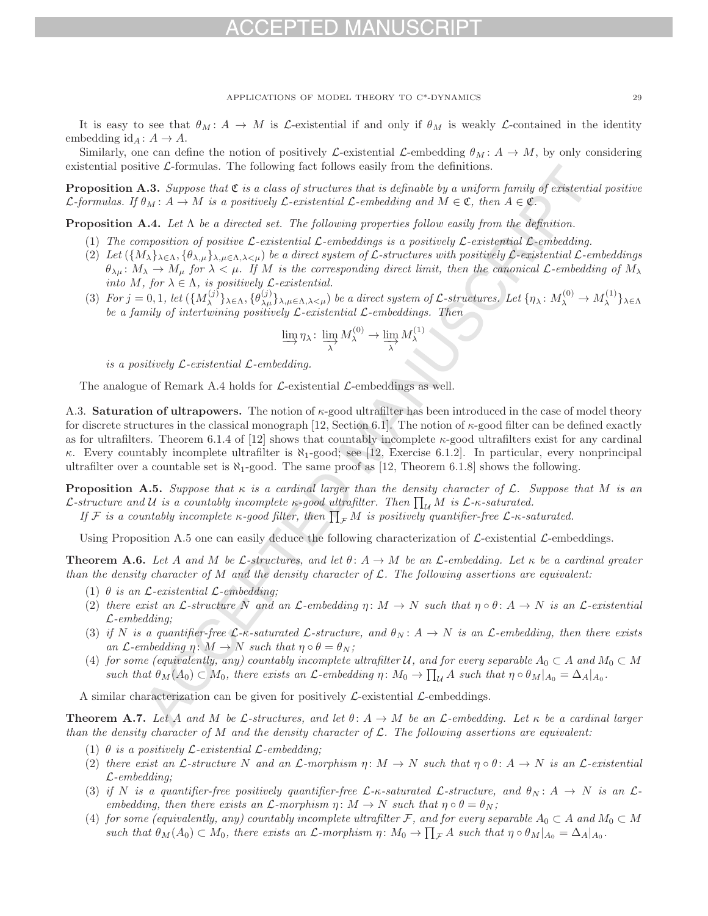It is easy to see that $\theta_M\colon A \to M$ is $\mathcal{L}$-existential if and only if $\theta_M$ is weakly $\mathcal{L}$-contained in the identity embedding $\mathrm{id}_A\colon A \to A$.

Similarly, one can define the notion of positively $\mathcal{L}$-existential $\mathcal{L}$-embedding $\theta_M\colon A \to M$, by only considering existential positive $\mathcal{L}$-formulas. The following fact follows easily from the definitions.

**Proposition A.3.** *Suppose that $\mathfrak{C}$ is a class of structures that is definable by a uniform family of existential positive $\mathcal{L}$-formulas. If $\theta_M\colon A \to M$ is a positively $\mathcal{L}$-existential $\mathcal{L}$-embedding and $M \in \mathfrak{C}$, then $A \in \mathfrak{C}$.*

**Proposition A.4.** *Let $\Lambda$ be a directed set. The following properties follow easily from the definition.*

1. *The composition of positive $\mathcal{L}$-existential $\mathcal{L}$-embeddings is a positively $\mathcal{L}$-existential $\mathcal{L}$-embedding.*
2. *Let $(\{M_\lambda\}_{\lambda\in\Lambda}, \{\theta_{\lambda,\mu}\}_{\lambda,\mu\in\Lambda,\lambda<\mu})$ be a direct system of $\mathcal{L}$-structures with positively $\mathcal{L}$-existential $\mathcal{L}$-embeddings $\theta_{\lambda\mu}\colon M_\lambda \to M_\mu$ for $\lambda < \mu$. If $M$ is the corresponding direct limit, then the canonical $\mathcal{L}$-embedding of $M_\lambda$ into $M$, for $\lambda \in \Lambda$, is positively $\mathcal{L}$-existential.*
3. *For $j = 0, 1$, let $(\{M_\lambda^{(j)}\}_{\lambda\in\Lambda}, \{\theta_{\lambda\mu}^{(j)}\}_{\lambda,\mu\in\Lambda,\lambda<\mu})$ be a direct system of $\mathcal{L}$-structures. Let $\{\eta_\lambda\colon M_\lambda^{(0)} \to M_\lambda^{(1)}\}_{\lambda\in\Lambda}$ be a family of intertwining positively $\mathcal{L}$-existential $\mathcal{L}$-embeddings. Then*
$$\varinjlim \eta_\lambda\colon \varinjlim_\lambda M_\lambda^{(0)} \to \varinjlim_\lambda M_\lambda^{(1)}$$
*is a positively $\mathcal{L}$-existential $\mathcal{L}$-embedding.*

The analogue of Remark A.4 holds for $\mathcal{L}$-existential $\mathcal{L}$-embeddings as well.

A.3. **Saturation of ultrapowers.** The notion of $\kappa$-good ultrafilter has been introduced in the case of model theory for discrete structures in the classical monograph [12, Section 6.1]. The notion of $\kappa$-good filter can be defined exactly as for ultrafilters. Theorem 6.1.4 of [12] shows that countably incomplete $\kappa$-good ultrafilters exist for any cardinal $\kappa$. Every countably incomplete ultrafilter is $\aleph_1$-good; see [12, Exercise 6.1.2]. In particular, every nonprincipal ultrafilter over a countable set is $\aleph_1$-good. The same proof as [12, Theorem 6.1.8] shows the following.

**Proposition A.5.** *Suppose that $\kappa$ is a cardinal larger than the density character of $\mathcal{L}$. Suppose that $M$ is an $\mathcal{L}$-structure and $\mathcal{U}$ is a countably incomplete $\kappa$-good ultrafilter. Then $\prod_{\mathcal{U}} M$ is $\mathcal{L}$-$\kappa$-saturated.*

*If $\mathcal{F}$ is a countably incomplete $\kappa$-good filter, then $\prod_{\mathcal{F}} M$ is positively quantifier-free $\mathcal{L}$-$\kappa$-saturated.*

Using Proposition A.5 one can easily deduce the following characterization of $\mathcal{L}$-existential $\mathcal{L}$-embeddings.

**Theorem A.6.** *Let $A$ and $M$ be $\mathcal{L}$-structures, and let $\theta\colon A \to M$ be an $\mathcal{L}$-embedding. Let $\kappa$ be a cardinal greater than the density character of $M$ and the density character of $\mathcal{L}$. The following assertions are equivalent:*

1. *$\theta$ is an $\mathcal{L}$-existential $\mathcal{L}$-embedding;*
2. *there exist an $\mathcal{L}$-structure $N$ and an $\mathcal{L}$-embedding $\eta\colon M \to N$ such that $\eta \circ \theta\colon A \to N$ is an $\mathcal{L}$-existential $\mathcal{L}$-embedding;*
3. *if $N$ is a quantifier-free $\mathcal{L}$-$\kappa$-saturated $\mathcal{L}$-structure, and $\theta_N\colon A \to N$ is an $\mathcal{L}$-embedding, then there exists an $\mathcal{L}$-embedding $\eta\colon M \to N$ such that $\eta \circ \theta = \theta_N$;*
4. *for some (equivalently, any) countably incomplete ultrafilter $\mathcal{U}$, and for every separable $A_0 \subset A$ and $M_0 \subset M$ such that $\theta_M(A_0) \subset M_0$, there exists an $\mathcal{L}$-embedding $\eta\colon M_0 \to \prod_{\mathcal{U}} A$ such that $\eta \circ \theta_M|_{A_0} = \Delta_A|_{A_0}$.*

A similar characterization can be given for positively $\mathcal{L}$-existential $\mathcal{L}$-embeddings.

**Theorem A.7.** *Let $A$ and $M$ be $\mathcal{L}$-structures, and let $\theta\colon A \to M$ be an $\mathcal{L}$-embedding. Let $\kappa$ be a cardinal larger than the density character of $M$ and the density character of $\mathcal{L}$. The following assertions are equivalent:*

1. *$\theta$ is a positively $\mathcal{L}$-existential $\mathcal{L}$-embedding;*
2. *there exist an $\mathcal{L}$-structure $N$ and an $\mathcal{L}$-morphism $\eta\colon M \to N$ such that $\eta \circ \theta\colon A \to N$ is an $\mathcal{L}$-existential $\mathcal{L}$-embedding;*
3. *if $N$ is a quantifier-free positively quantifier-free $\mathcal{L}$-$\kappa$-saturated $\mathcal{L}$-structure, and $\theta_N\colon A \to N$ is an $\mathcal{L}$-embedding, then there exists an $\mathcal{L}$-morphism $\eta\colon M \to N$ such that $\eta \circ \theta = \theta_N$;*
4. *for some (equivalently, any) countably incomplete ultrafilter $\mathcal{F}$, and for every separable $A_0 \subset A$ and $M_0 \subset M$ such that $\theta_M(A_0) \subset M_0$, there exists an $\mathcal{L}$-morphism $\eta\colon M_0 \to \prod_{\mathcal{F}} A$ such that $\eta \circ \theta_M|_{A_0} = \Delta_A|_{A_0}$.*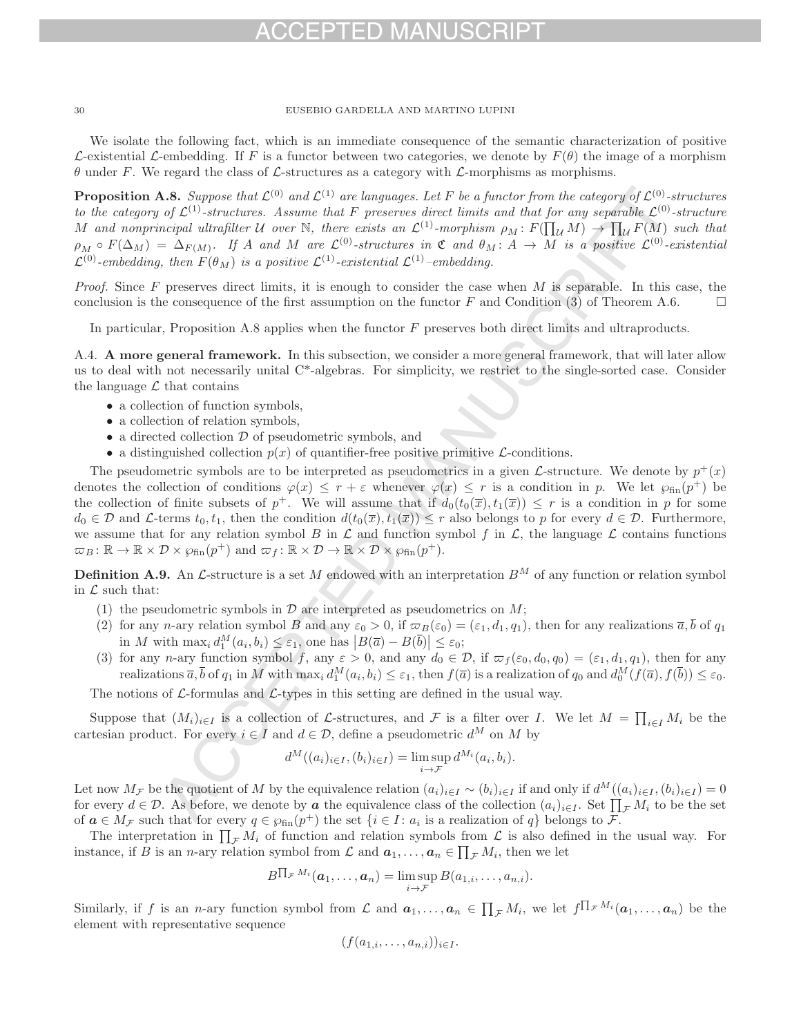We isolate the following fact, which is an immediate consequence of the semantic characterization of positive $\mathcal{L}$-existential $\mathcal{L}$-embedding. If $F$ is a functor between two categories, we denote by $F(\theta)$ the image of a morphism $\theta$ under $F$. We regard the class of $\mathcal{L}$-structures as a category with $\mathcal{L}$-morphisms as morphisms.

**Proposition A.8.** *Suppose that $\mathcal{L}^{(0)}$ and $\mathcal{L}^{(1)}$ are languages. Let $F$ be a functor from the category of $\mathcal{L}^{(0)}$-structures to the category of $\mathcal{L}^{(1)}$-structures. Assume that $F$ preserves direct limits and that for any separable $\mathcal{L}^{(0)}$-structure $M$ and nonprincipal ultrafilter $\mathcal{U}$ over $\mathbb{N}$, there exists an $\mathcal{L}^{(1)}$-morphism $\rho_M\colon F(\prod_{\mathcal{U}} M) \to \prod_{\mathcal{U}} F(M)$ such that $\rho_M \circ F(\Delta_M) = \Delta_{F(M)}$. If $A$ and $M$ are $\mathcal{L}^{(0)}$-structures in $\mathfrak{C}$ and $\theta_M\colon A \to M$ is a positive $\mathcal{L}^{(0)}$-existential $\mathcal{L}^{(0)}$-embedding, then $F(\theta_M)$ is a positive $\mathcal{L}^{(1)}$-existential $\mathcal{L}^{(1)}$–embedding.*

*Proof.* Since $F$ preserves direct limits, it is enough to consider the case when $M$ is separable. In this case, the conclusion is the consequence of the first assumption on the functor $F$ and Condition (3) of Theorem A.6. $\square$

In particular, Proposition A.8 applies when the functor $F$ preserves both direct limits and ultraproducts.

A.4. **A more general framework.** In this subsection, we consider a more general framework, that will later allow us to deal with not necessarily unital C*-algebras. For simplicity, we restrict to the single-sorted case. Consider the language $\mathcal{L}$ that contains

- a collection of function symbols,
- a collection of relation symbols,
- a directed collection $\mathcal{D}$ of pseudometric symbols, and
- a distinguished collection $p(x)$ of quantifier-free positive primitive $\mathcal{L}$-conditions.

The pseudometric symbols are to be interpreted as pseudometrics in a given $\mathcal{L}$-structure. We denote by $p^+(x)$ denotes the collection of conditions $\varphi(x) \leq r + \varepsilon$ whenever $\varphi(x) \leq r$ is a condition in $p$. We let $\wp_{\mathrm{fin}}(p^+)$ be the collection of finite subsets of $p^+$. We will assume that if $d_0(t_0(\overline{x}), t_1(\overline{x})) \leq r$ is a condition in $p$ for some $d_0 \in \mathcal{D}$ and $\mathcal{L}$-terms $t_0, t_1$, then the condition $d(t_0(\overline{x}), t_1(\overline{x})) \leq r$ also belongs to $p$ for every $d \in \mathcal{D}$. Furthermore, we assume that for any relation symbol $B$ in $\mathcal{L}$ and function symbol $f$ in $\mathcal{L}$, the language $\mathcal{L}$ contains functions $\varpi_B\colon \mathbb{R} \to \mathbb{R} \times \mathcal{D} \times \wp_{\mathrm{fin}}(p^+)$ and $\varpi_f\colon \mathbb{R} \times \mathcal{D} \to \mathbb{R} \times \mathcal{D} \times \wp_{\mathrm{fin}}(p^+)$.

**Definition A.9.** An $\mathcal{L}$-structure is a set $M$ endowed with an interpretation $B^M$ of any function or relation symbol in $\mathcal{L}$ such that:

1. the pseudometric symbols in $\mathcal{D}$ are interpreted as pseudometrics on $M$;
2. for any $n$-ary relation symbol $B$ and any $\varepsilon_0 > 0$, if $\varpi_B(\varepsilon_0) = (\varepsilon_1, d_1, q_1)$, then for any realizations $\overline{a}, \overline{b}$ of $q_1$ in $M$ with $\max_i d_1^M(a_i, b_i) \leq \varepsilon_1$, one has $\left|B(\overline{a}) - B(\overline{b})\right| \leq \varepsilon_0$;
3. for any $n$-ary function symbol $f$, any $\varepsilon > 0$, and any $d_0 \in \mathcal{D}$, if $\varpi_f(\varepsilon_0, d_0, q_0) = (\varepsilon_1, d_1, q_1)$, then for any realizations $\overline{a}, \overline{b}$ of $q_1$ in $M$ with $\max_i d_1^M(a_i, b_i) \leq \varepsilon_1$, then $f(\overline{a})$ is a realization of $q_0$ and $d_0^M(f(\overline{a}), f(\overline{b})) \leq \varepsilon_0$.

The notions of $\mathcal{L}$-formulas and $\mathcal{L}$-types in this setting are defined in the usual way.

Suppose that $(M_i)_{i \in I}$ is a collection of $\mathcal{L}$-structures, and $\mathcal{F}$ is a filter over $I$. We let $M = \prod_{i \in I} M_i$ be the cartesian product. For every $i \in I$ and $d \in \mathcal{D}$, define a pseudometric $d^M$ on $M$ by

$$d^M((a_i)_{i \in I}, (b_i)_{i \in I}) = \limsup_{i \to \mathcal{F}} d^{M_i}(a_i, b_i).$$

Let now $M_{\mathcal{F}}$ be the quotient of $M$ by the equivalence relation $(a_i)_{i \in I} \sim (b_i)_{i \in I}$ if and only if $d^M((a_i)_{i \in I}, (b_i)_{i \in I}) = 0$ for every $d \in \mathcal{D}$. As before, we denote by $\boldsymbol{a}$ the equivalence class of the collection $(a_i)_{i \in I}$. Set $\prod_{\mathcal{F}} M_i$ to be the set of $\boldsymbol{a} \in M_{\mathcal{F}}$ such that for every $q \in \wp_{\mathrm{fin}}(p^+)$ the set $\{i \in I\colon a_i \text{ is a realization of } q\}$ belongs to $\mathcal{F}$.

The interpretation in $\prod_{\mathcal{F}} M_i$ of function and relation symbols from $\mathcal{L}$ is also defined in the usual way. For instance, if $B$ is an $n$-ary relation symbol from $\mathcal{L}$ and $\boldsymbol{a}_1, \ldots, \boldsymbol{a}_n \in \prod_{\mathcal{F}} M_i$, then we let

$$B^{\prod_{\mathcal{F}} M_i}(\boldsymbol{a}_1, \ldots, \boldsymbol{a}_n) = \limsup_{i \to \mathcal{F}} B(a_{1,i}, \ldots, a_{n,i}).$$

Similarly, if $f$ is an $n$-ary function symbol from $\mathcal{L}$ and $\boldsymbol{a}_1, \ldots, \boldsymbol{a}_n \in \prod_{\mathcal{F}} M_i$, we let $f^{\prod_{\mathcal{F}} M_i}(\boldsymbol{a}_1, \ldots, \boldsymbol{a}_n)$ be the element with representative sequence

$$(f(a_{1,i}, \ldots, a_{n,i}))_{i \in I}.$$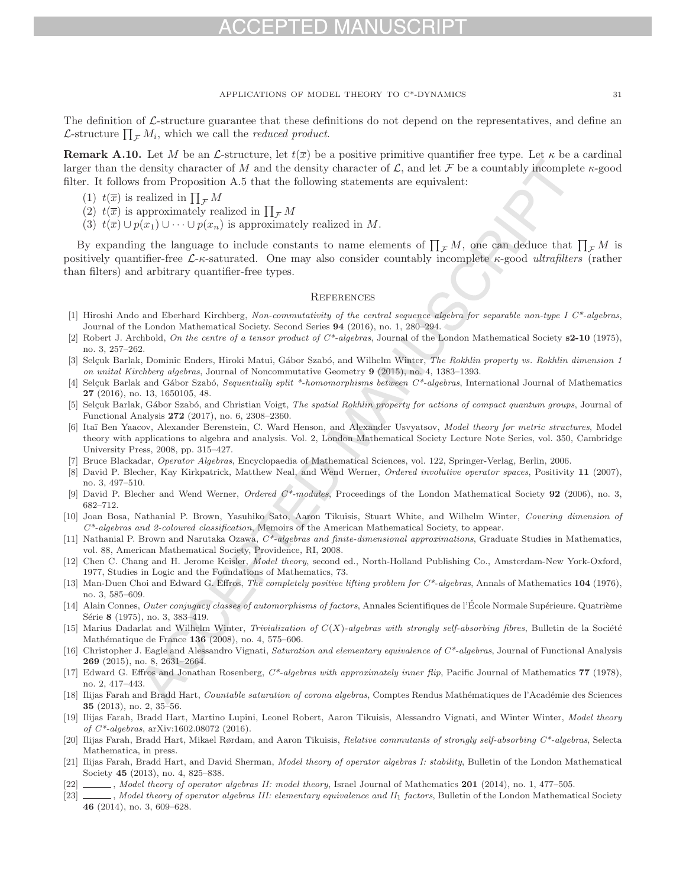The definition of $\mathcal{L}$-structure guarantee that these definitions do not depend on the representatives, and define an $\mathcal{L}$-structure $\prod_{\mathcal{F}} M_i$, which we call the *reduced product*.

**Remark A.10.** Let $M$ be an $\mathcal{L}$-structure, let $t(\overline{x})$ be a positive primitive quantifier free type. Let $\kappa$ be a cardinal larger than the density character of $M$ and the density character of $\mathcal{L}$, and let $\mathcal{F}$ be a countably incomplete $\kappa$-good filter. It follows from Proposition A.5 that the following statements are equivalent:

1. $t(\overline{x})$ is realized in $\prod_{\mathcal{F}} M$
2. $t(\overline{x})$ is approximately realized in $\prod_{\mathcal{F}} M$
3. $t(\overline{x}) \cup p(x_1) \cup \cdots \cup p(x_n)$ is approximately realized in $M$.

By expanding the language to include constants to name elements of $\prod_{\mathcal{F}} M$, one can deduce that $\prod_{\mathcal{F}} M$ is positively quantifier-free $\mathcal{L}$-$\kappa$-saturated. One may also consider countably incomplete $\kappa$-good *ultrafilters* (rather than filters) and arbitrary quantifier-free types.

## References

[1] Hiroshi Ando and Eberhard Kirchberg, *Non-commutativity of the central sequence algebra for separable non-type I C\*-algebras*, Journal of the London Mathematical Society. Second Series **94** (2016), no. 1, 280–294.

[2] Robert J. Archbold, *On the centre of a tensor product of C\*-algebras*, Journal of the London Mathematical Society **s2-10** (1975), no. 3, 257–262.

[3] Selçuk Barlak, Dominic Enders, Hiroki Matui, Gábor Szabó, and Wilhelm Winter, *The Rokhlin property vs. Rokhlin dimension 1 on unital Kirchberg algebras*, Journal of Noncommutative Geometry **9** (2015), no. 4, 1383–1393.

[4] Selçuk Barlak and Gábor Szabó, *Sequentially split \*-homomorphisms between C\*-algebras*, International Journal of Mathematics **27** (2016), no. 13, 1650105, 48.

[5] Selçuk Barlak, Gábor Szabó, and Christian Voigt, *The spatial Rokhlin property for actions of compact quantum groups*, Journal of Functional Analysis **272** (2017), no. 6, 2308–2360.

[6] Itaï Ben Yaacov, Alexander Berenstein, C. Ward Henson, and Alexander Usvyatsov, *Model theory for metric structures*, Model theory with applications to algebra and analysis. Vol. 2, London Mathematical Society Lecture Note Series, vol. 350, Cambridge University Press, 2008, pp. 315–427.

[7] Bruce Blackadar, *Operator Algebras*, Encyclopaedia of Mathematical Sciences, vol. 122, Springer-Verlag, Berlin, 2006.

[8] David P. Blecher, Kay Kirkpatrick, Matthew Neal, and Wend Werner, *Ordered involutive operator spaces*, Positivity **11** (2007), no. 3, 497–510.

[9] David P. Blecher and Wend Werner, *Ordered C\*-modules*, Proceedings of the London Mathematical Society **92** (2006), no. 3, 682–712.

[10] Joan Bosa, Nathanial P. Brown, Yasuhiko Sato, Aaron Tikuisis, Stuart White, and Wilhelm Winter, *Covering dimension of C\*-algebras and 2-coloured classification*, Memoirs of the American Mathematical Society, to appear.

[11] Nathanial P. Brown and Narutaka Ozawa, *C\*-algebras and finite-dimensional approximations*, Graduate Studies in Mathematics, vol. 88, American Mathematical Society, Providence, RI, 2008.

[12] Chen C. Chang and H. Jerome Keisler, *Model theory*, second ed., North-Holland Publishing Co., Amsterdam-New York-Oxford, 1977, Studies in Logic and the Foundations of Mathematics, 73.

[13] Man-Duen Choi and Edward G. Effros, *The completely positive lifting problem for C\*-algebras*, Annals of Mathematics **104** (1976), no. 3, 585–609.

[14] Alain Connes, *Outer conjugacy classes of automorphisms of factors*, Annales Scientifiques de l'École Normale Supérieure. Quatrième Série **8** (1975), no. 3, 383–419.

[15] Marius Dadarlat and Wilhelm Winter, *Trivialization of C(X)-algebras with strongly self-absorbing fibres*, Bulletin de la Société Mathématique de France **136** (2008), no. 4, 575–606.

[16] Christopher J. Eagle and Alessandro Vignati, *Saturation and elementary equivalence of C\*-algebras*, Journal of Functional Analysis **269** (2015), no. 8, 2631–2664.

[17] Edward G. Effros and Jonathan Rosenberg, *C\*-algebras with approximately inner flip*, Pacific Journal of Mathematics **77** (1978), no. 2, 417–443.

[18] Ilijas Farah and Bradd Hart, *Countable saturation of corona algebras*, Comptes Rendus Mathématiques de l'Académie des Sciences **35** (2013), no. 2, 35–56.

[19] Ilijas Farah, Bradd Hart, Martino Lupini, Leonel Robert, Aaron Tikuisis, Alessandro Vignati, and Winter Winter, *Model theory of C\*-algebras*, arXiv:1602.08072 (2016).

[20] Ilijas Farah, Bradd Hart, Mikael Rørdam, and Aaron Tikuisis, *Relative commutants of strongly self-absorbing C\*-algebras*, Selecta Mathematica, in press.

[21] Ilijas Farah, Bradd Hart, and David Sherman, *Model theory of operator algebras I: stability*, Bulletin of the London Mathematical Society **45** (2013), no. 4, 825–838.

[22] ______, *Model theory of operator algebras II: model theory*, Israel Journal of Mathematics **201** (2014), no. 1, 477–505.

[23] ______, *Model theory of operator algebras III: elementary equivalence and II$_1$ factors*, Bulletin of the London Mathematical Society **46** (2014), no. 3, 609–628.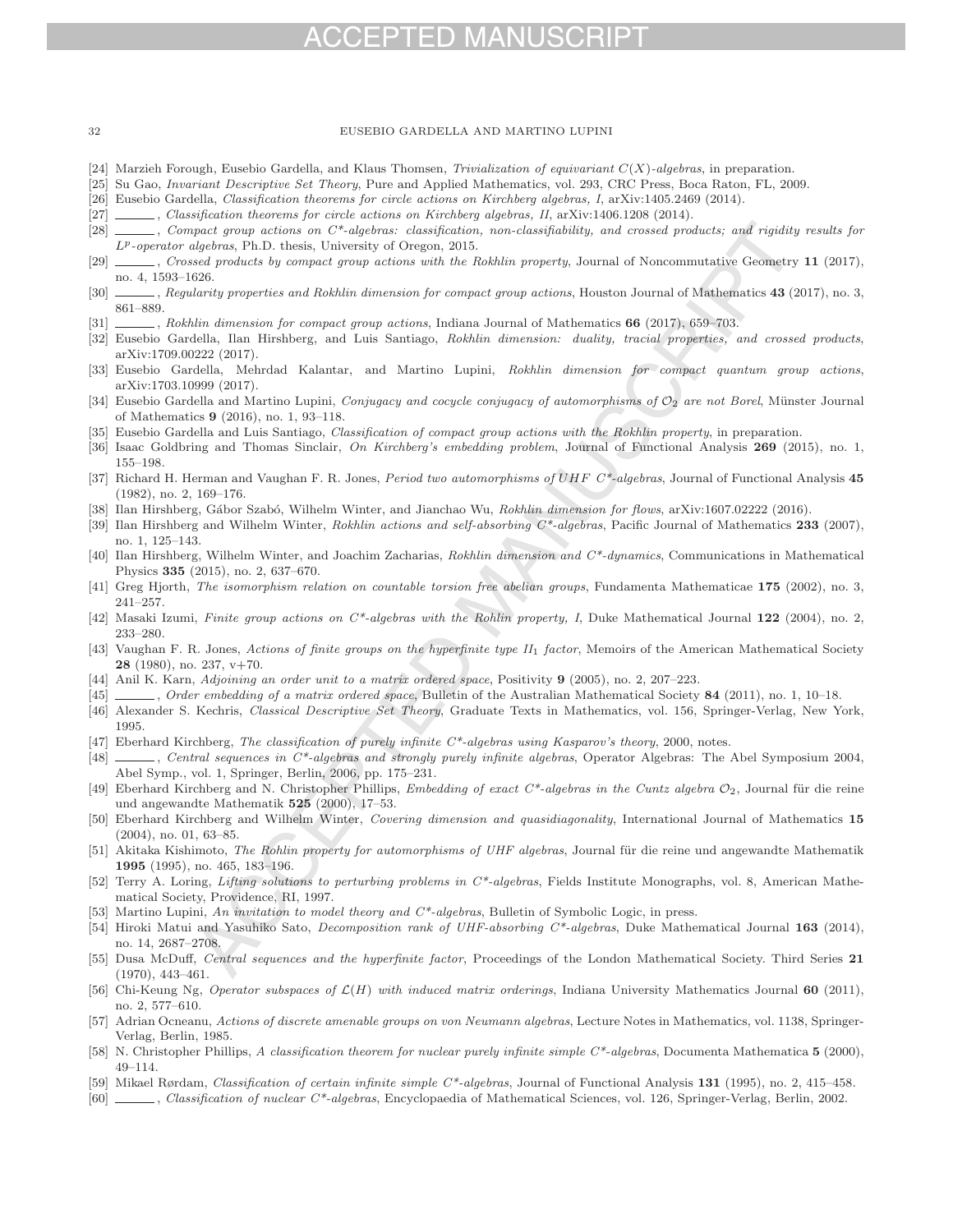[24] Marzieh Forough, Eusebio Gardella, and Klaus Thomsen, *Trivialization of equivariant $C(X)$-algebras*, in preparation.

[25] Su Gao, *Invariant Descriptive Set Theory*, Pure and Applied Mathematics, vol. 293, CRC Press, Boca Raton, FL, 2009.

[26] Eusebio Gardella, *Classification theorems for circle actions on Kirchberg algebras, I*, arXiv:1405.2469 (2014).

[27] ______, *Classification theorems for circle actions on Kirchberg algebras, II*, arXiv:1406.1208 (2014).

[28] ______, *Compact group actions on C\*-algebras: classification, non-classifiability, and crossed products; and rigidity results for $L^p$-operator algebras*, Ph.D. thesis, University of Oregon, 2015.

[29] ______, *Crossed products by compact group actions with the Rokhlin property*, Journal of Noncommutative Geometry **11** (2017), no. 4, 1593–1626.

[30] ______, *Regularity properties and Rokhlin dimension for compact group actions*, Houston Journal of Mathematics **43** (2017), no. 3, 861–889.

[31] ______, *Rokhlin dimension for compact group actions*, Indiana Journal of Mathematics **66** (2017), 659–703.

[32] Eusebio Gardella, Ilan Hirshberg, and Luis Santiago, *Rokhlin dimension: duality, tracial properties, and crossed products*, arXiv:1709.00222 (2017).

[33] Eusebio Gardella, Mehrdad Kalantar, and Martino Lupini, *Rokhlin dimension for compact quantum group actions*, arXiv:1703.10999 (2017).

[34] Eusebio Gardella and Martino Lupini, *Conjugacy and cocycle conjugacy of automorphisms of $\mathcal{O}_2$ are not Borel*, Münster Journal of Mathematics **9** (2016), no. 1, 93–118.

[35] Eusebio Gardella and Luis Santiago, *Classification of compact group actions with the Rokhlin property*, in preparation.

[36] Isaac Goldbring and Thomas Sinclair, *On Kirchberg's embedding problem*, Journal of Functional Analysis **269** (2015), no. 1, 155–198.

[37] Richard H. Herman and Vaughan F. R. Jones, *Period two automorphisms of UHF C\*-algebras*, Journal of Functional Analysis **45** (1982), no. 2, 169–176.

[38] Ilan Hirshberg, Gábor Szabó, Wilhelm Winter, and Jianchao Wu, *Rokhlin dimension for flows*, arXiv:1607.02222 (2016).

[39] Ilan Hirshberg and Wilhelm Winter, *Rokhlin actions and self-absorbing C\*-algebras*, Pacific Journal of Mathematics **233** (2007), no. 1, 125–143.

[40] Ilan Hirshberg, Wilhelm Winter, and Joachim Zacharias, *Rokhlin dimension and C\*-dynamics*, Communications in Mathematical Physics **335** (2015), no. 2, 637–670.

[41] Greg Hjorth, *The isomorphism relation on countable torsion free abelian groups*, Fundamenta Mathematicae **175** (2002), no. 3, 241–257.

[42] Masaki Izumi, *Finite group actions on C\*-algebras with the Rohlin property, I*, Duke Mathematical Journal **122** (2004), no. 2, 233–280.

[43] Vaughan F. R. Jones, *Actions of finite groups on the hyperfinite type $II_1$ factor*, Memoirs of the American Mathematical Society **28** (1980), no. 237, v+70.

[44] Anil K. Karn, *Adjoining an order unit to a matrix ordered space*, Positivity **9** (2005), no. 2, 207–223.

[45] ______, *Order embedding of a matrix ordered space*, Bulletin of the Australian Mathematical Society **84** (2011), no. 1, 10–18.

[46] Alexander S. Kechris, *Classical Descriptive Set Theory*, Graduate Texts in Mathematics, vol. 156, Springer-Verlag, New York, 1995.

[47] Eberhard Kirchberg, *The classification of purely infinite C\*-algebras using Kasparov's theory*, 2000, notes.

[48] ______, *Central sequences in C\*-algebras and strongly purely infinite algebras*, Operator Algebras: The Abel Symposium 2004, Abel Symp., vol. 1, Springer, Berlin, 2006, pp. 175–231.

[49] Eberhard Kirchberg and N. Christopher Phillips, *Embedding of exact C\*-algebras in the Cuntz algebra $\mathcal{O}_2$*, Journal für die reine und angewandte Mathematik **525** (2000), 17–53.

[50] Eberhard Kirchberg and Wilhelm Winter, *Covering dimension and quasidiagonality*, International Journal of Mathematics **15** (2004), no. 01, 63–85.

[51] Akitaka Kishimoto, *The Rohlin property for automorphisms of UHF algebras*, Journal für die reine und angewandte Mathematik **1995** (1995), no. 465, 183–196.

[52] Terry A. Loring, *Lifting solutions to perturbing problems in C\*-algebras*, Fields Institute Monographs, vol. 8, American Mathematical Society, Providence, RI, 1997.

[53] Martino Lupini, *An invitation to model theory and C\*-algebras*, Bulletin of Symbolic Logic, in press.

[54] Hiroki Matui and Yasuhiko Sato, *Decomposition rank of UHF-absorbing C\*-algebras*, Duke Mathematical Journal **163** (2014), no. 14, 2687–2708.

[55] Dusa McDuff, *Central sequences and the hyperfinite factor*, Proceedings of the London Mathematical Society. Third Series **21** (1970), 443–461.

[56] Chi-Keung Ng, *Operator subspaces of $\mathcal{L}(H)$ with induced matrix orderings*, Indiana University Mathematics Journal **60** (2011), no. 2, 577–610.

[57] Adrian Ocneanu, *Actions of discrete amenable groups on von Neumann algebras*, Lecture Notes in Mathematics, vol. 1138, Springer-Verlag, Berlin, 1985.

[58] N. Christopher Phillips, *A classification theorem for nuclear purely infinite simple C\*-algebras*, Documenta Mathematica **5** (2000), 49–114.

[59] Mikael Rørdam, *Classification of certain infinite simple C\*-algebras*, Journal of Functional Analysis **131** (1995), no. 2, 415–458.

[60] ______, *Classification of nuclear C\*-algebras*, Encyclopaedia of Mathematical Sciences, vol. 126, Springer-Verlag, Berlin, 2002.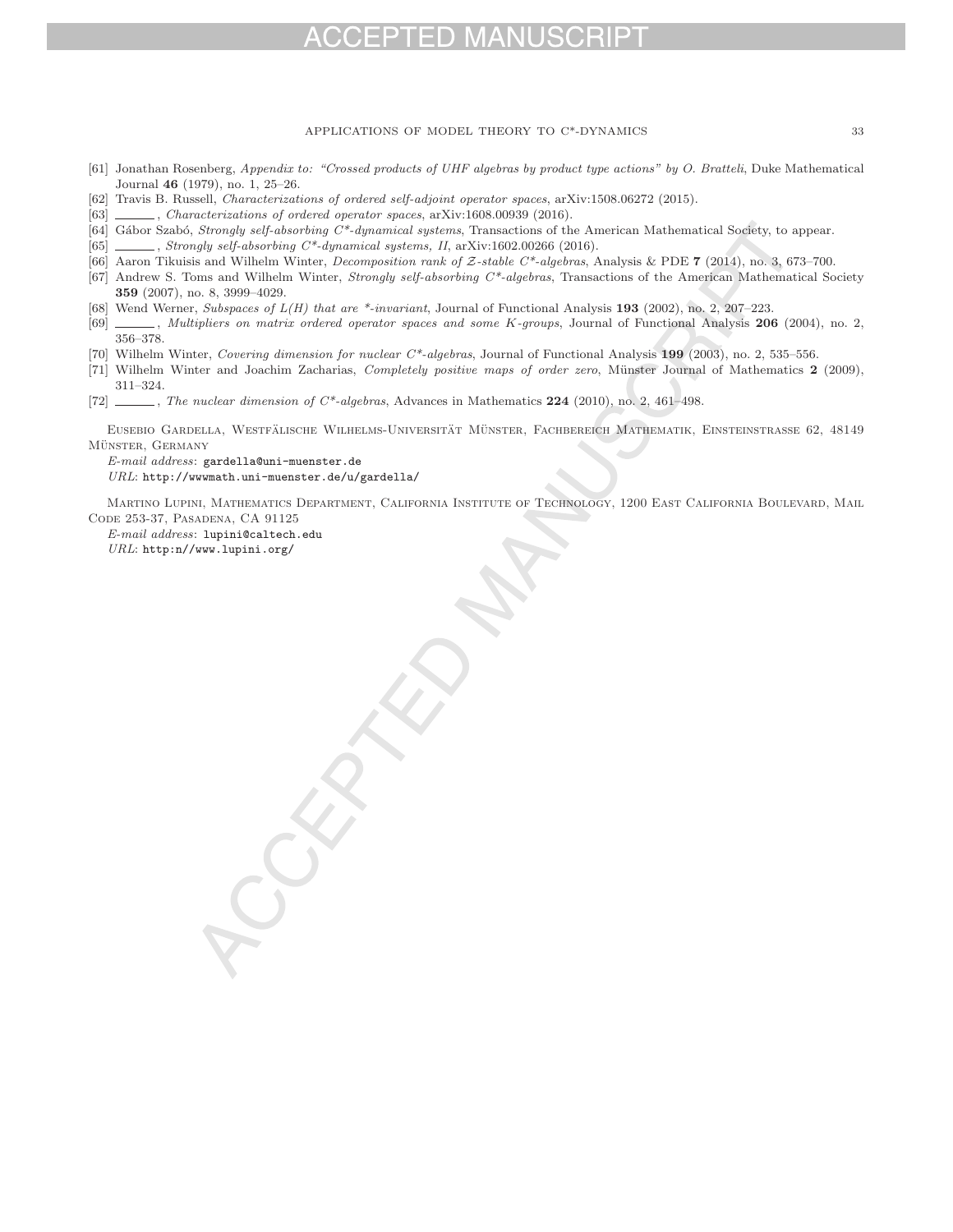[61] Jonathan Rosenberg, *Appendix to: "Crossed products of UHF algebras by product type actions" by O. Bratteli*, Duke Mathematical Journal **46** (1979), no. 1, 25–26.

[62] Travis B. Russell, *Characterizations of ordered self-adjoint operator spaces*, arXiv:1508.06272 (2015).

[63] ______, *Characterizations of ordered operator spaces*, arXiv:1608.00939 (2016).

[64] Gábor Szabó, *Strongly self-absorbing C\*-dynamical systems*, Transactions of the American Mathematical Society, to appear.

[65] ______, *Strongly self-absorbing C\*-dynamical systems, II*, arXiv:1602.00266 (2016).

[66] Aaron Tikuisis and Wilhelm Winter, *Decomposition rank of $\mathcal{Z}$-stable C\*-algebras*, Analysis & PDE **7** (2014), no. 3, 673–700.

[67] Andrew S. Toms and Wilhelm Winter, *Strongly self-absorbing C\*-algebras*, Transactions of the American Mathematical Society **359** (2007), no. 8, 3999–4029.

[68] Wend Werner, *Subspaces of L(H) that are \*-invariant*, Journal of Functional Analysis **193** (2002), no. 2, 207–223.

[69] ______, *Multipliers on matrix ordered operator spaces and some K-groups*, Journal of Functional Analysis **206** (2004), no. 2, 356–378.

[70] Wilhelm Winter, *Covering dimension for nuclear C\*-algebras*, Journal of Functional Analysis **199** (2003), no. 2, 535–556.

[71] Wilhelm Winter and Joachim Zacharias, *Completely positive maps of order zero*, Münster Journal of Mathematics **2** (2009), 311–324.

[72] ______, *The nuclear dimension of C\*-algebras*, Advances in Mathematics **224** (2010), no. 2, 461–498.

Eusebio Gardella, Westfälische Wilhelms-Universität Münster, Fachbereich Mathematik, Einsteinstrasse 62, 48149 Münster, Germany

*E-mail address*: gardella@uni-muenster.de

*URL*: http://wwwmath.uni-muenster.de/u/gardella/

Martino Lupini, Mathematics Department, California Institute of Technology, 1200 East California Boulevard, Mail Code 253-37, Pasadena, CA 91125

*E-mail address*: lupini@caltech.edu

*URL*: http:n//www.lupini.org/